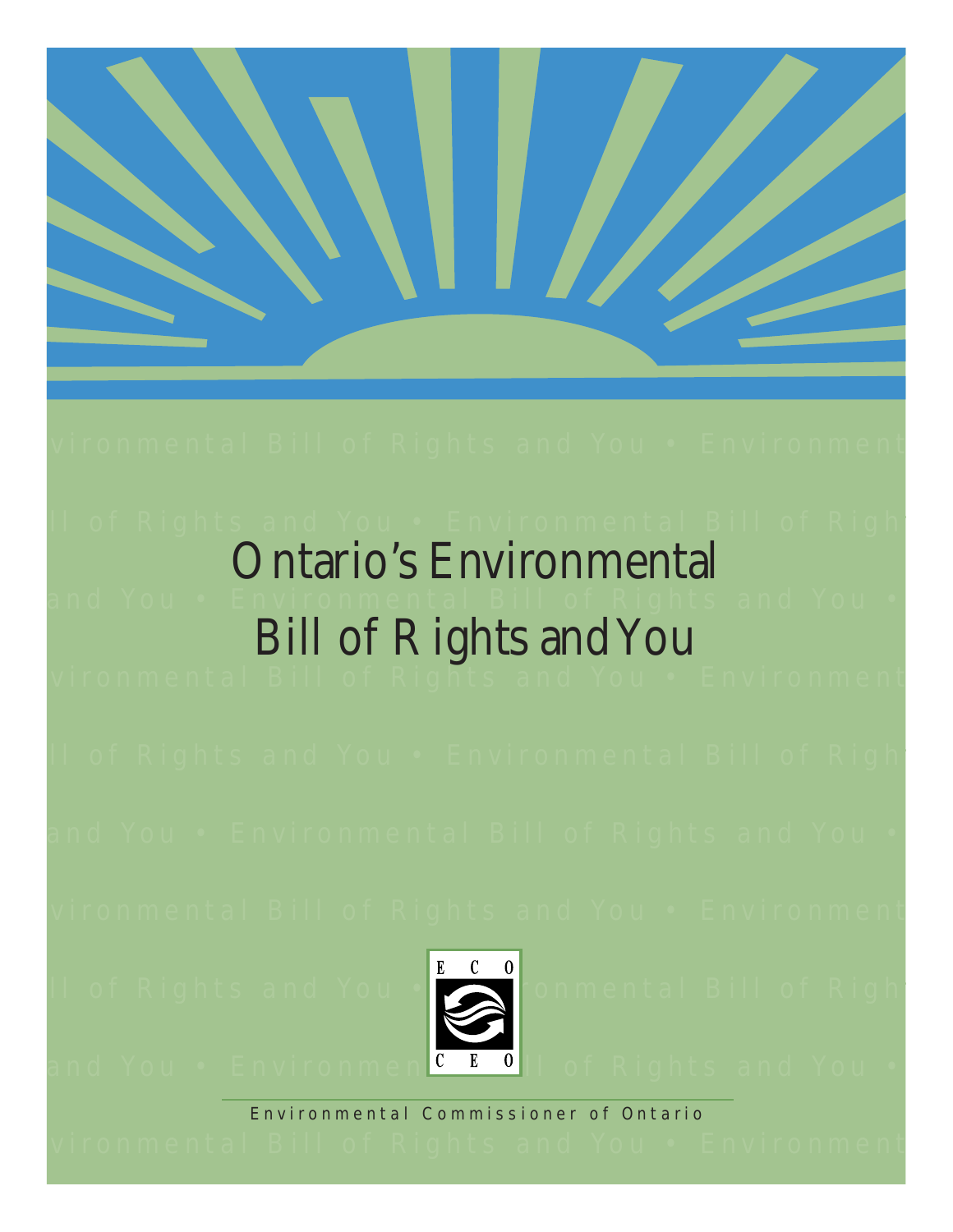# Ontario's Environmental Bill of Rights and You

E C O
C E O

Environmental Commissioner of Ontario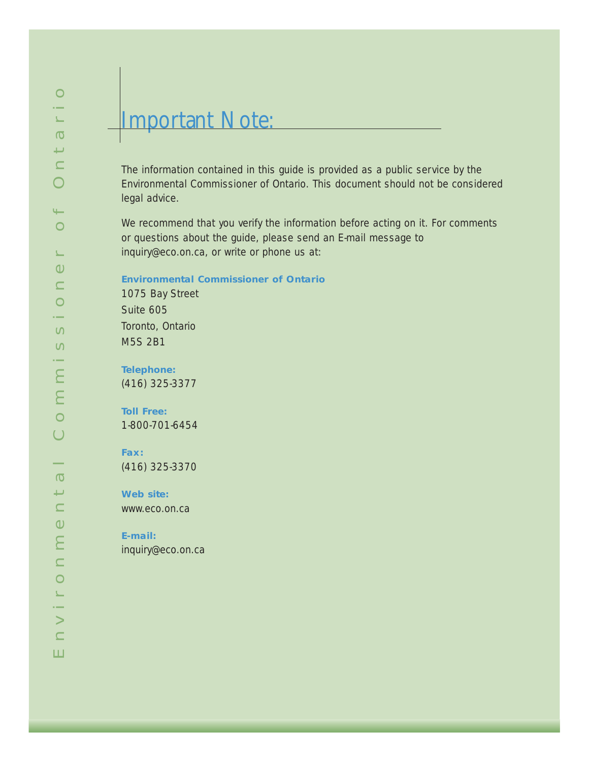# Important Note:

The information contained in this guide is provided as a public service by the Environmental Commissioner of Ontario. This document should not be considered legal advice.

We recommend that you verify the information before acting on it. For comments or questions about the guide, please send an E-mail message to inquiry@eco.on.ca, or write or phone us at:

**Environmental Commissioner of Ontario**
1075 Bay Street
Suite 605
Toronto, Ontario
M5S 2B1

**Telephone:**
(416) 325-3377

**Toll Free:**
1-800-701-6454

**Fax:**
(416) 325-3370

**Web site:**
www.eco.on.ca

**E-mail:**
inquiry@eco.on.ca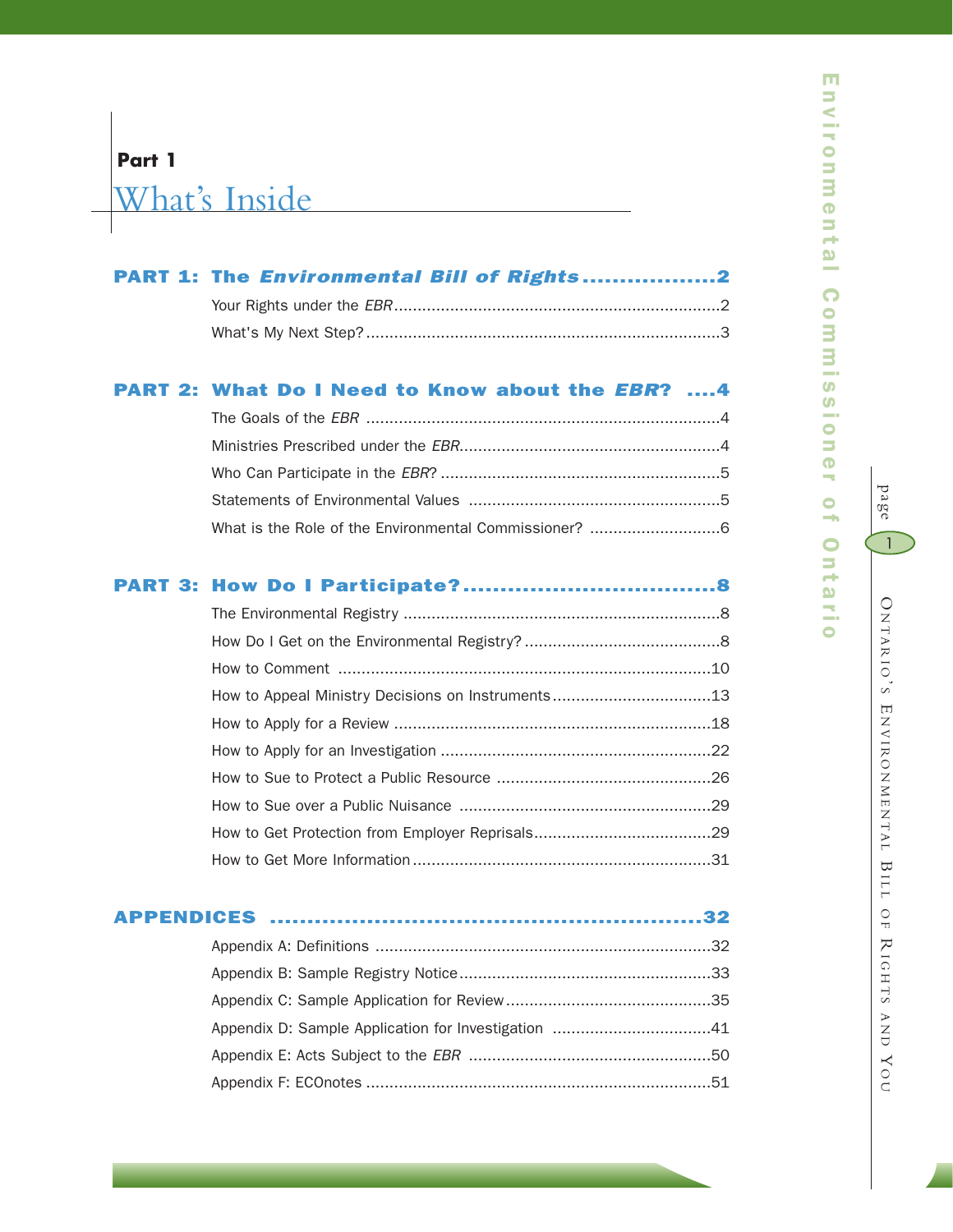**Part 1**

# What's Inside

**PART 1: The *Environmental Bill of Rights* .................. 2**

- Your Rights under the *EBR* .................. 2
- What's My Next Step? .................. 3

**PART 2: What Do I Need to Know about the *EBR*? .... 4**

- The Goals of the *EBR* .................. 4
- Ministries Prescribed under the *EBR* .................. 4
- Who Can Participate in the *EBR*? .................. 5
- Statements of Environmental Values .................. 5
- What is the Role of the Environmental Commissioner? .................. 6

**PART 3: How Do I Participate? .................. 8**

- The Environmental Registry .................. 8
- How Do I Get on the Environmental Registry? .................. 8
- How to Comment .................. 10
- How to Appeal Ministry Decisions on Instruments .................. 13
- How to Apply for a Review .................. 18
- How to Apply for an Investigation .................. 22
- How to Sue to Protect a Public Resource .................. 26
- How to Sue over a Public Nuisance .................. 29
- How to Get Protection from Employer Reprisals .................. 29
- How to Get More Information .................. 31

**APPENDICES .................. 32**

- Appendix A: Definitions .................. 32
- Appendix B: Sample Registry Notice .................. 33
- Appendix C: Sample Application for Review .................. 35
- Appendix D: Sample Application for Investigation .................. 41
- Appendix E: Acts Subject to the *EBR* .................. 50
- Appendix F: ECOnotes .................. 51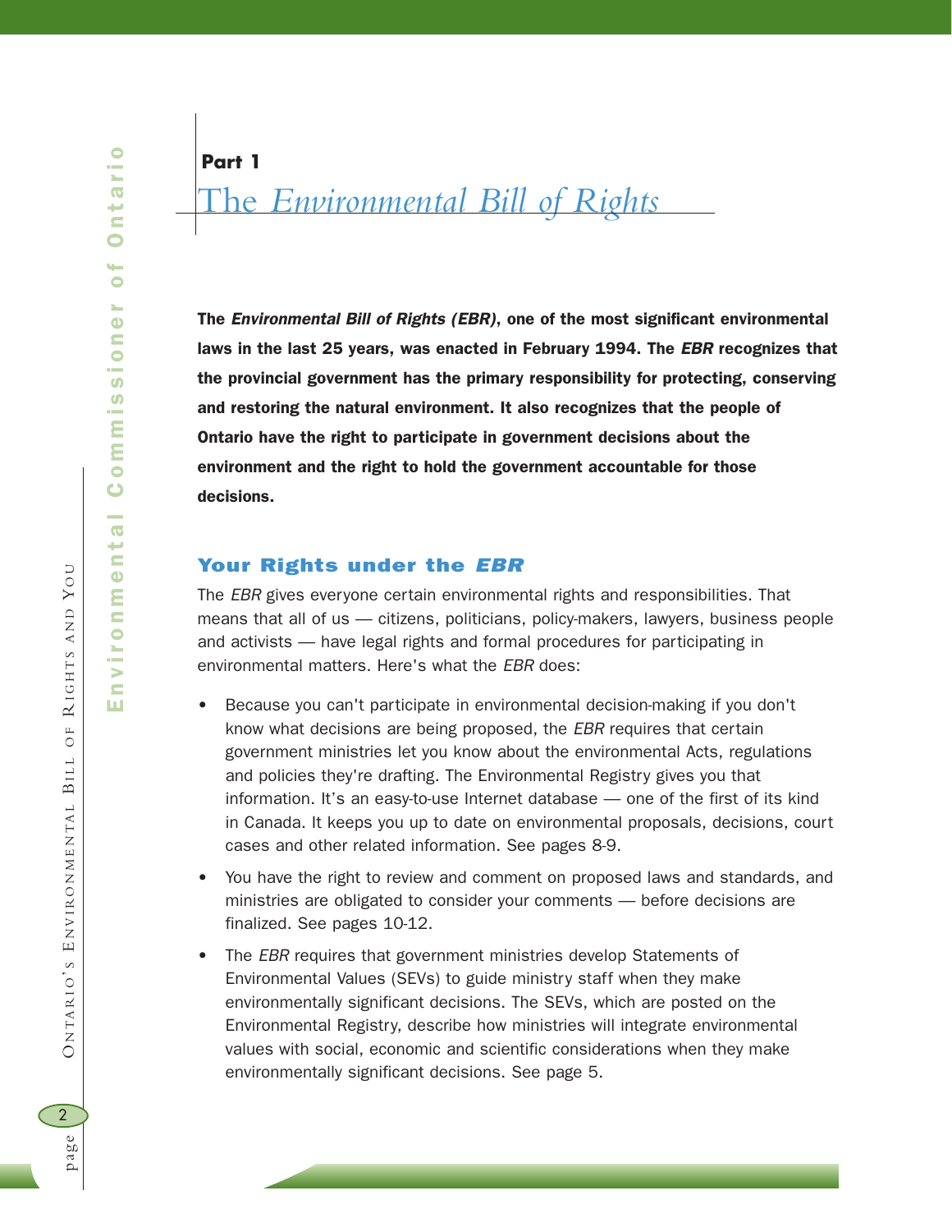**Part 1**

# The *Environmental Bill of Rights*

**The *Environmental Bill of Rights (EBR)*, one of the most significant environmental laws in the last 25 years, was enacted in February 1994. The *EBR* recognizes that the provincial government has the primary responsibility for protecting, conserving and restoring the natural environment. It also recognizes that the people of Ontario have the right to participate in government decisions about the environment and the right to hold the government accountable for those decisions.**

## Your Rights under the *EBR*

The *EBR* gives everyone certain environmental rights and responsibilities. That means that all of us — citizens, politicians, policy-makers, lawyers, business people and activists — have legal rights and formal procedures for participating in environmental matters. Here's what the *EBR* does:

- Because you can't participate in environmental decision-making if you don't know what decisions are being proposed, the *EBR* requires that certain government ministries let you know about the environmental Acts, regulations and policies they're drafting. The Environmental Registry gives you that information. It's an easy-to-use Internet database — one of the first of its kind in Canada. It keeps you up to date on environmental proposals, decisions, court cases and other related information. See pages 8-9.
- You have the right to review and comment on proposed laws and standards, and ministries are obligated to consider your comments — before decisions are finalized. See pages 10-12.
- The *EBR* requires that government ministries develop Statements of Environmental Values (SEVs) to guide ministry staff when they make environmentally significant decisions. The SEVs, which are posted on the Environmental Registry, describe how ministries will integrate environmental values with social, economic and scientific considerations when they make environmentally significant decisions. See page 5.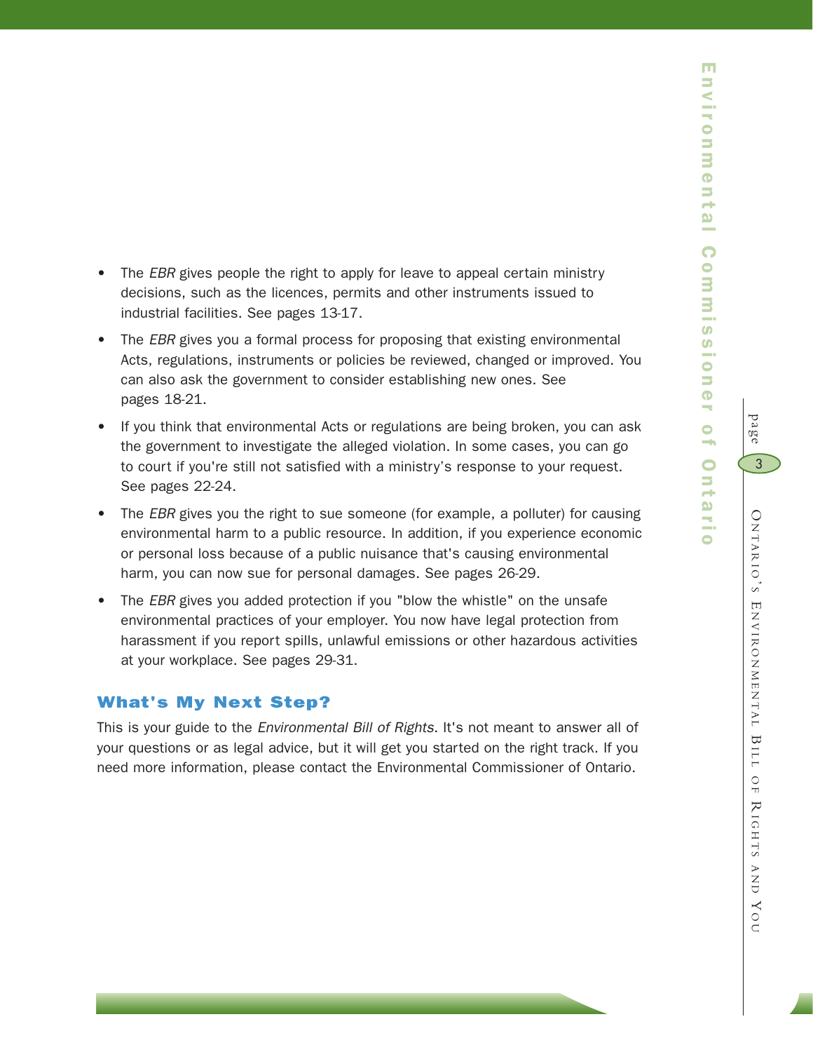- The *EBR* gives people the right to apply for leave to appeal certain ministry decisions, such as the licences, permits and other instruments issued to industrial facilities. See pages 13-17.
- The *EBR* gives you a formal process for proposing that existing environmental Acts, regulations, instruments or policies be reviewed, changed or improved. You can also ask the government to consider establishing new ones. See pages 18-21.
- If you think that environmental Acts or regulations are being broken, you can ask the government to investigate the alleged violation. In some cases, you can go to court if you're still not satisfied with a ministry's response to your request. See pages 22-24.
- The *EBR* gives you the right to sue someone (for example, a polluter) for causing environmental harm to a public resource. In addition, if you experience economic or personal loss because of a public nuisance that's causing environmental harm, you can now sue for personal damages. See pages 26-29.
- The *EBR* gives you added protection if you "blow the whistle" on the unsafe environmental practices of your employer. You now have legal protection from harassment if you report spills, unlawful emissions or other hazardous activities at your workplace. See pages 29-31.

## What's My Next Step?

This is your guide to the *Environmental Bill of Rights*. It's not meant to answer all of your questions or as legal advice, but it will get you started on the right track. If you need more information, please contact the Environmental Commissioner of Ontario.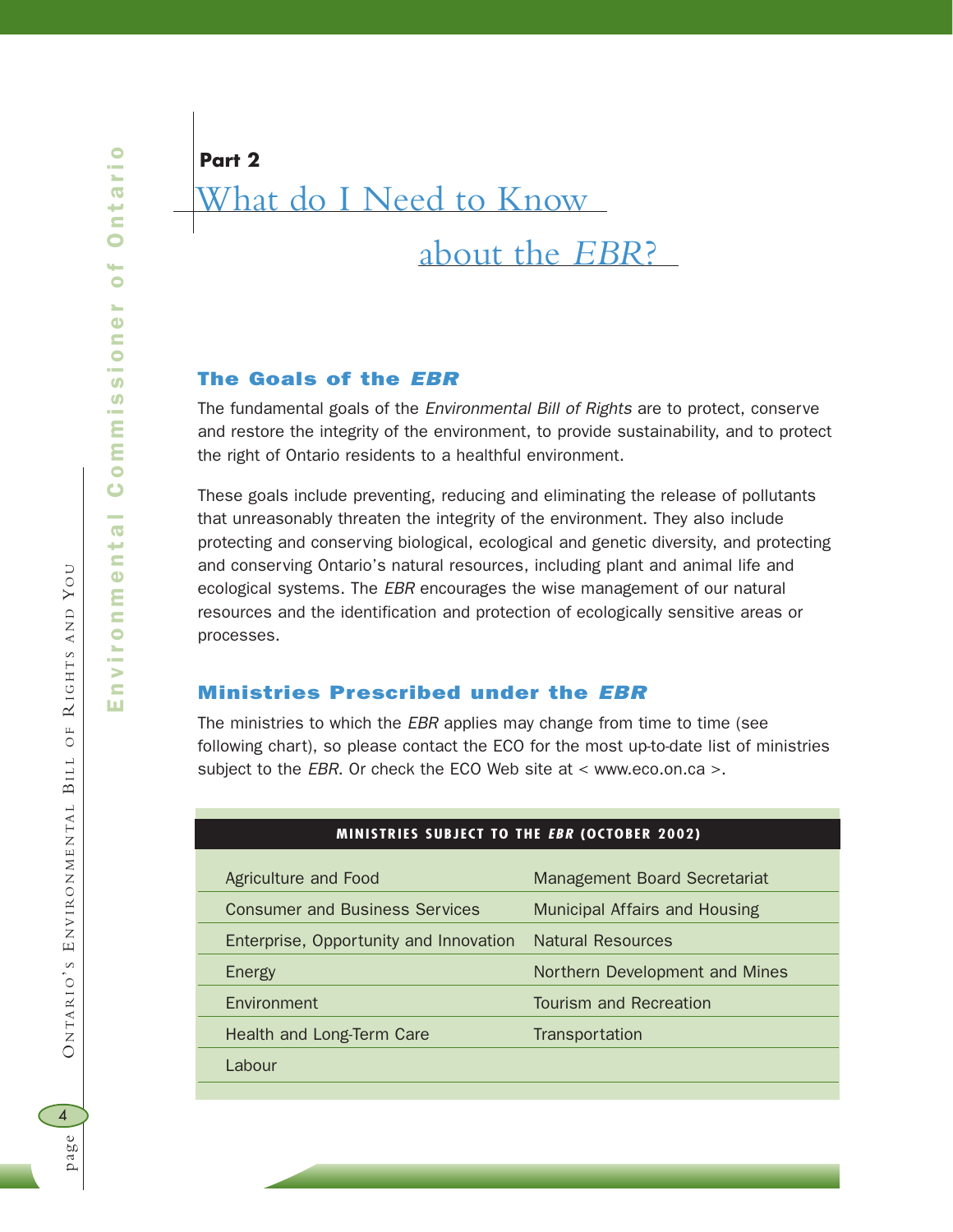**Part 2**

# What do I Need to Know about the *EBR*?

## The Goals of the *EBR*

The fundamental goals of the *Environmental Bill of Rights* are to protect, conserve and restore the integrity of the environment, to provide sustainability, and to protect the right of Ontario residents to a healthful environment.

These goals include preventing, reducing and eliminating the release of pollutants that unreasonably threaten the integrity of the environment. They also include protecting and conserving biological, ecological and genetic diversity, and protecting and conserving Ontario's natural resources, including plant and animal life and ecological systems. The *EBR* encourages the wise management of our natural resources and the identification and protection of ecologically sensitive areas or processes.

## Ministries Prescribed under the *EBR*

The ministries to which the *EBR* applies may change from time to time (see following chart), so please contact the ECO for the most up-to-date list of ministries subject to the *EBR*. Or check the ECO Web site at < www.eco.on.ca >.

| MINISTRIES SUBJECT TO THE *EBR* (OCTOBER 2002) | |
|---|---|
| Agriculture and Food | Management Board Secretariat |
| Consumer and Business Services | Municipal Affairs and Housing |
| Enterprise, Opportunity and Innovation | Natural Resources |
| Energy | Northern Development and Mines |
| Environment | Tourism and Recreation |
| Health and Long-Term Care | Transportation |
| Labour | |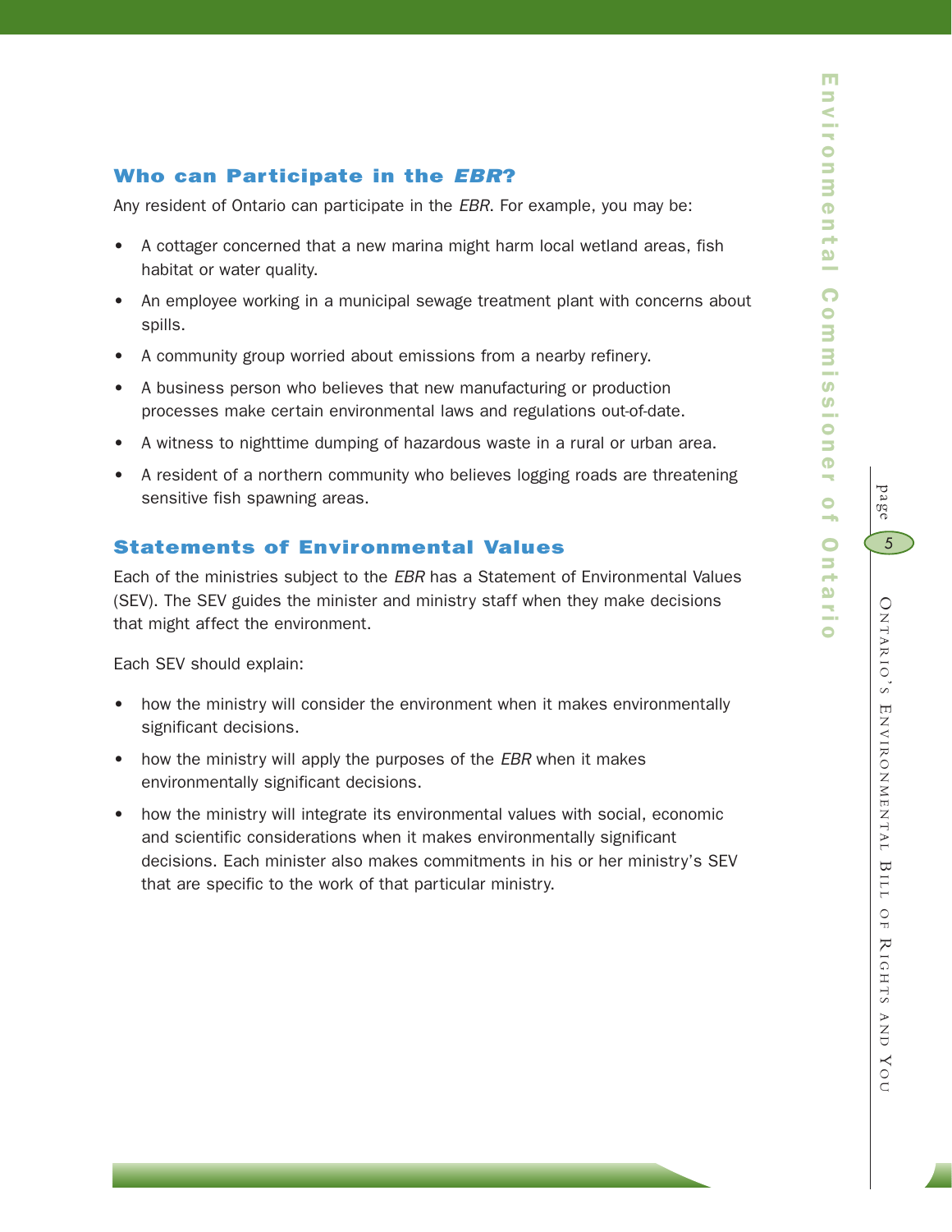## Who can Participate in the *EBR*?

Any resident of Ontario can participate in the *EBR*. For example, you may be:

- A cottager concerned that a new marina might harm local wetland areas, fish habitat or water quality.
- An employee working in a municipal sewage treatment plant with concerns about spills.
- A community group worried about emissions from a nearby refinery.
- A business person who believes that new manufacturing or production processes make certain environmental laws and regulations out-of-date.
- A witness to nighttime dumping of hazardous waste in a rural or urban area.
- A resident of a northern community who believes logging roads are threatening sensitive fish spawning areas.

## Statements of Environmental Values

Each of the ministries subject to the *EBR* has a Statement of Environmental Values (SEV). The SEV guides the minister and ministry staff when they make decisions that might affect the environment.

Each SEV should explain:

- how the ministry will consider the environment when it makes environmentally significant decisions.
- how the ministry will apply the purposes of the *EBR* when it makes environmentally significant decisions.
- how the ministry will integrate its environmental values with social, economic and scientific considerations when it makes environmentally significant decisions. Each minister also makes commitments in his or her ministry's SEV that are specific to the work of that particular ministry.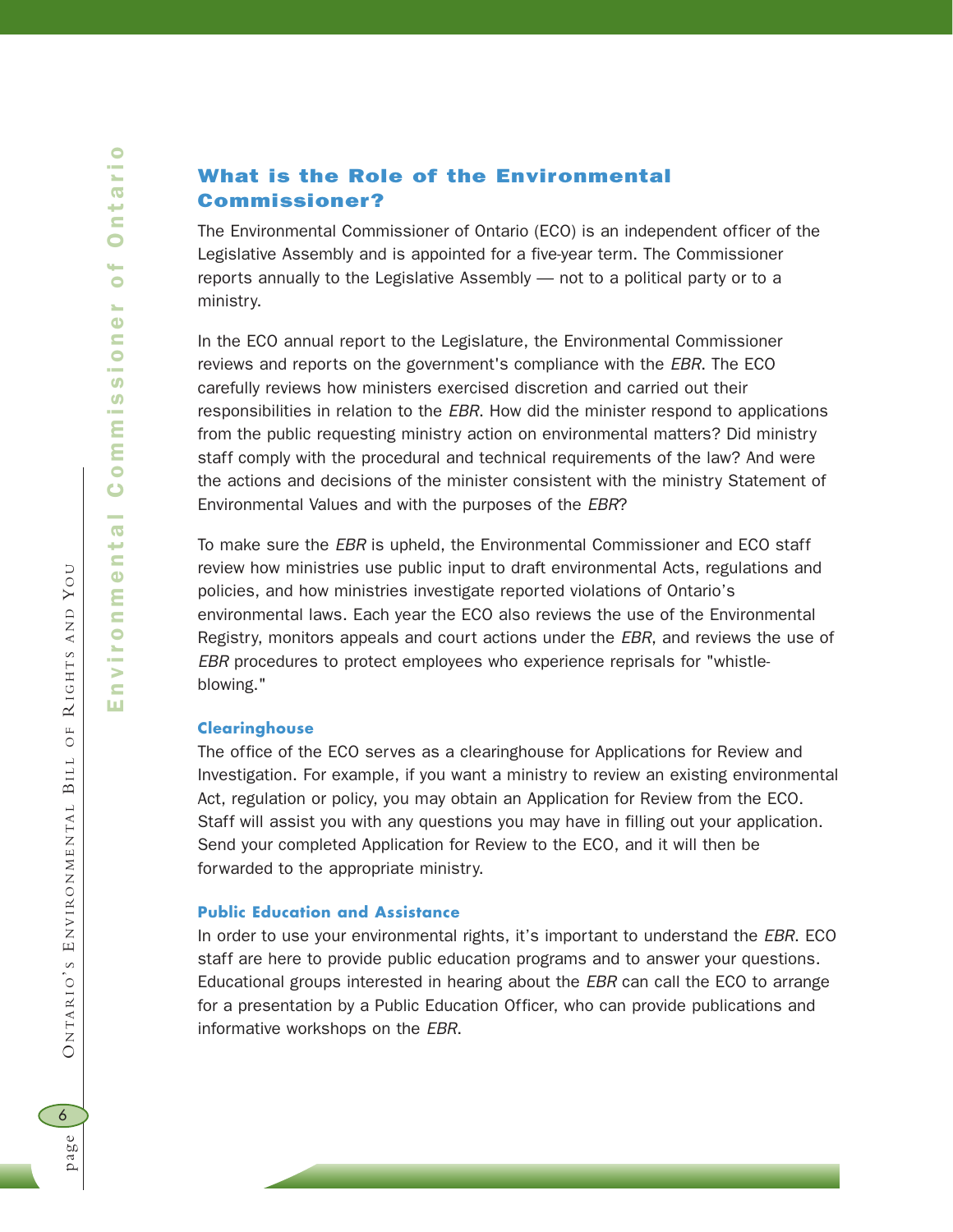## What is the Role of the Environmental Commissioner?

The Environmental Commissioner of Ontario (ECO) is an independent officer of the Legislative Assembly and is appointed for a five-year term. The Commissioner reports annually to the Legislative Assembly — not to a political party or to a ministry.

In the ECO annual report to the Legislature, the Environmental Commissioner reviews and reports on the government's compliance with the *EBR*. The ECO carefully reviews how ministers exercised discretion and carried out their responsibilities in relation to the *EBR*. How did the minister respond to applications from the public requesting ministry action on environmental matters? Did ministry staff comply with the procedural and technical requirements of the law? And were the actions and decisions of the minister consistent with the ministry Statement of Environmental Values and with the purposes of the *EBR*?

To make sure the *EBR* is upheld, the Environmental Commissioner and ECO staff review how ministries use public input to draft environmental Acts, regulations and policies, and how ministries investigate reported violations of Ontario's environmental laws. Each year the ECO also reviews the use of the Environmental Registry, monitors appeals and court actions under the *EBR*, and reviews the use of *EBR* procedures to protect employees who experience reprisals for "whistle-blowing."

### Clearinghouse

The office of the ECO serves as a clearinghouse for Applications for Review and Investigation. For example, if you want a ministry to review an existing environmental Act, regulation or policy, you may obtain an Application for Review from the ECO. Staff will assist you with any questions you may have in filling out your application. Send your completed Application for Review to the ECO, and it will then be forwarded to the appropriate ministry.

### Public Education and Assistance

In order to use your environmental rights, it's important to understand the *EBR*. ECO staff are here to provide public education programs and to answer your questions. Educational groups interested in hearing about the *EBR* can call the ECO to arrange for a presentation by a Public Education Officer, who can provide publications and informative workshops on the *EBR*.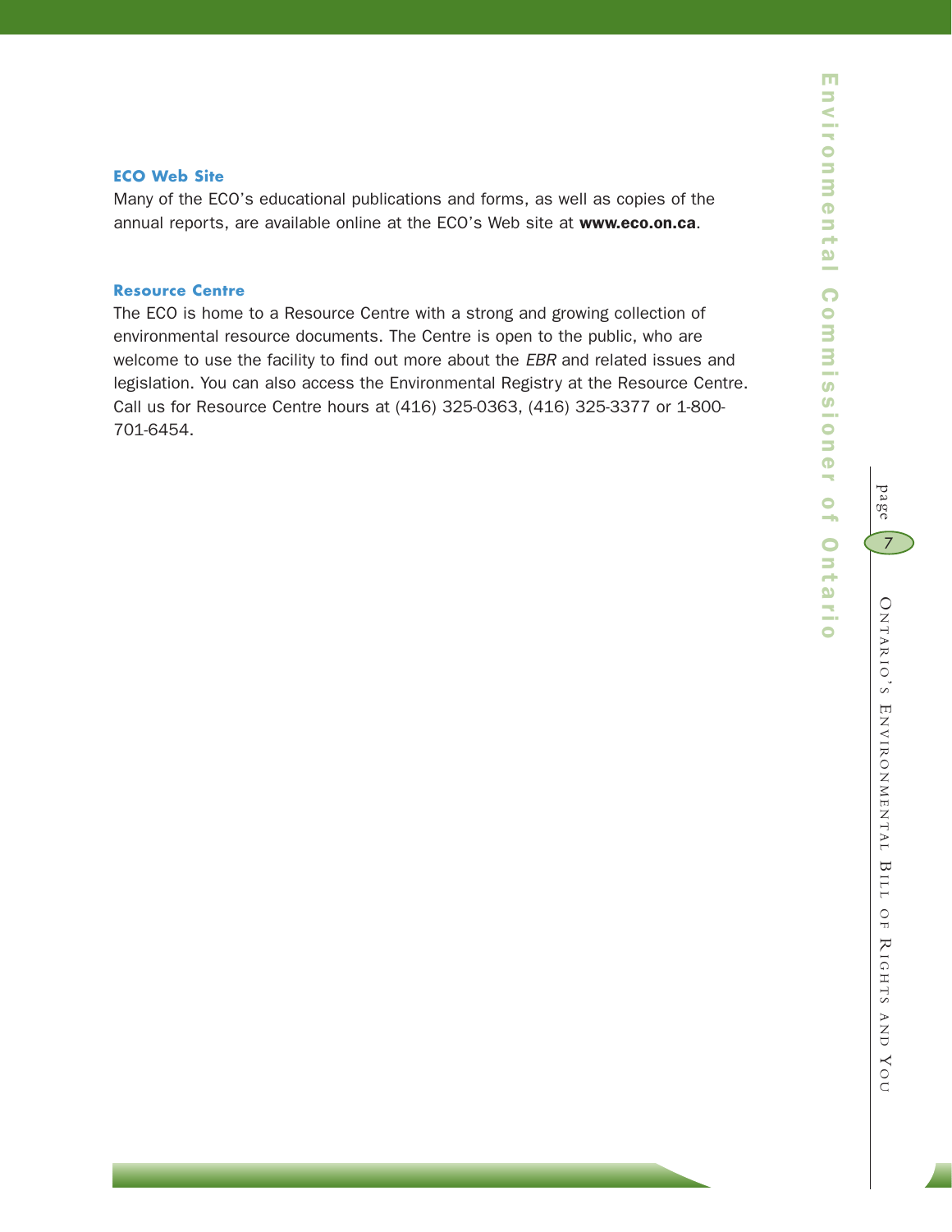### ECO Web Site

Many of the ECO's educational publications and forms, as well as copies of the annual reports, are available online at the ECO's Web site at **www.eco.on.ca**.

### Resource Centre

The ECO is home to a Resource Centre with a strong and growing collection of environmental resource documents. The Centre is open to the public, who are welcome to use the facility to find out more about the *EBR* and related issues and legislation. You can also access the Environmental Registry at the Resource Centre. Call us for Resource Centre hours at (416) 325-0363, (416) 325-3377 or 1-800-701-6454.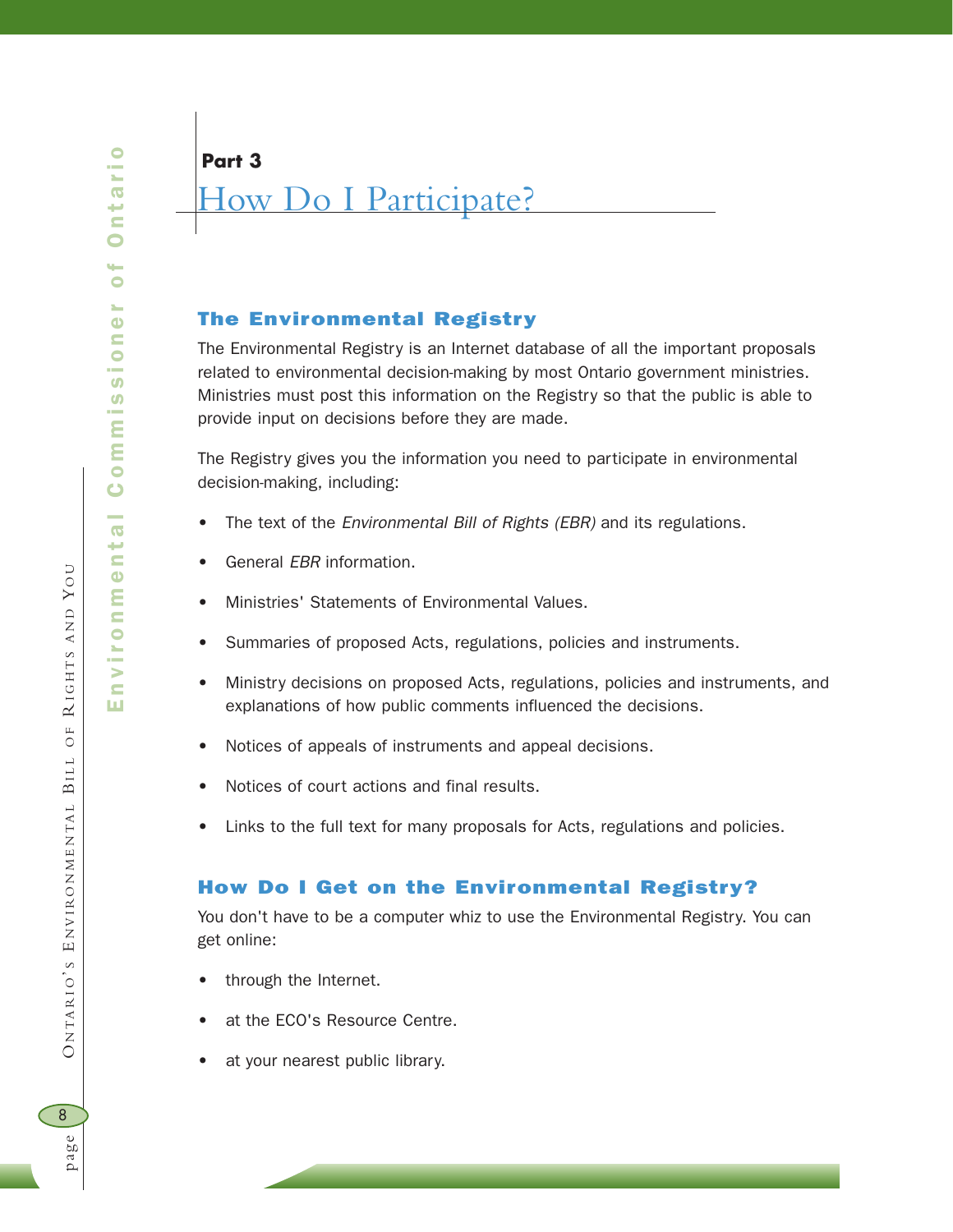**Part 3**

# How Do I Participate?

## The Environmental Registry

The Environmental Registry is an Internet database of all the important proposals related to environmental decision-making by most Ontario government ministries. Ministries must post this information on the Registry so that the public is able to provide input on decisions before they are made.

The Registry gives you the information you need to participate in environmental decision-making, including:

- The text of the *Environmental Bill of Rights (EBR)* and its regulations.
- General *EBR* information.
- Ministries' Statements of Environmental Values.
- Summaries of proposed Acts, regulations, policies and instruments.
- Ministry decisions on proposed Acts, regulations, policies and instruments, and explanations of how public comments influenced the decisions.
- Notices of appeals of instruments and appeal decisions.
- Notices of court actions and final results.
- Links to the full text for many proposals for Acts, regulations and policies.

## How Do I Get on the Environmental Registry?

You don't have to be a computer whiz to use the Environmental Registry. You can get online:

- through the Internet.
- at the ECO's Resource Centre.
- at your nearest public library.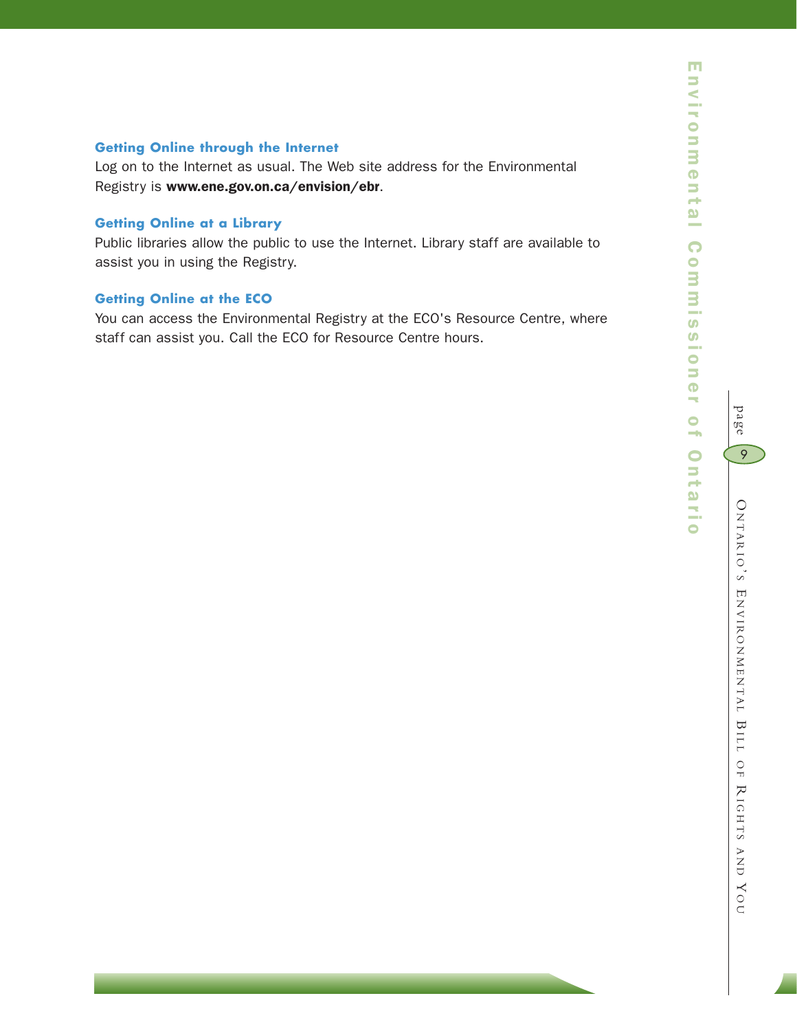### Getting Online through the Internet

Log on to the Internet as usual. The Web site address for the Environmental Registry is **www.ene.gov.on.ca/envision/ebr**.

### Getting Online at a Library

Public libraries allow the public to use the Internet. Library staff are available to assist you in using the Registry.

### Getting Online at the ECO

You can access the Environmental Registry at the ECO's Resource Centre, where staff can assist you. Call the ECO for Resource Centre hours.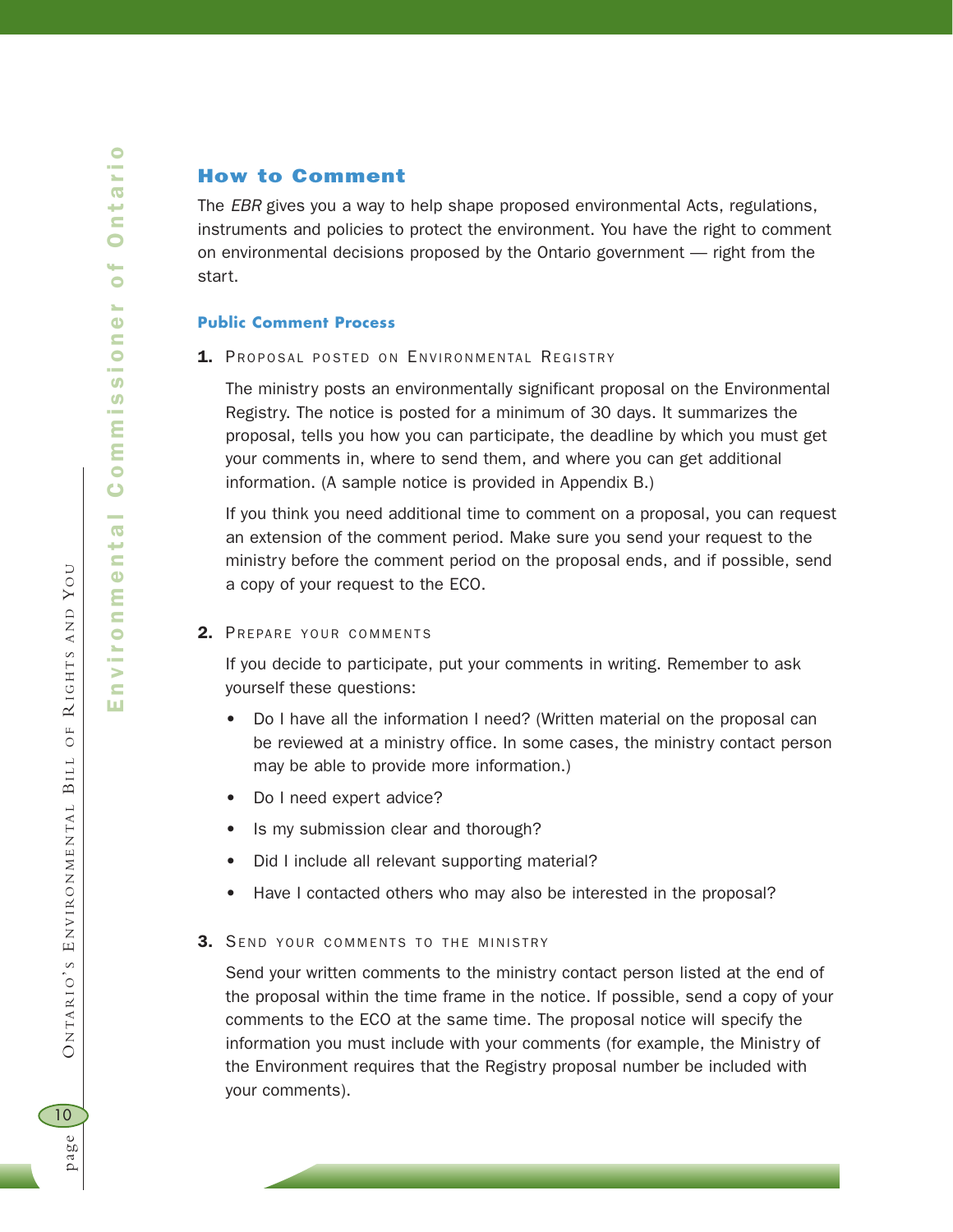## How to Comment

The *EBR* gives you a way to help shape proposed environmental Acts, regulations, instruments and policies to protect the environment. You have the right to comment on environmental decisions proposed by the Ontario government — right from the start.

### Public Comment Process

**1.** PROPOSAL POSTED ON ENVIRONMENTAL REGISTRY

The ministry posts an environmentally significant proposal on the Environmental Registry. The notice is posted for a minimum of 30 days. It summarizes the proposal, tells you how you can participate, the deadline by which you must get your comments in, where to send them, and where you can get additional information. (A sample notice is provided in Appendix B.)

If you think you need additional time to comment on a proposal, you can request an extension of the comment period. Make sure you send your request to the ministry before the comment period on the proposal ends, and if possible, send a copy of your request to the ECO.

**2.** PREPARE YOUR COMMENTS

If you decide to participate, put your comments in writing. Remember to ask yourself these questions:

- Do I have all the information I need? (Written material on the proposal can be reviewed at a ministry office. In some cases, the ministry contact person may be able to provide more information.)
- Do I need expert advice?
- Is my submission clear and thorough?
- Did I include all relevant supporting material?
- Have I contacted others who may also be interested in the proposal?

**3.** SEND YOUR COMMENTS TO THE MINISTRY

Send your written comments to the ministry contact person listed at the end of the proposal within the time frame in the notice. If possible, send a copy of your comments to the ECO at the same time. The proposal notice will specify the information you must include with your comments (for example, the Ministry of the Environment requires that the Registry proposal number be included with your comments).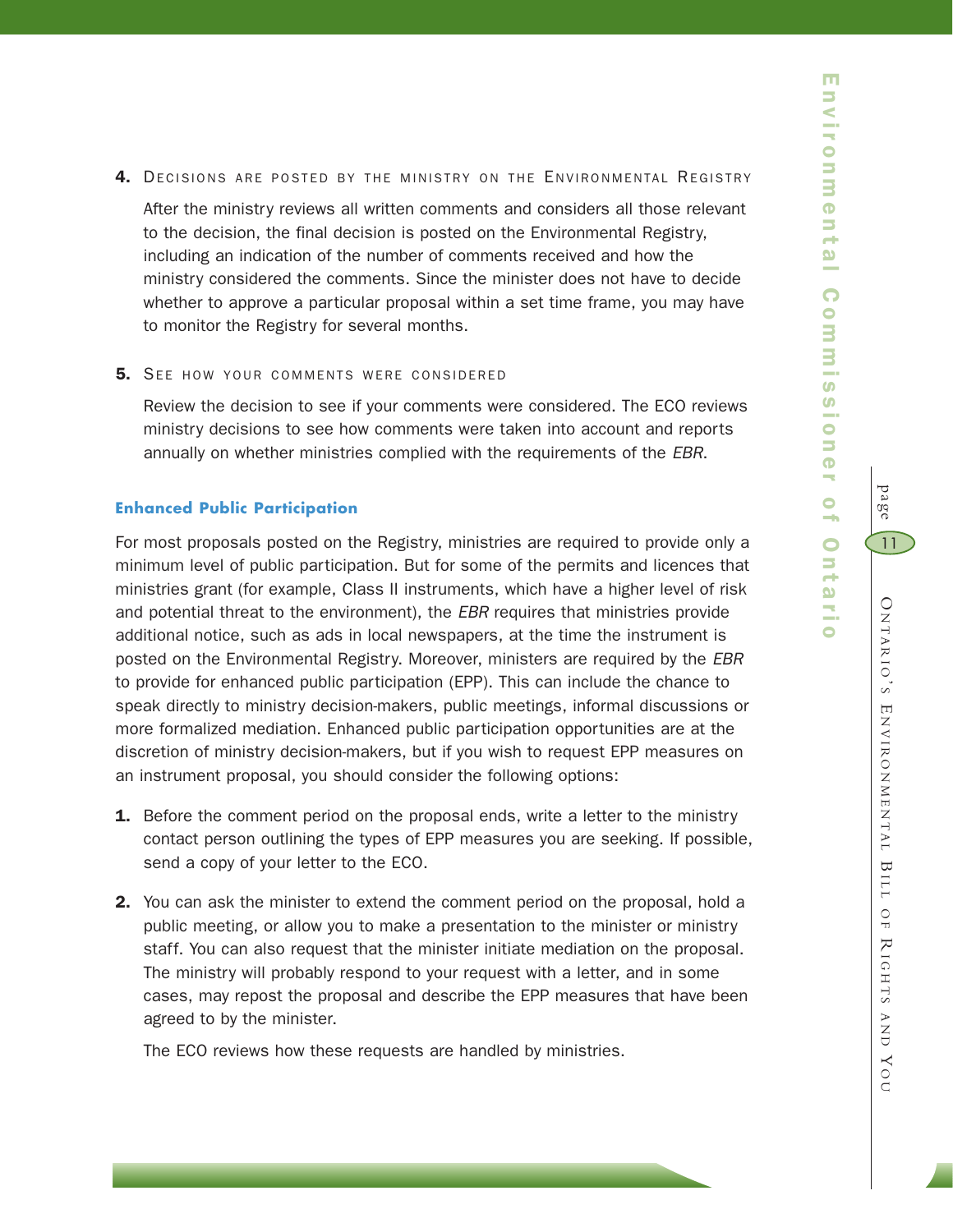4. **Decisions are posted by the ministry on the Environmental Registry**

   After the ministry reviews all written comments and considers all those relevant to the decision, the final decision is posted on the Environmental Registry, including an indication of the number of comments received and how the ministry considered the comments. Since the minister does not have to decide whether to approve a particular proposal within a set time frame, you may have to monitor the Registry for several months.

5. **See how your comments were considered**

   Review the decision to see if your comments were considered. The ECO reviews ministry decisions to see how comments were taken into account and reports annually on whether ministries complied with the requirements of the *EBR*.

### Enhanced Public Participation

For most proposals posted on the Registry, ministries are required to provide only a minimum level of public participation. But for some of the permits and licences that ministries grant (for example, Class II instruments, which have a higher level of risk and potential threat to the environment), the *EBR* requires that ministries provide additional notice, such as ads in local newspapers, at the time the instrument is posted on the Environmental Registry. Moreover, ministers are required by the *EBR* to provide for enhanced public participation (EPP). This can include the chance to speak directly to ministry decision-makers, public meetings, informal discussions or more formalized mediation. Enhanced public participation opportunities are at the discretion of ministry decision-makers, but if you wish to request EPP measures on an instrument proposal, you should consider the following options:

1. Before the comment period on the proposal ends, write a letter to the ministry contact person outlining the types of EPP measures you are seeking. If possible, send a copy of your letter to the ECO.

2. You can ask the minister to extend the comment period on the proposal, hold a public meeting, or allow you to make a presentation to the minister or ministry staff. You can also request that the minister initiate mediation on the proposal. The ministry will probably respond to your request with a letter, and in some cases, may repost the proposal and describe the EPP measures that have been agreed to by the minister.

   The ECO reviews how these requests are handled by ministries.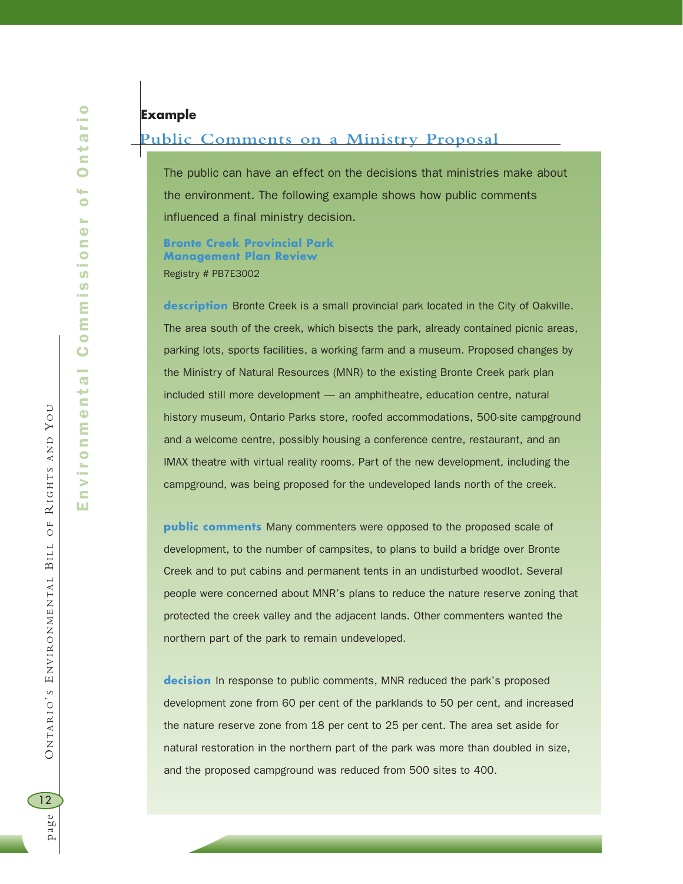**Example**

## Public Comments on a Ministry Proposal

The public can have an effect on the decisions that ministries make about the environment. The following example shows how public comments influenced a final ministry decision.

### Bronte Creek Provincial Park Management Plan Review

Registry # PB7E3002

**description** Bronte Creek is a small provincial park located in the City of Oakville. The area south of the creek, which bisects the park, already contained picnic areas, parking lots, sports facilities, a working farm and a museum. Proposed changes by the Ministry of Natural Resources (MNR) to the existing Bronte Creek park plan included still more development — an amphitheatre, education centre, natural history museum, Ontario Parks store, roofed accommodations, 500-site campground and a welcome centre, possibly housing a conference centre, restaurant, and an IMAX theatre with virtual reality rooms. Part of the new development, including the campground, was being proposed for the undeveloped lands north of the creek.

**public comments** Many commenters were opposed to the proposed scale of development, to the number of campsites, to plans to build a bridge over Bronte Creek and to put cabins and permanent tents in an undisturbed woodlot. Several people were concerned about MNR's plans to reduce the nature reserve zoning that protected the creek valley and the adjacent lands. Other commenters wanted the northern part of the park to remain undeveloped.

**decision** In response to public comments, MNR reduced the park's proposed development zone from 60 per cent of the parklands to 50 per cent, and increased the nature reserve zone from 18 per cent to 25 per cent. The area set aside for natural restoration in the northern part of the park was more than doubled in size, and the proposed campground was reduced from 500 sites to 400.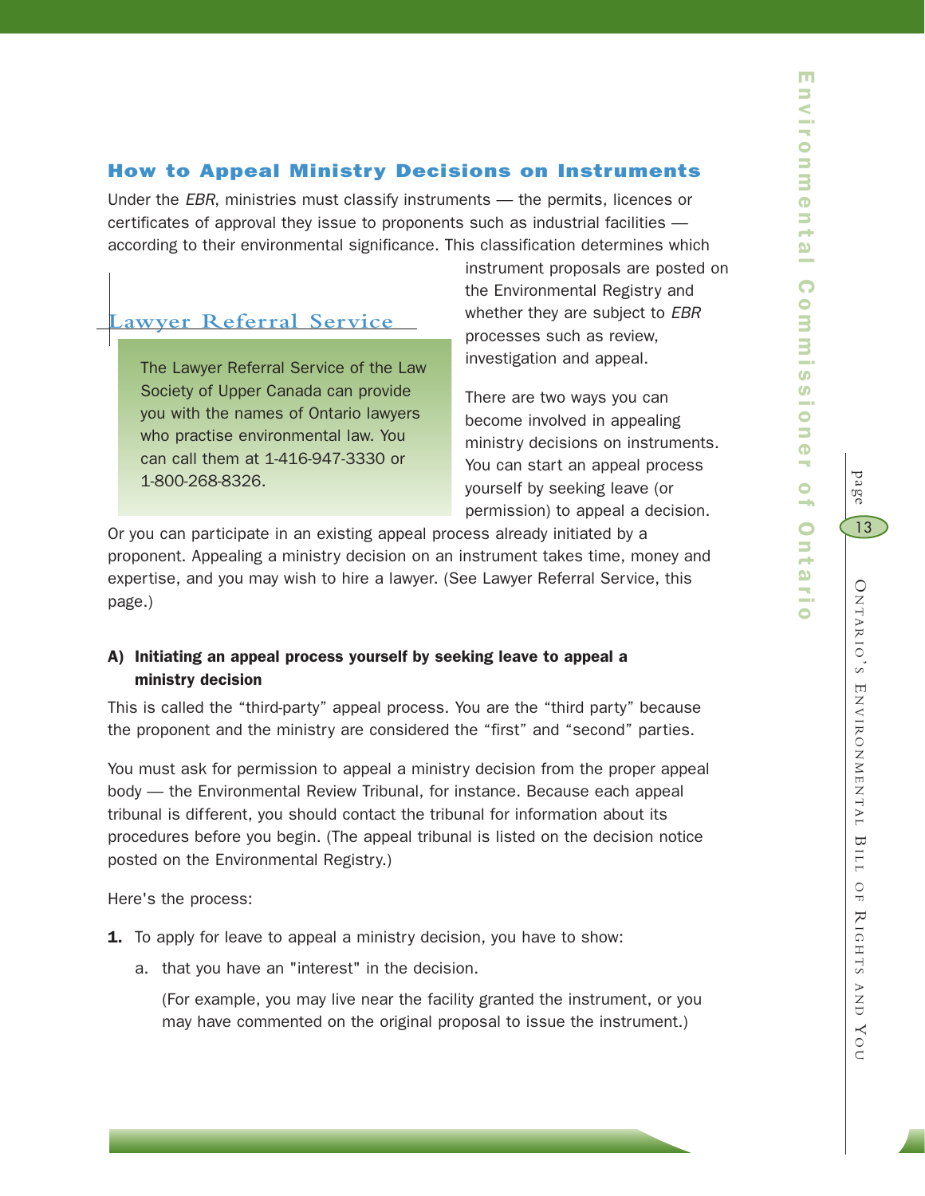## How to Appeal Ministry Decisions on Instruments

Under the *EBR*, ministries must classify instruments — the permits, licences or certificates of approval they issue to proponents such as industrial facilities — according to their environmental significance. This classification determines which instrument proposals are posted on the Environmental Registry and whether they are subject to *EBR* processes such as review, investigation and appeal.

There are two ways you can become involved in appealing ministry decisions on instruments. You can start an appeal process yourself by seeking leave (or permission) to appeal a decision. Or you can participate in an existing appeal process already initiated by a proponent. Appealing a ministry decision on an instrument takes time, money and expertise, and you may wish to hire a lawyer. (See Lawyer Referral Service, this page.)

> ### Lawyer Referral Service
>
> The Lawyer Referral Service of the Law Society of Upper Canada can provide you with the names of Ontario lawyers who practise environmental law. You can call them at 1-416-947-3330 or 1-800-268-8326.

### A) Initiating an appeal process yourself by seeking leave to appeal a ministry decision

This is called the "third-party" appeal process. You are the "third party" because the proponent and the ministry are considered the "first" and "second" parties.

You must ask for permission to appeal a ministry decision from the proper appeal body — the Environmental Review Tribunal, for instance. Because each appeal tribunal is different, you should contact the tribunal for information about its procedures before you begin. (The appeal tribunal is listed on the decision notice posted on the Environmental Registry.)

Here's the process:

**1.** To apply for leave to appeal a ministry decision, you have to show:

   a. that you have an "interest" in the decision.

   (For example, you may live near the facility granted the instrument, or you may have commented on the original proposal to issue the instrument.)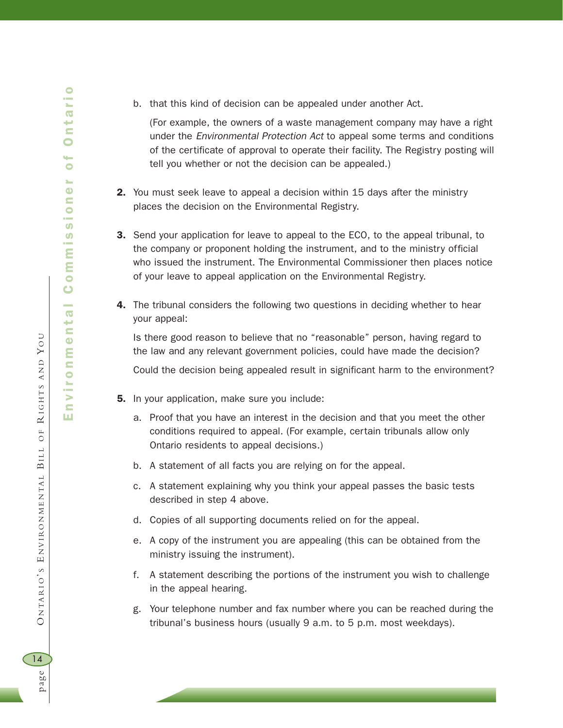b. that this kind of decision can be appealed under another Act.

   (For example, the owners of a waste management company may have a right under the *Environmental Protection Act* to appeal some terms and conditions of the certificate of approval to operate their facility. The Registry posting will tell you whether or not the decision can be appealed.)

**2.** You must seek leave to appeal a decision within 15 days after the ministry places the decision on the Environmental Registry.

**3.** Send your application for leave to appeal to the ECO, to the appeal tribunal, to the company or proponent holding the instrument, and to the ministry official who issued the instrument. The Environmental Commissioner then places notice of your leave to appeal application on the Environmental Registry.

**4.** The tribunal considers the following two questions in deciding whether to hear your appeal:

   Is there good reason to believe that no "reasonable" person, having regard to the law and any relevant government policies, could have made the decision?

   Could the decision being appealed result in significant harm to the environment?

**5.** In your application, make sure you include:

   a. Proof that you have an interest in the decision and that you meet the other conditions required to appeal. (For example, certain tribunals allow only Ontario residents to appeal decisions.)

   b. A statement of all facts you are relying on for the appeal.

   c. A statement explaining why you think your appeal passes the basic tests described in step 4 above.

   d. Copies of all supporting documents relied on for the appeal.

   e. A copy of the instrument you are appealing (this can be obtained from the ministry issuing the instrument).

   f. A statement describing the portions of the instrument you wish to challenge in the appeal hearing.

   g. Your telephone number and fax number where you can be reached during the tribunal's business hours (usually 9 a.m. to 5 p.m. most weekdays).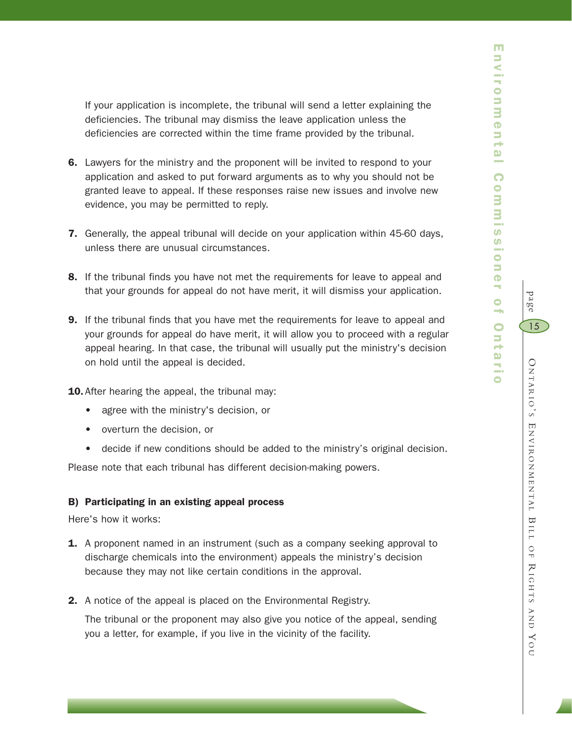If your application is incomplete, the tribunal will send a letter explaining the deficiencies. The tribunal may dismiss the leave application unless the deficiencies are corrected within the time frame provided by the tribunal.

6. Lawyers for the ministry and the proponent will be invited to respond to your application and asked to put forward arguments as to why you should not be granted leave to appeal. If these responses raise new issues and involve new evidence, you may be permitted to reply.

7. Generally, the appeal tribunal will decide on your application within 45-60 days, unless there are unusual circumstances.

8. If the tribunal finds you have not met the requirements for leave to appeal and that your grounds for appeal do not have merit, it will dismiss your application.

9. If the tribunal finds that you have met the requirements for leave to appeal and your grounds for appeal do have merit, it will allow you to proceed with a regular appeal hearing. In that case, the tribunal will usually put the ministry's decision on hold until the appeal is decided.

10. After hearing the appeal, the tribunal may:
    - agree with the ministry's decision, or
    - overturn the decision, or
    - decide if new conditions should be added to the ministry's original decision.

Please note that each tribunal has different decision-making powers.

**B) Participating in an existing appeal process**

Here's how it works:

1. A proponent named in an instrument (such as a company seeking approval to discharge chemicals into the environment) appeals the ministry's decision because they may not like certain conditions in the approval.

2. A notice of the appeal is placed on the Environmental Registry.

   The tribunal or the proponent may also give you notice of the appeal, sending you a letter, for example, if you live in the vicinity of the facility.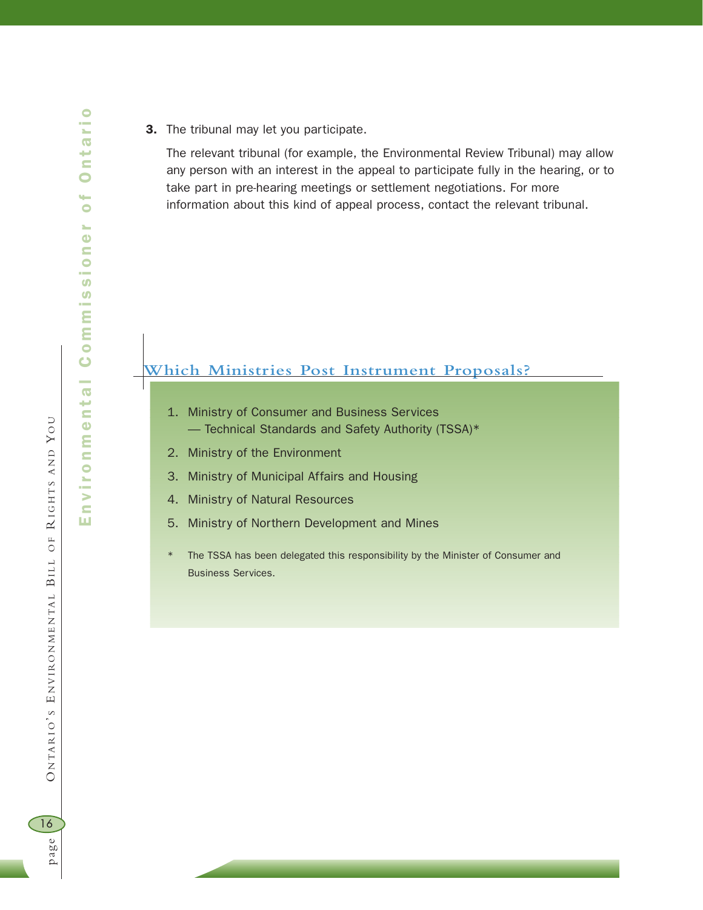**3.** The tribunal may let you participate.

The relevant tribunal (for example, the Environmental Review Tribunal) may allow any person with an interest in the appeal to participate fully in the hearing, or to take part in pre-hearing meetings or settlement negotiations. For more information about this kind of appeal process, contact the relevant tribunal.

## Which Ministries Post Instrument Proposals?

1. Ministry of Consumer and Business Services — Technical Standards and Safety Authority (TSSA)*
2. Ministry of the Environment
3. Ministry of Municipal Affairs and Housing
4. Ministry of Natural Resources
5. Ministry of Northern Development and Mines

\* The TSSA has been delegated this responsibility by the Minister of Consumer and Business Services.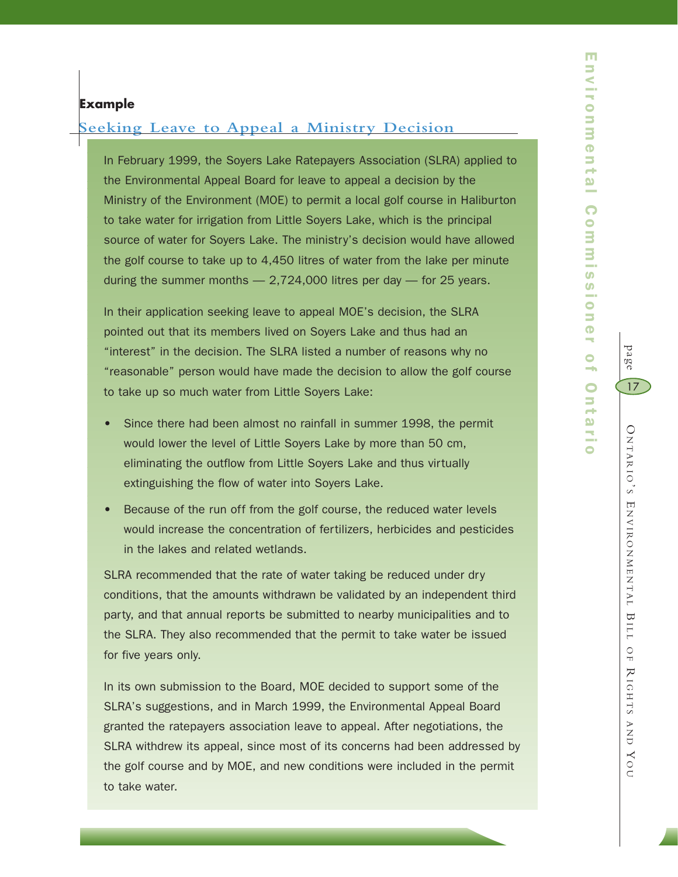**Example**

## Seeking Leave to Appeal a Ministry Decision

In February 1999, the Soyers Lake Ratepayers Association (SLRA) applied to the Environmental Appeal Board for leave to appeal a decision by the Ministry of the Environment (MOE) to permit a local golf course in Haliburton to take water for irrigation from Little Soyers Lake, which is the principal source of water for Soyers Lake. The ministry's decision would have allowed the golf course to take up to 4,450 litres of water from the lake per minute during the summer months — 2,724,000 litres per day — for 25 years.

In their application seeking leave to appeal MOE's decision, the SLRA pointed out that its members lived on Soyers Lake and thus had an "interest" in the decision. The SLRA listed a number of reasons why no "reasonable" person would have made the decision to allow the golf course to take up so much water from Little Soyers Lake:

- Since there had been almost no rainfall in summer 1998, the permit would lower the level of Little Soyers Lake by more than 50 cm, eliminating the outflow from Little Soyers Lake and thus virtually extinguishing the flow of water into Soyers Lake.
- Because of the run off from the golf course, the reduced water levels would increase the concentration of fertilizers, herbicides and pesticides in the lakes and related wetlands.

SLRA recommended that the rate of water taking be reduced under dry conditions, that the amounts withdrawn be validated by an independent third party, and that annual reports be submitted to nearby municipalities and to the SLRA. They also recommended that the permit to take water be issued for five years only.

In its own submission to the Board, MOE decided to support some of the SLRA's suggestions, and in March 1999, the Environmental Appeal Board granted the ratepayers association leave to appeal. After negotiations, the SLRA withdrew its appeal, since most of its concerns had been addressed by the golf course and by MOE, and new conditions were included in the permit to take water.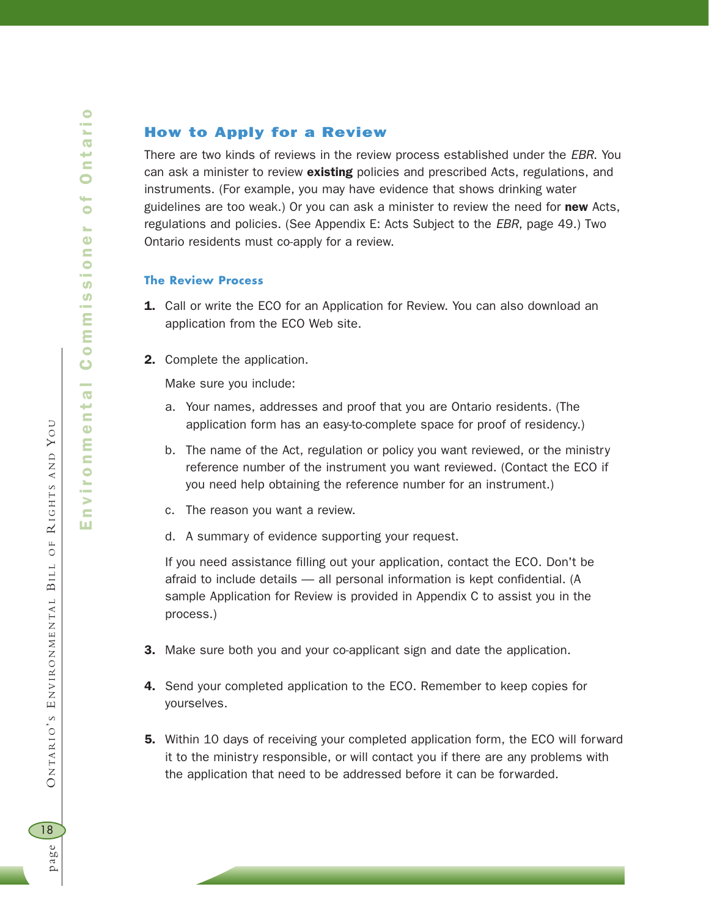## How to Apply for a Review

There are two kinds of reviews in the review process established under the *EBR*. You can ask a minister to review **existing** policies and prescribed Acts, regulations, and instruments. (For example, you may have evidence that shows drinking water guidelines are too weak.) Or you can ask a minister to review the need for **new** Acts, regulations and policies. (See Appendix E: Acts Subject to the *EBR*, page 49.) Two Ontario residents must co-apply for a review.

### The Review Process

1. Call or write the ECO for an Application for Review. You can also download an application from the ECO Web site.

2. Complete the application.

   Make sure you include:

   a. Your names, addresses and proof that you are Ontario residents. (The application form has an easy-to-complete space for proof of residency.)

   b. The name of the Act, regulation or policy you want reviewed, or the ministry reference number of the instrument you want reviewed. (Contact the ECO if you need help obtaining the reference number for an instrument.)

   c. The reason you want a review.

   d. A summary of evidence supporting your request.

   If you need assistance filling out your application, contact the ECO. Don't be afraid to include details — all personal information is kept confidential. (A sample Application for Review is provided in Appendix C to assist you in the process.)

3. Make sure both you and your co-applicant sign and date the application.

4. Send your completed application to the ECO. Remember to keep copies for yourselves.

5. Within 10 days of receiving your completed application form, the ECO will forward it to the ministry responsible, or will contact you if there are any problems with the application that need to be addressed before it can be forwarded.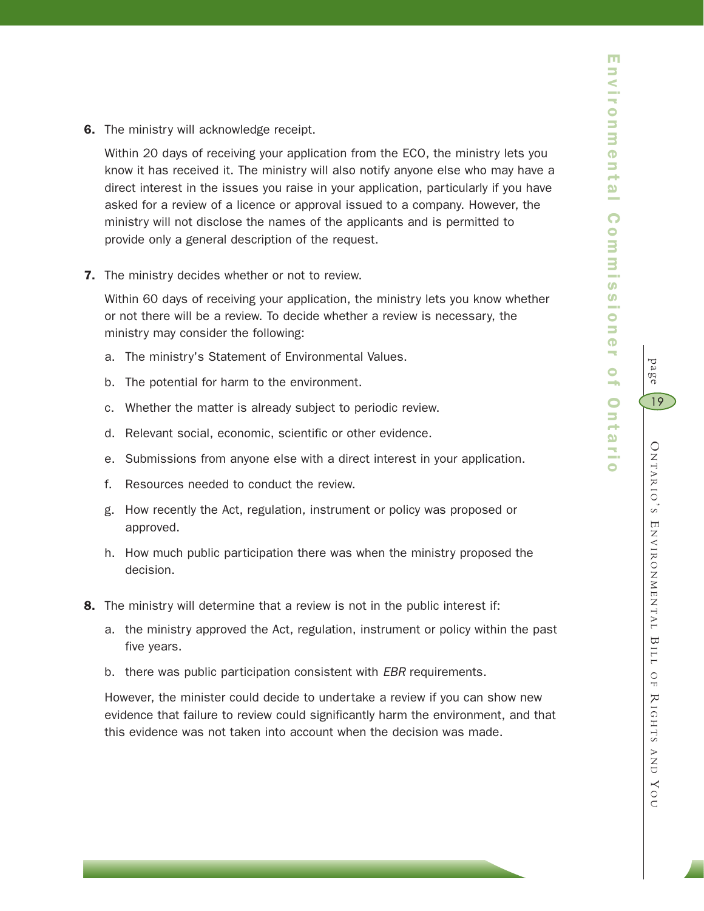**6.** The ministry will acknowledge receipt.

Within 20 days of receiving your application from the ECO, the ministry lets you know it has received it. The ministry will also notify anyone else who may have a direct interest in the issues you raise in your application, particularly if you have asked for a review of a licence or approval issued to a company. However, the ministry will not disclose the names of the applicants and is permitted to provide only a general description of the request.

**7.** The ministry decides whether or not to review.

Within 60 days of receiving your application, the ministry lets you know whether or not there will be a review. To decide whether a review is necessary, the ministry may consider the following:

a. The ministry's Statement of Environmental Values.

b. The potential for harm to the environment.

c. Whether the matter is already subject to periodic review.

d. Relevant social, economic, scientific or other evidence.

e. Submissions from anyone else with a direct interest in your application.

f. Resources needed to conduct the review.

g. How recently the Act, regulation, instrument or policy was proposed or approved.

h. How much public participation there was when the ministry proposed the decision.

**8.** The ministry will determine that a review is not in the public interest if:

a. the ministry approved the Act, regulation, instrument or policy within the past five years.

b. there was public participation consistent with *EBR* requirements.

However, the minister could decide to undertake a review if you can show new evidence that failure to review could significantly harm the environment, and that this evidence was not taken into account when the decision was made.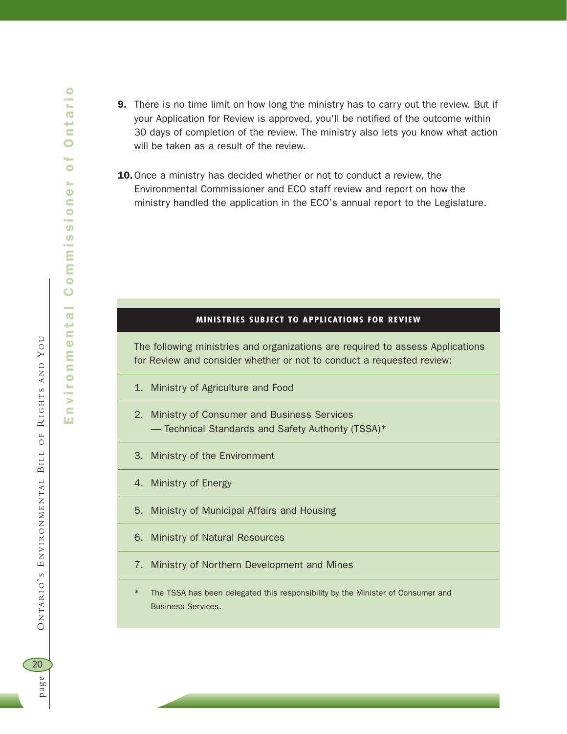9. There is no time limit on how long the ministry has to carry out the review. But if your Application for Review is approved, you'll be notified of the outcome within 30 days of completion of the review. The ministry also lets you know what action will be taken as a result of the review.

10. Once a ministry has decided whether or not to conduct a review, the Environmental Commissioner and ECO staff review and report on how the ministry handled the application in the ECO's annual report to the Legislature.

### MINISTRIES SUBJECT TO APPLICATIONS FOR REVIEW

The following ministries and organizations are required to assess Applications for Review and consider whether or not to conduct a requested review:

1. Ministry of Agriculture and Food
2. Ministry of Consumer and Business Services
   — Technical Standards and Safety Authority (TSSA)*
3. Ministry of the Environment
4. Ministry of Energy
5. Ministry of Municipal Affairs and Housing
6. Ministry of Natural Resources
7. Ministry of Northern Development and Mines

\* The TSSA has been delegated this responsibility by the Minister of Consumer and Business Services.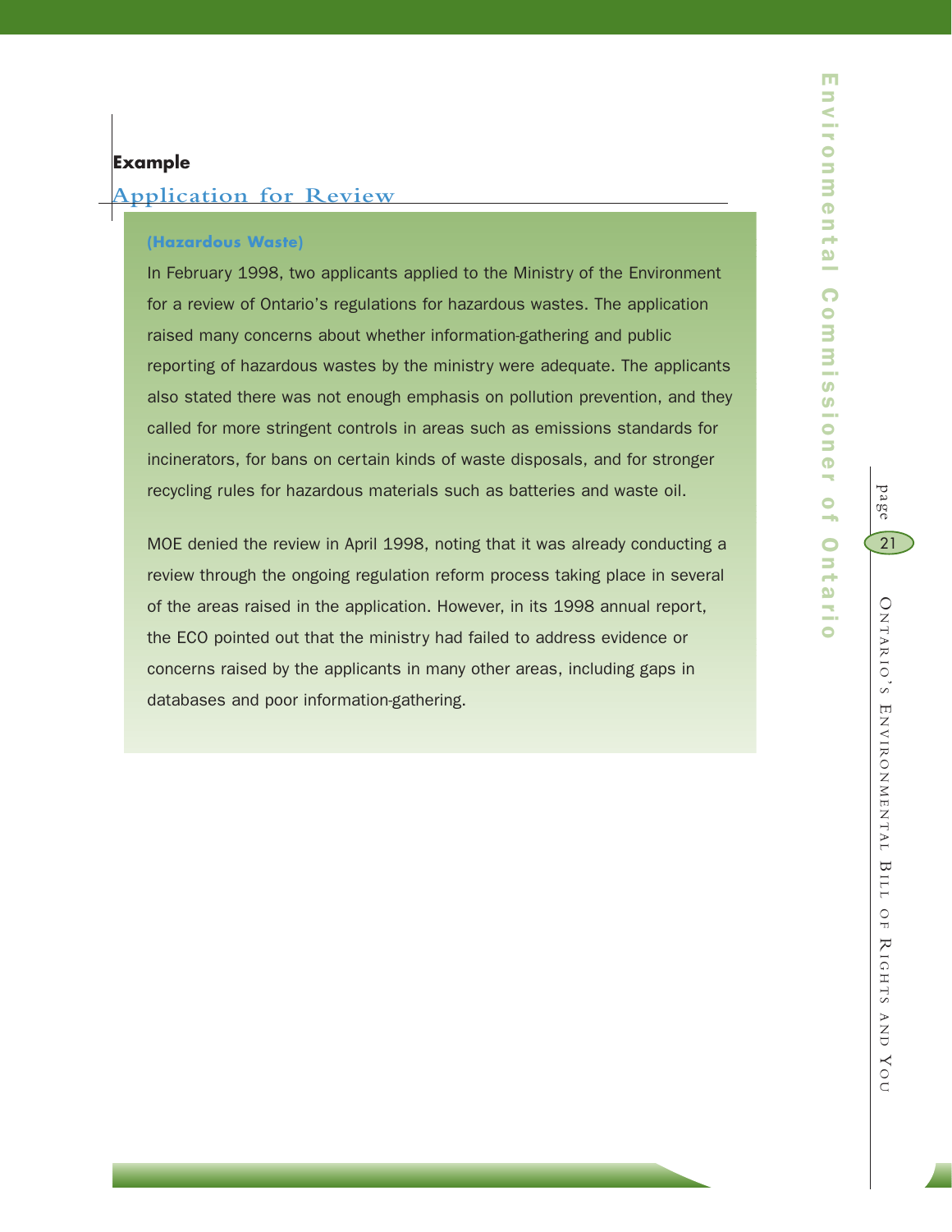**Example**

## Application for Review

**(Hazardous Waste)**

In February 1998, two applicants applied to the Ministry of the Environment for a review of Ontario's regulations for hazardous wastes. The application raised many concerns about whether information-gathering and public reporting of hazardous wastes by the ministry were adequate. The applicants also stated there was not enough emphasis on pollution prevention, and they called for more stringent controls in areas such as emissions standards for incinerators, for bans on certain kinds of waste disposals, and for stronger recycling rules for hazardous materials such as batteries and waste oil.

MOE denied the review in April 1998, noting that it was already conducting a review through the ongoing regulation reform process taking place in several of the areas raised in the application. However, in its 1998 annual report, the ECO pointed out that the ministry had failed to address evidence or concerns raised by the applicants in many other areas, including gaps in databases and poor information-gathering.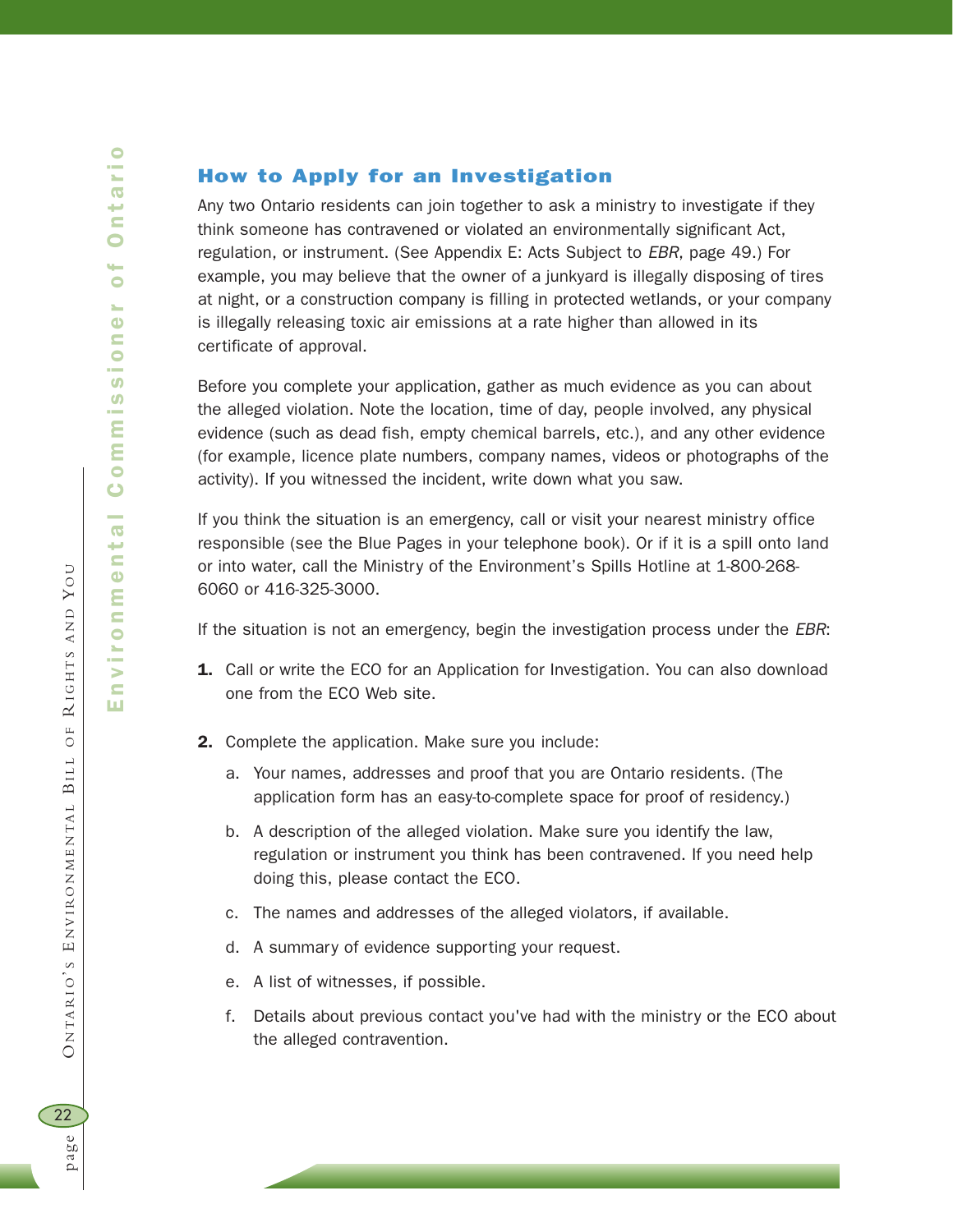## How to Apply for an Investigation

Any two Ontario residents can join together to ask a ministry to investigate if they think someone has contravened or violated an environmentally significant Act, regulation, or instrument. (See Appendix E: Acts Subject to *EBR*, page 49.) For example, you may believe that the owner of a junkyard is illegally disposing of tires at night, or a construction company is filling in protected wetlands, or your company is illegally releasing toxic air emissions at a rate higher than allowed in its certificate of approval.

Before you complete your application, gather as much evidence as you can about the alleged violation. Note the location, time of day, people involved, any physical evidence (such as dead fish, empty chemical barrels, etc.), and any other evidence (for example, licence plate numbers, company names, videos or photographs of the activity). If you witnessed the incident, write down what you saw.

If you think the situation is an emergency, call or visit your nearest ministry office responsible (see the Blue Pages in your telephone book). Or if it is a spill onto land or into water, call the Ministry of the Environment's Spills Hotline at 1-800-268-6060 or 416-325-3000.

If the situation is not an emergency, begin the investigation process under the *EBR*:

1. Call or write the ECO for an Application for Investigation. You can also download one from the ECO Web site.

2. Complete the application. Make sure you include:

   a. Your names, addresses and proof that you are Ontario residents. (The application form has an easy-to-complete space for proof of residency.)

   b. A description of the alleged violation. Make sure you identify the law, regulation or instrument you think has been contravened. If you need help doing this, please contact the ECO.

   c. The names and addresses of the alleged violators, if available.

   d. A summary of evidence supporting your request.

   e. A list of witnesses, if possible.

   f. Details about previous contact you've had with the ministry or the ECO about the alleged contravention.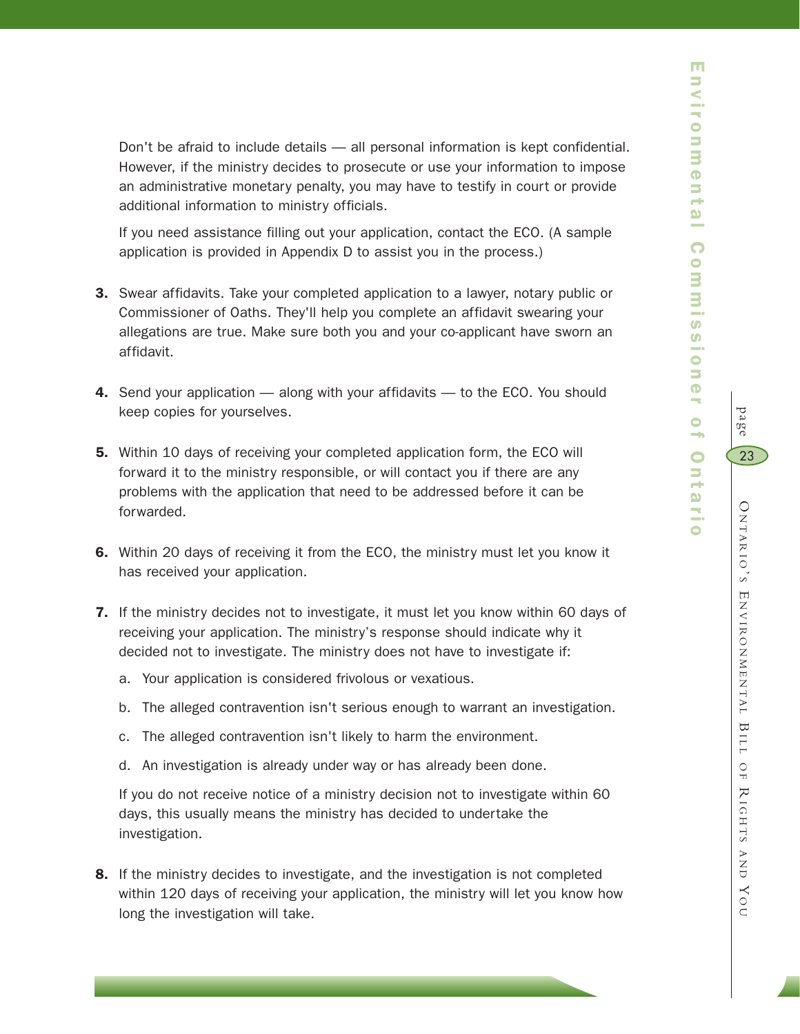Don't be afraid to include details — all personal information is kept confidential. However, if the ministry decides to prosecute or use your information to impose an administrative monetary penalty, you may have to testify in court or provide additional information to ministry officials.

If you need assistance filling out your application, contact the ECO. (A sample application is provided in Appendix D to assist you in the process.)

3. Swear affidavits. Take your completed application to a lawyer, notary public or Commissioner of Oaths. They'll help you complete an affidavit swearing your allegations are true. Make sure both you and your co-applicant have sworn an affidavit.

4. Send your application — along with your affidavits — to the ECO. You should keep copies for yourselves.

5. Within 10 days of receiving your completed application form, the ECO will forward it to the ministry responsible, or will contact you if there are any problems with the application that need to be addressed before it can be forwarded.

6. Within 20 days of receiving it from the ECO, the ministry must let you know it has received your application.

7. If the ministry decides not to investigate, it must let you know within 60 days of receiving your application. The ministry's response should indicate why it decided not to investigate. The ministry does not have to investigate if:

   a. Your application is considered frivolous or vexatious.

   b. The alleged contravention isn't serious enough to warrant an investigation.

   c. The alleged contravention isn't likely to harm the environment.

   d. An investigation is already under way or has already been done.

   If you do not receive notice of a ministry decision not to investigate within 60 days, this usually means the ministry has decided to undertake the investigation.

8. If the ministry decides to investigate, and the investigation is not completed within 120 days of receiving your application, the ministry will let you know how long the investigation will take.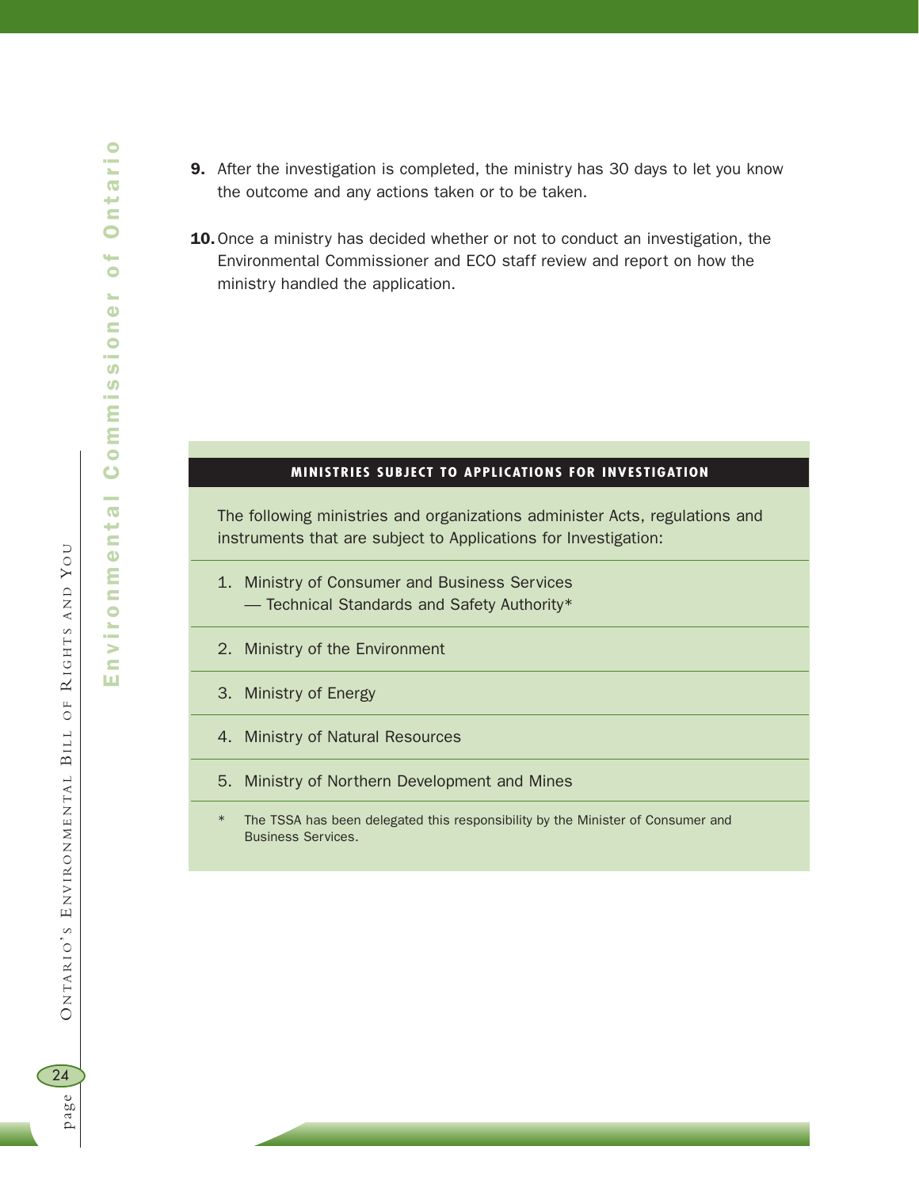9. After the investigation is completed, the ministry has 30 days to let you know the outcome and any actions taken or to be taken.

10. Once a ministry has decided whether or not to conduct an investigation, the Environmental Commissioner and ECO staff review and report on how the ministry handled the application.

### MINISTRIES SUBJECT TO APPLICATIONS FOR INVESTIGATION

The following ministries and organizations administer Acts, regulations and instruments that are subject to Applications for Investigation:

1. Ministry of Consumer and Business Services
   — Technical Standards and Safety Authority*
2. Ministry of the Environment
3. Ministry of Energy
4. Ministry of Natural Resources
5. Ministry of Northern Development and Mines

\* The TSSA has been delegated this responsibility by the Minister of Consumer and Business Services.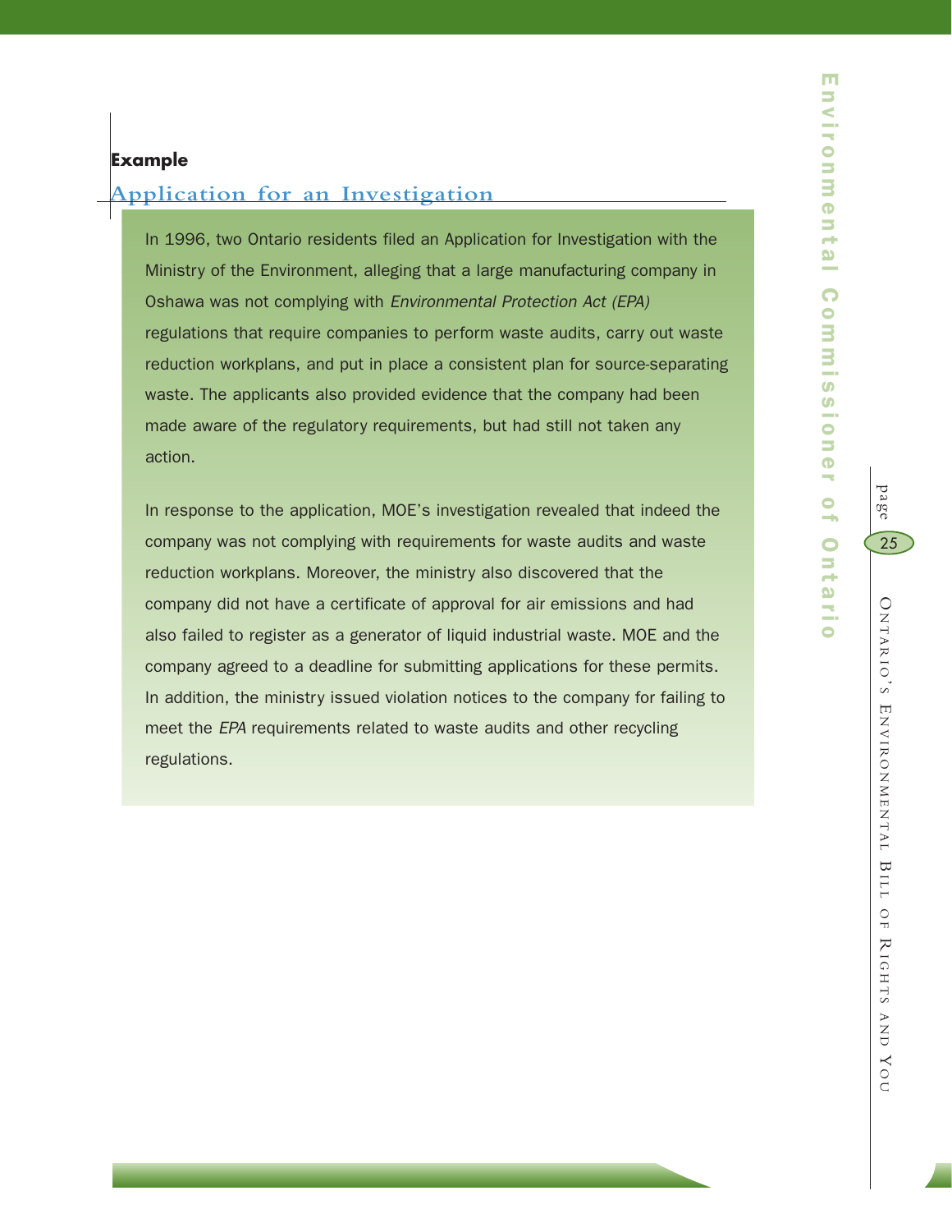**Example**

## Application for an Investigation

In 1996, two Ontario residents filed an Application for Investigation with the Ministry of the Environment, alleging that a large manufacturing company in Oshawa was not complying with *Environmental Protection Act (EPA)* regulations that require companies to perform waste audits, carry out waste reduction workplans, and put in place a consistent plan for source-separating waste. The applicants also provided evidence that the company had been made aware of the regulatory requirements, but had still not taken any action.

In response to the application, MOE's investigation revealed that indeed the company was not complying with requirements for waste audits and waste reduction workplans. Moreover, the ministry also discovered that the company did not have a certificate of approval for air emissions and had also failed to register as a generator of liquid industrial waste. MOE and the company agreed to a deadline for submitting applications for these permits. In addition, the ministry issued violation notices to the company for failing to meet the *EPA* requirements related to waste audits and other recycling regulations.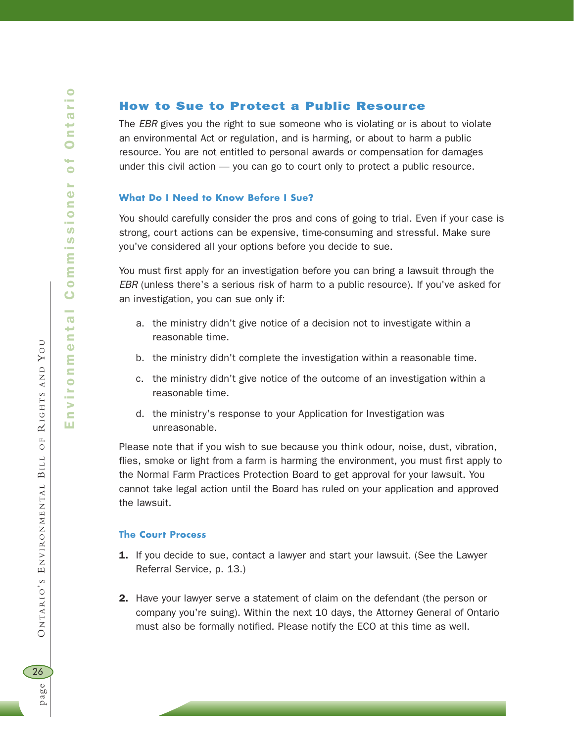## How to Sue to Protect a Public Resource

The *EBR* gives you the right to sue someone who is violating or is about to violate an environmental Act or regulation, and is harming, or about to harm a public resource. You are not entitled to personal awards or compensation for damages under this civil action — you can go to court only to protect a public resource.

### What Do I Need to Know Before I Sue?

You should carefully consider the pros and cons of going to trial. Even if your case is strong, court actions can be expensive, time-consuming and stressful. Make sure you've considered all your options before you decide to sue.

You must first apply for an investigation before you can bring a lawsuit through the *EBR* (unless there's a serious risk of harm to a public resource). If you've asked for an investigation, you can sue only if:

a. the ministry didn't give notice of a decision not to investigate within a reasonable time.

b. the ministry didn't complete the investigation within a reasonable time.

c. the ministry didn't give notice of the outcome of an investigation within a reasonable time.

d. the ministry's response to your Application for Investigation was unreasonable.

Please note that if you wish to sue because you think odour, noise, dust, vibration, flies, smoke or light from a farm is harming the environment, you must first apply to the Normal Farm Practices Protection Board to get approval for your lawsuit. You cannot take legal action until the Board has ruled on your application and approved the lawsuit.

### The Court Process

1. If you decide to sue, contact a lawyer and start your lawsuit. (See the Lawyer Referral Service, p. 13.)

2. Have your lawyer serve a statement of claim on the defendant (the person or company you're suing). Within the next 10 days, the Attorney General of Ontario must also be formally notified. Please notify the ECO at this time as well.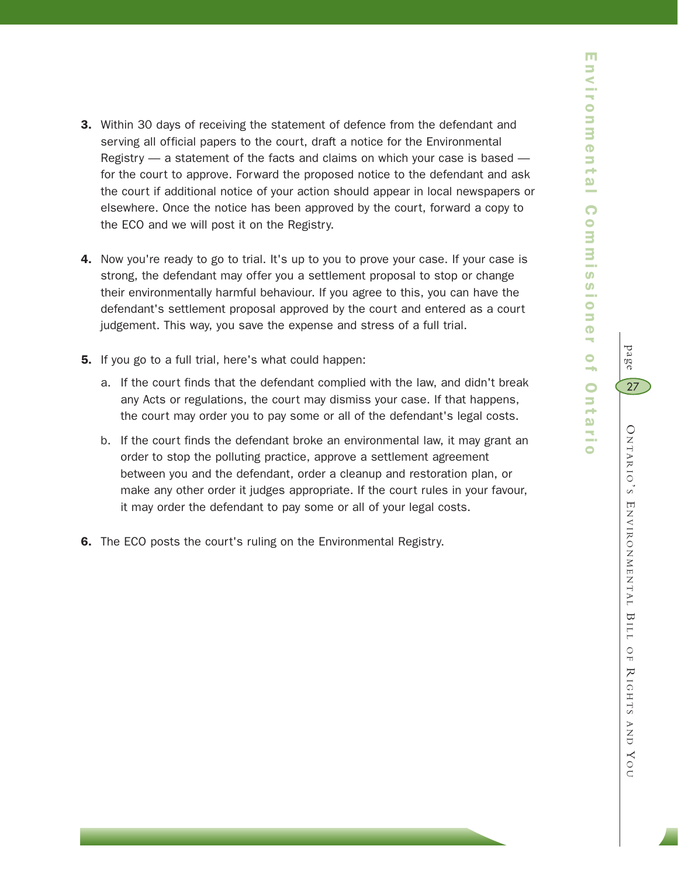3. Within 30 days of receiving the statement of defence from the defendant and serving all official papers to the court, draft a notice for the Environmental Registry — a statement of the facts and claims on which your case is based — for the court to approve. Forward the proposed notice to the defendant and ask the court if additional notice of your action should appear in local newspapers or elsewhere. Once the notice has been approved by the court, forward a copy to the ECO and we will post it on the Registry.

4. Now you're ready to go to trial. It's up to you to prove your case. If your case is strong, the defendant may offer you a settlement proposal to stop or change their environmentally harmful behaviour. If you agree to this, you can have the defendant's settlement proposal approved by the court and entered as a court judgement. This way, you save the expense and stress of a full trial.

5. If you go to a full trial, here's what could happen:

   a. If the court finds that the defendant complied with the law, and didn't break any Acts or regulations, the court may dismiss your case. If that happens, the court may order you to pay some or all of the defendant's legal costs.

   b. If the court finds the defendant broke an environmental law, it may grant an order to stop the polluting practice, approve a settlement agreement between you and the defendant, order a cleanup and restoration plan, or make any other order it judges appropriate. If the court rules in your favour, it may order the defendant to pay some or all of your legal costs.

6. The ECO posts the court's ruling on the Environmental Registry.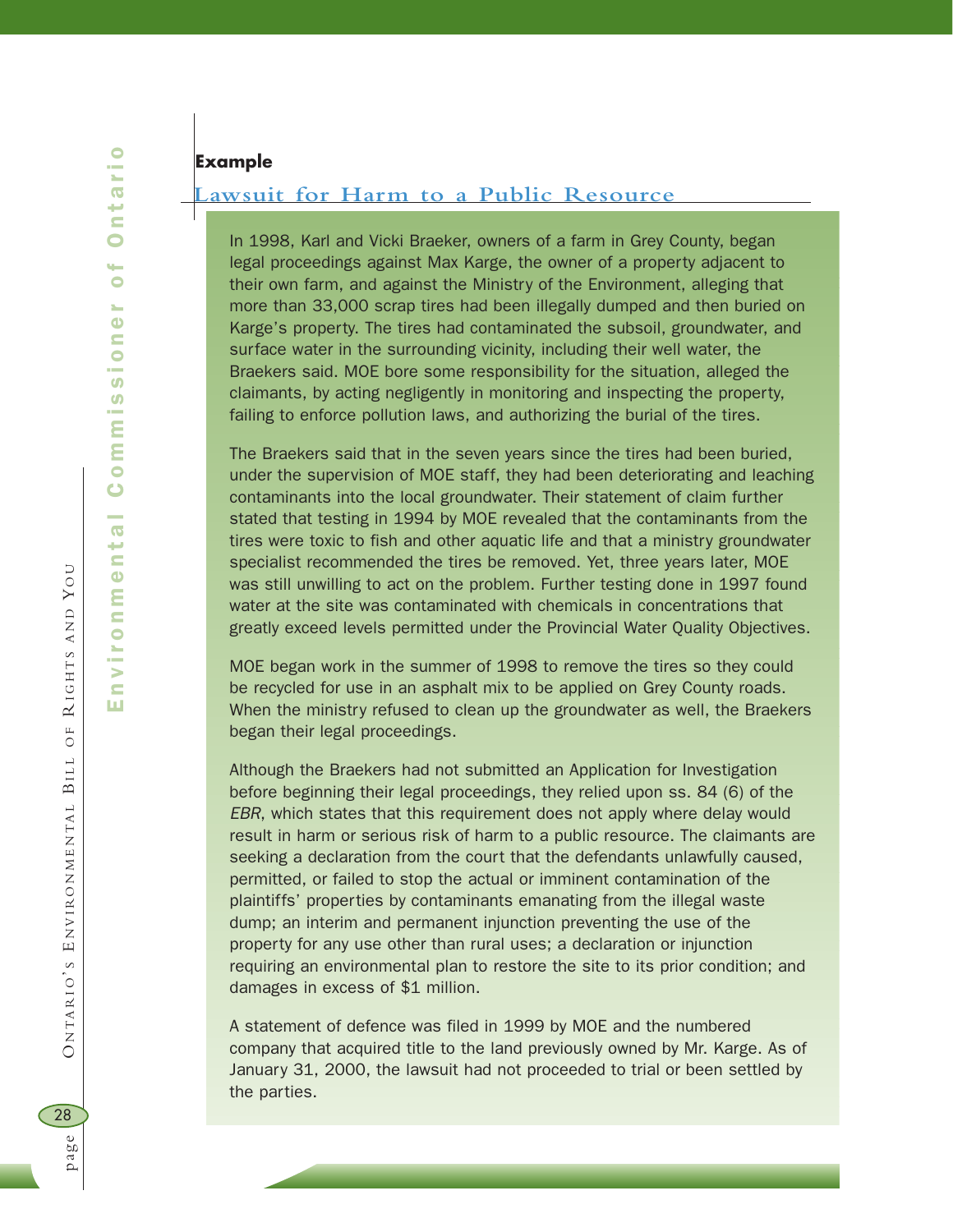**Example**

## Lawsuit for Harm to a Public Resource

In 1998, Karl and Vicki Braeker, owners of a farm in Grey County, began legal proceedings against Max Karge, the owner of a property adjacent to their own farm, and against the Ministry of the Environment, alleging that more than 33,000 scrap tires had been illegally dumped and then buried on Karge's property. The tires had contaminated the subsoil, groundwater, and surface water in the surrounding vicinity, including their well water, the Braekers said. MOE bore some responsibility for the situation, alleged the claimants, by acting negligently in monitoring and inspecting the property, failing to enforce pollution laws, and authorizing the burial of the tires.

The Braekers said that in the seven years since the tires had been buried, under the supervision of MOE staff, they had been deteriorating and leaching contaminants into the local groundwater. Their statement of claim further stated that testing in 1994 by MOE revealed that the contaminants from the tires were toxic to fish and other aquatic life and that a ministry groundwater specialist recommended the tires be removed. Yet, three years later, MOE was still unwilling to act on the problem. Further testing done in 1997 found water at the site was contaminated with chemicals in concentrations that greatly exceed levels permitted under the Provincial Water Quality Objectives.

MOE began work in the summer of 1998 to remove the tires so they could be recycled for use in an asphalt mix to be applied on Grey County roads. When the ministry refused to clean up the groundwater as well, the Braekers began their legal proceedings.

Although the Braekers had not submitted an Application for Investigation before beginning their legal proceedings, they relied upon ss. 84 (6) of the *EBR*, which states that this requirement does not apply where delay would result in harm or serious risk of harm to a public resource. The claimants are seeking a declaration from the court that the defendants unlawfully caused, permitted, or failed to stop the actual or imminent contamination of the plaintiffs' properties by contaminants emanating from the illegal waste dump; an interim and permanent injunction preventing the use of the property for any use other than rural uses; a declaration or injunction requiring an environmental plan to restore the site to its prior condition; and damages in excess of $1 million.

A statement of defence was filed in 1999 by MOE and the numbered company that acquired title to the land previously owned by Mr. Karge. As of January 31, 2000, the lawsuit had not proceeded to trial or been settled by the parties.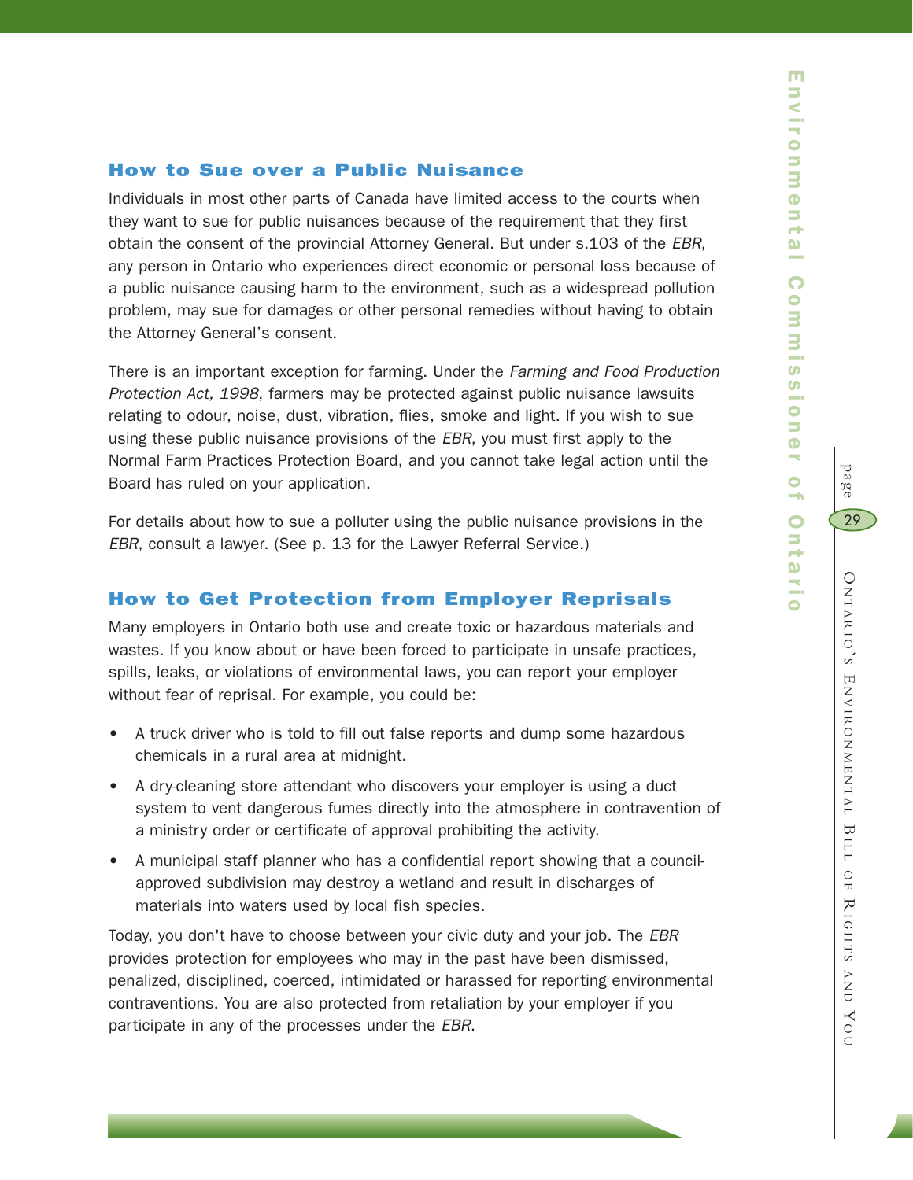## How to Sue over a Public Nuisance

Individuals in most other parts of Canada have limited access to the courts when they want to sue for public nuisances because of the requirement that they first obtain the consent of the provincial Attorney General. But under s.103 of the *EBR*, any person in Ontario who experiences direct economic or personal loss because of a public nuisance causing harm to the environment, such as a widespread pollution problem, may sue for damages or other personal remedies without having to obtain the Attorney General's consent.

There is an important exception for farming. Under the *Farming and Food Production Protection Act, 1998*, farmers may be protected against public nuisance lawsuits relating to odour, noise, dust, vibration, flies, smoke and light. If you wish to sue using these public nuisance provisions of the *EBR*, you must first apply to the Normal Farm Practices Protection Board, and you cannot take legal action until the Board has ruled on your application.

For details about how to sue a polluter using the public nuisance provisions in the *EBR*, consult a lawyer. (See p. 13 for the Lawyer Referral Service.)

## How to Get Protection from Employer Reprisals

Many employers in Ontario both use and create toxic or hazardous materials and wastes. If you know about or have been forced to participate in unsafe practices, spills, leaks, or violations of environmental laws, you can report your employer without fear of reprisal. For example, you could be:

- A truck driver who is told to fill out false reports and dump some hazardous chemicals in a rural area at midnight.
- A dry-cleaning store attendant who discovers your employer is using a duct system to vent dangerous fumes directly into the atmosphere in contravention of a ministry order or certificate of approval prohibiting the activity.
- A municipal staff planner who has a confidential report showing that a council-approved subdivision may destroy a wetland and result in discharges of materials into waters used by local fish species.

Today, you don't have to choose between your civic duty and your job. The *EBR* provides protection for employees who may in the past have been dismissed, penalized, disciplined, coerced, intimidated or harassed for reporting environmental contraventions. You are also protected from retaliation by your employer if you participate in any of the processes under the *EBR*.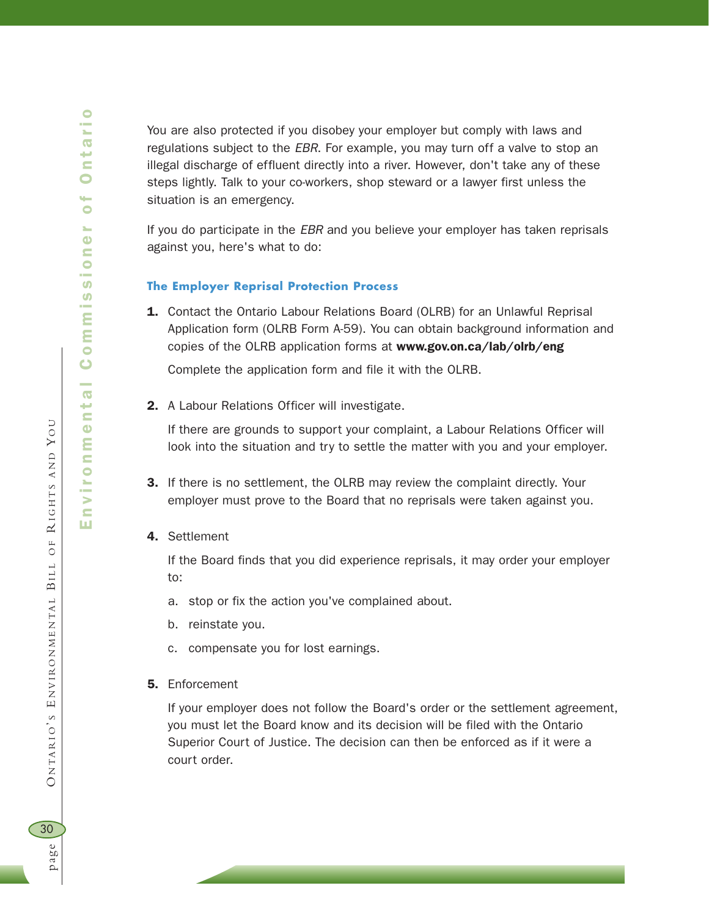You are also protected if you disobey your employer but comply with laws and regulations subject to the *EBR*. For example, you may turn off a valve to stop an illegal discharge of effluent directly into a river. However, don't take any of these steps lightly. Talk to your co-workers, shop steward or a lawyer first unless the situation is an emergency.

If you do participate in the *EBR* and you believe your employer has taken reprisals against you, here's what to do:

### The Employer Reprisal Protection Process

1. Contact the Ontario Labour Relations Board (OLRB) for an Unlawful Reprisal Application form (OLRB Form A-59). You can obtain background information and copies of the OLRB application forms at **www.gov.on.ca/lab/olrb/eng**

   Complete the application form and file it with the OLRB.

2. A Labour Relations Officer will investigate.

   If there are grounds to support your complaint, a Labour Relations Officer will look into the situation and try to settle the matter with you and your employer.

3. If there is no settlement, the OLRB may review the complaint directly. Your employer must prove to the Board that no reprisals were taken against you.

4. Settlement

   If the Board finds that you did experience reprisals, it may order your employer to:

   a. stop or fix the action you've complained about.

   b. reinstate you.

   c. compensate you for lost earnings.

5. Enforcement

   If your employer does not follow the Board's order or the settlement agreement, you must let the Board know and its decision will be filed with the Ontario Superior Court of Justice. The decision can then be enforced as if it were a court order.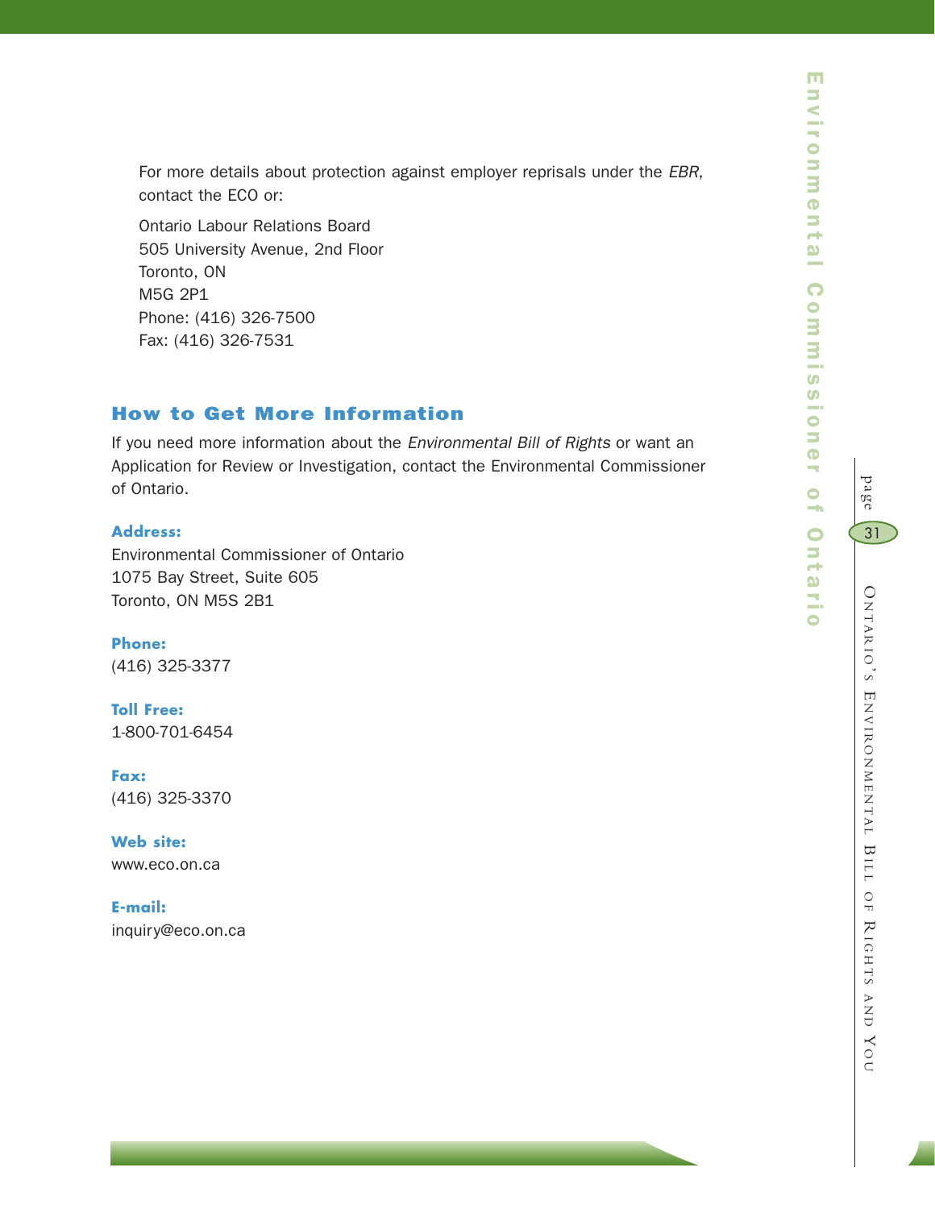For more details about protection against employer reprisals under the *EBR*, contact the ECO or:

Ontario Labour Relations Board
505 University Avenue, 2nd Floor
Toronto, ON
M5G 2P1
Phone: (416) 326-7500
Fax: (416) 326-7531

## How to Get More Information

If you need more information about the *Environmental Bill of Rights* or want an Application for Review or Investigation, contact the Environmental Commissioner of Ontario.

**Address:**
Environmental Commissioner of Ontario
1075 Bay Street, Suite 605
Toronto, ON M5S 2B1

**Phone:**
(416) 325-3377

**Toll Free:**
1-800-701-6454

**Fax:**
(416) 325-3370

**Web site:**
www.eco.on.ca

**E-mail:**
inquiry@eco.on.ca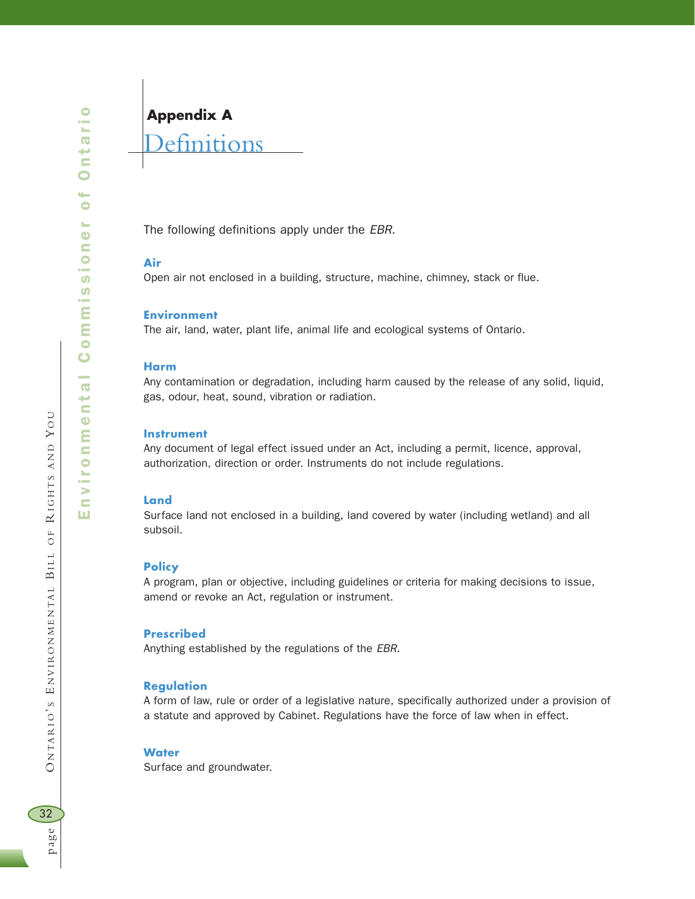# Appendix A
## Definitions

The following definitions apply under the *EBR*.

**Air**
Open air not enclosed in a building, structure, machine, chimney, stack or flue.

**Environment**
The air, land, water, plant life, animal life and ecological systems of Ontario.

**Harm**
Any contamination or degradation, including harm caused by the release of any solid, liquid, gas, odour, heat, sound, vibration or radiation.

**Instrument**
Any document of legal effect issued under an Act, including a permit, licence, approval, authorization, direction or order. Instruments do not include regulations.

**Land**
Surface land not enclosed in a building, land covered by water (including wetland) and all subsoil.

**Policy**
A program, plan or objective, including guidelines or criteria for making decisions to issue, amend or revoke an Act, regulation or instrument.

**Prescribed**
Anything established by the regulations of the *EBR*.

**Regulation**
A form of law, rule or order of a legislative nature, specifically authorized under a provision of a statute and approved by Cabinet. Regulations have the force of law when in effect.

**Water**
Surface and groundwater.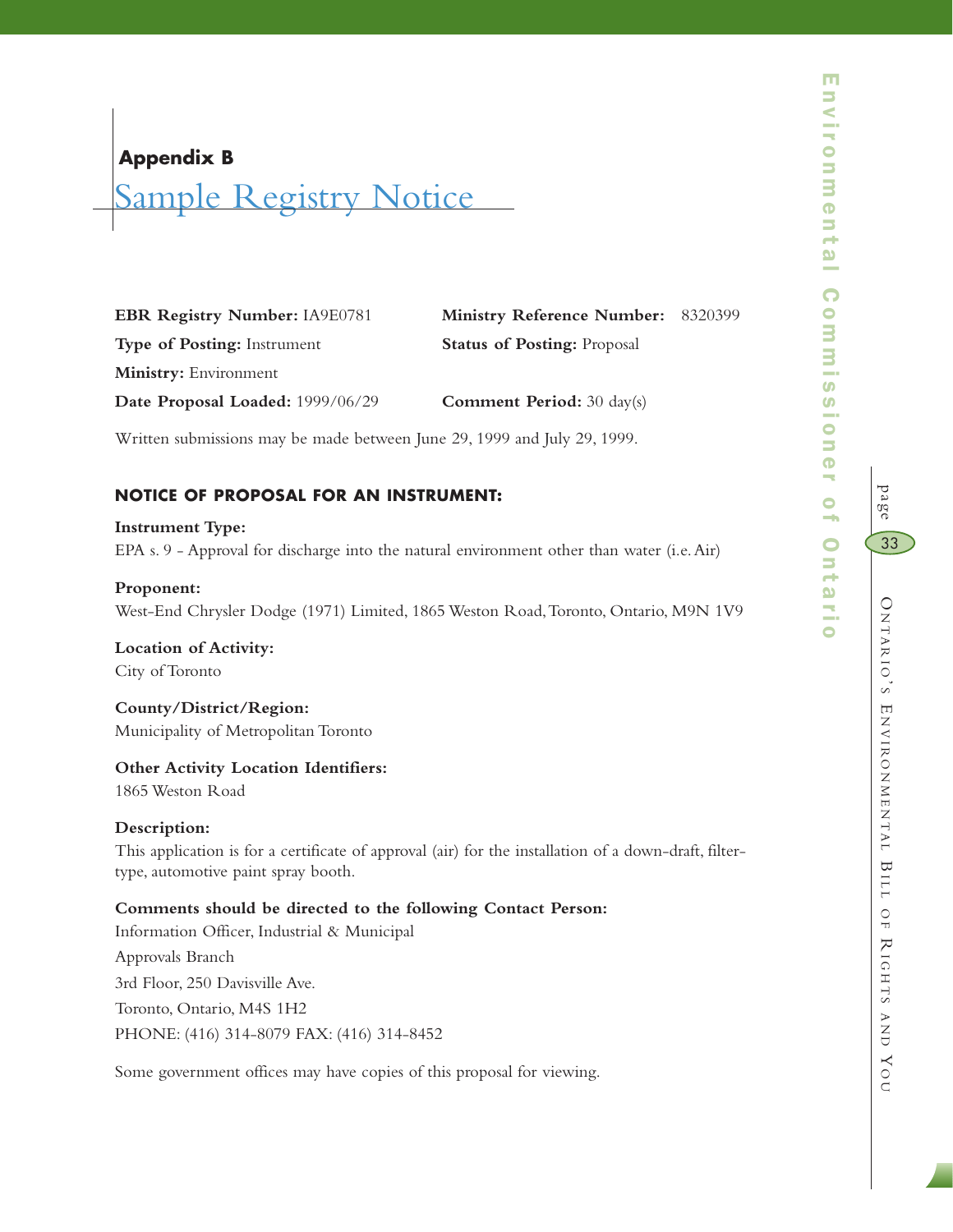## Appendix B

# Sample Registry Notice

**EBR Registry Number:** IA9E0781

**Ministry Reference Number:** 8320399

**Type of Posting:** Instrument

**Status of Posting:** Proposal

**Ministry:** Environment

**Date Proposal Loaded:** 1999/06/29

**Comment Period:** 30 day(s)

Written submissions may be made between June 29, 1999 and July 29, 1999.

### NOTICE OF PROPOSAL FOR AN INSTRUMENT:

**Instrument Type:**
EPA s. 9 - Approval for discharge into the natural environment other than water (i.e. Air)

**Proponent:**
West-End Chrysler Dodge (1971) Limited, 1865 Weston Road, Toronto, Ontario, M9N 1V9

**Location of Activity:**
City of Toronto

**County/District/Region:**
Municipality of Metropolitan Toronto

**Other Activity Location Identifiers:**
1865 Weston Road

**Description:**
This application is for a certificate of approval (air) for the installation of a down-draft, filter-type, automotive paint spray booth.

**Comments should be directed to the following Contact Person:**
Information Officer, Industrial & Municipal
Approvals Branch
3rd Floor, 250 Davisville Ave.
Toronto, Ontario, M4S 1H2
PHONE: (416) 314-8079 FAX: (416) 314-8452

Some government offices may have copies of this proposal for viewing.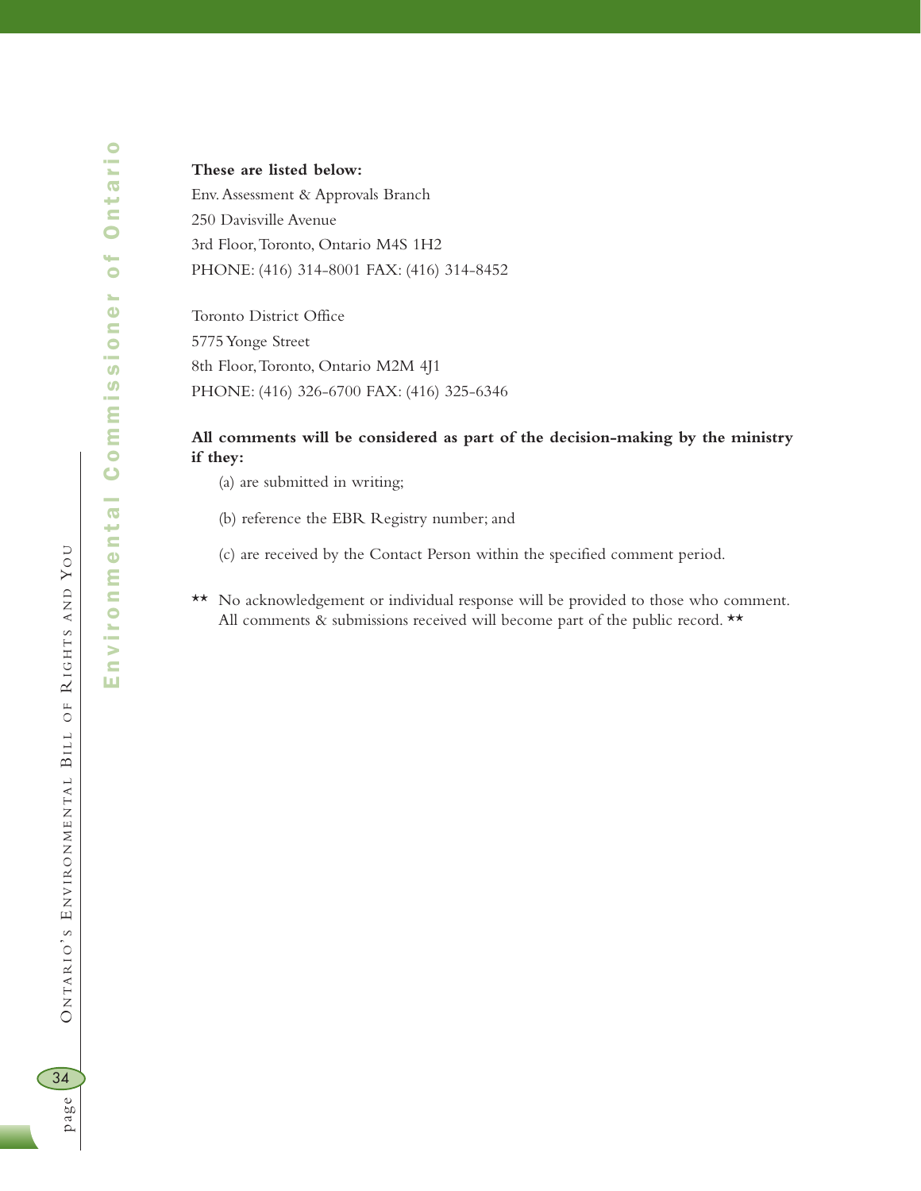**These are listed below:**

Env. Assessment & Approvals Branch
250 Davisville Avenue
3rd Floor, Toronto, Ontario M4S 1H2
PHONE: (416) 314-8001 FAX: (416) 314-8452

Toronto District Office
5775 Yonge Street
8th Floor, Toronto, Ontario M2M 4J1
PHONE: (416) 326-6700 FAX: (416) 325-6346

**All comments will be considered as part of the decision-making by the ministry if they:**

(a) are submitted in writing;

(b) reference the EBR Registry number; and

(c) are received by the Contact Person within the specified comment period.

★★ No acknowledgement or individual response will be provided to those who comment. All comments & submissions received will become part of the public record. ★★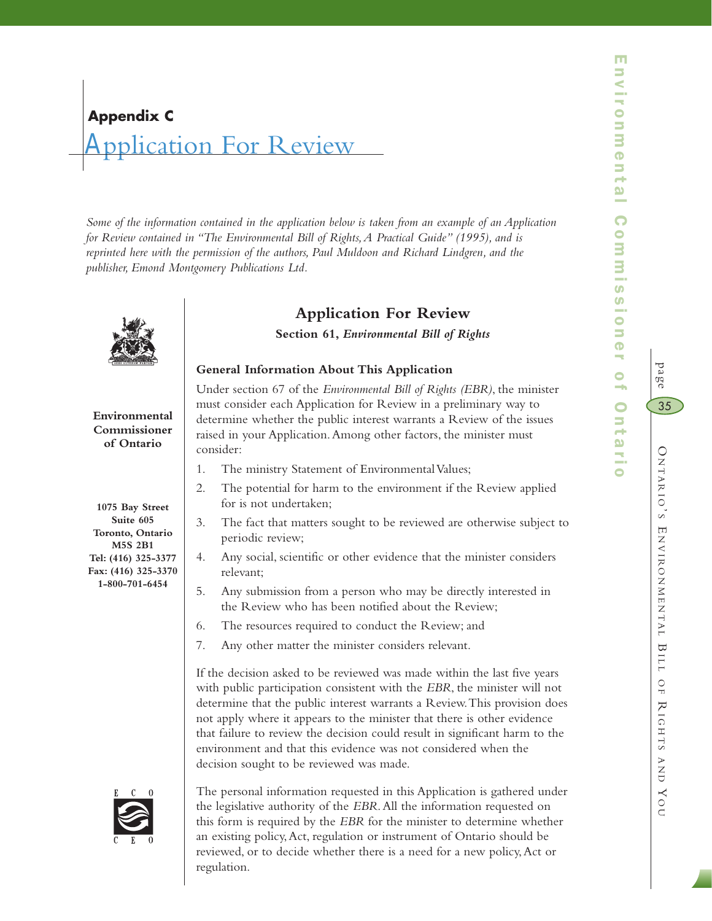## Appendix C

# Application For Review

*Some of the information contained in the application below is taken from an example of an Application for Review contained in "The Environmental Bill of Rights, A Practical Guide" (1995), and is reprinted here with the permission of the authors, Paul Muldoon and Richard Lindgren, and the publisher, Emond Montgomery Publications Ltd.*

**Environmental Commissioner of Ontario**

**1075 Bay Street**
**Suite 605**
**Toronto, Ontario**
**M5S 2B1**
**Tel: (416) 325-3377**
**Fax: (416) 325-3370**
**1-800-701-6454**

### Application For Review

**Section 61, *Environmental Bill of Rights***

#### General Information About This Application

Under section 67 of the *Environmental Bill of Rights (EBR)*, the minister must consider each Application for Review in a preliminary way to determine whether the public interest warrants a Review of the issues raised in your Application. Among other factors, the minister must consider:

1. The ministry Statement of Environmental Values;
2. The potential for harm to the environment if the Review applied for is not undertaken;
3. The fact that matters sought to be reviewed are otherwise subject to periodic review;
4. Any social, scientific or other evidence that the minister considers relevant;
5. Any submission from a person who may be directly interested in the Review who has been notified about the Review;
6. The resources required to conduct the Review; and
7. Any other matter the minister considers relevant.

If the decision asked to be reviewed was made within the last five years with public participation consistent with the *EBR*, the minister will not determine that the public interest warrants a Review. This provision does not apply where it appears to the minister that there is other evidence that failure to review the decision could result in significant harm to the environment and that this evidence was not considered when the decision sought to be reviewed was made.

The personal information requested in this Application is gathered under the legislative authority of the *EBR*. All the information requested on this form is required by the *EBR* for the minister to determine whether an existing policy, Act, regulation or instrument of Ontario should be reviewed, or to decide whether there is a need for a new policy, Act or regulation.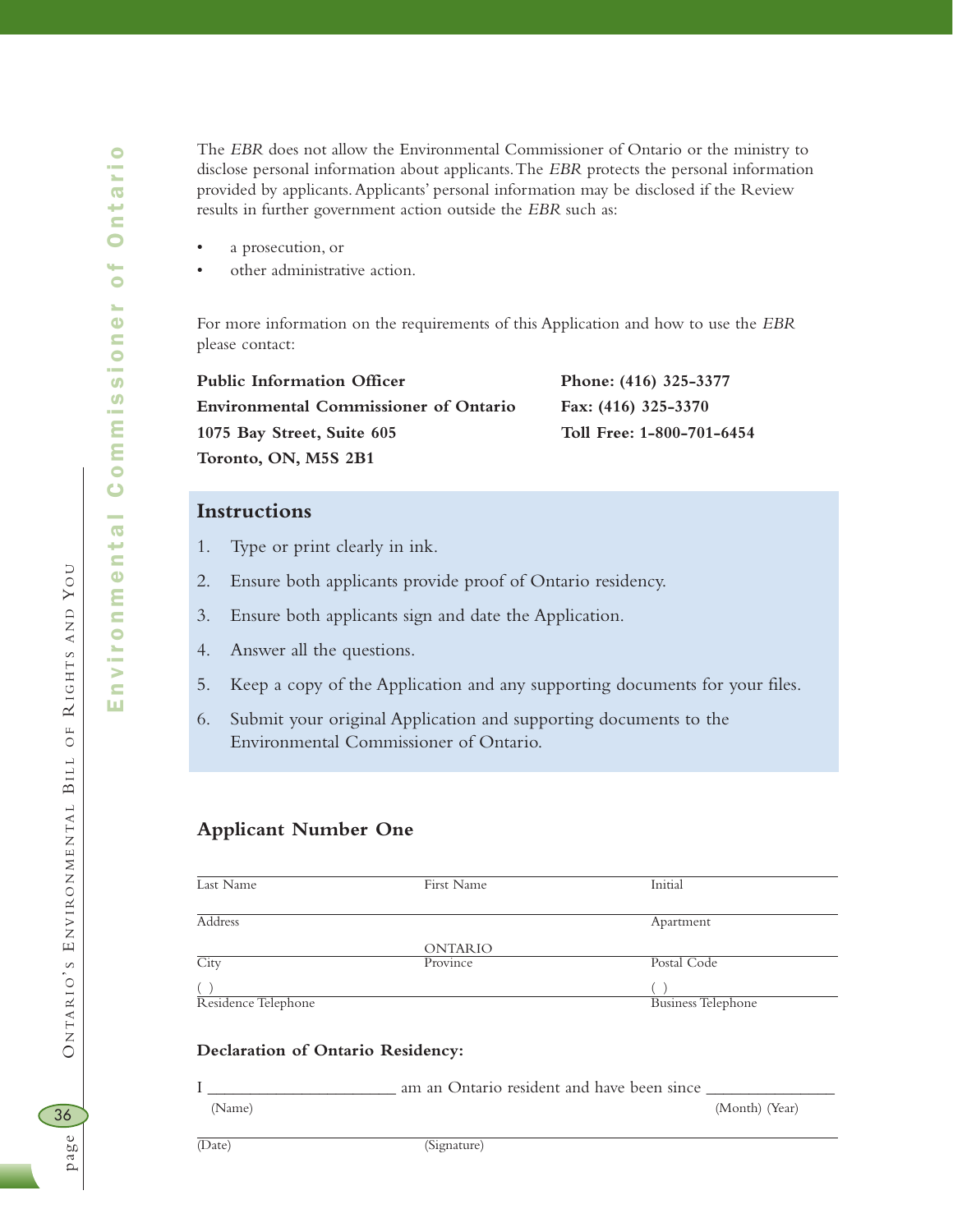The *EBR* does not allow the Environmental Commissioner of Ontario or the ministry to disclose personal information about applicants. The *EBR* protects the personal information provided by applicants. Applicants' personal information may be disclosed if the Review results in further government action outside the *EBR* such as:

- a prosecution, or
- other administrative action.

For more information on the requirements of this Application and how to use the *EBR* please contact:

**Public Information Officer**
**Environmental Commissioner of Ontario**
**1075 Bay Street, Suite 605**
**Toronto, ON, M5S 2B1**

**Phone: (416) 325-3377**
**Fax: (416) 325-3370**
**Toll Free: 1-800-701-6454**

## Instructions

1. Type or print clearly in ink.
2. Ensure both applicants provide proof of Ontario residency.
3. Ensure both applicants sign and date the Application.
4. Answer all the questions.
5. Keep a copy of the Application and any supporting documents for your files.
6. Submit your original Application and supporting documents to the Environmental Commissioner of Ontario.

## Applicant Number One

| Last Name | First Name | Initial |
|---|---|---|
| Address | | Apartment |
| City | ONTARIO<br>Province | Postal Code |
| ( )<br>Residence Telephone | | ( )<br>Business Telephone |

**Declaration of Ontario Residency:**

I _____________________ am an Ontario resident and have been since _______________
(Name) (Month) (Year)

(Date) (Signature)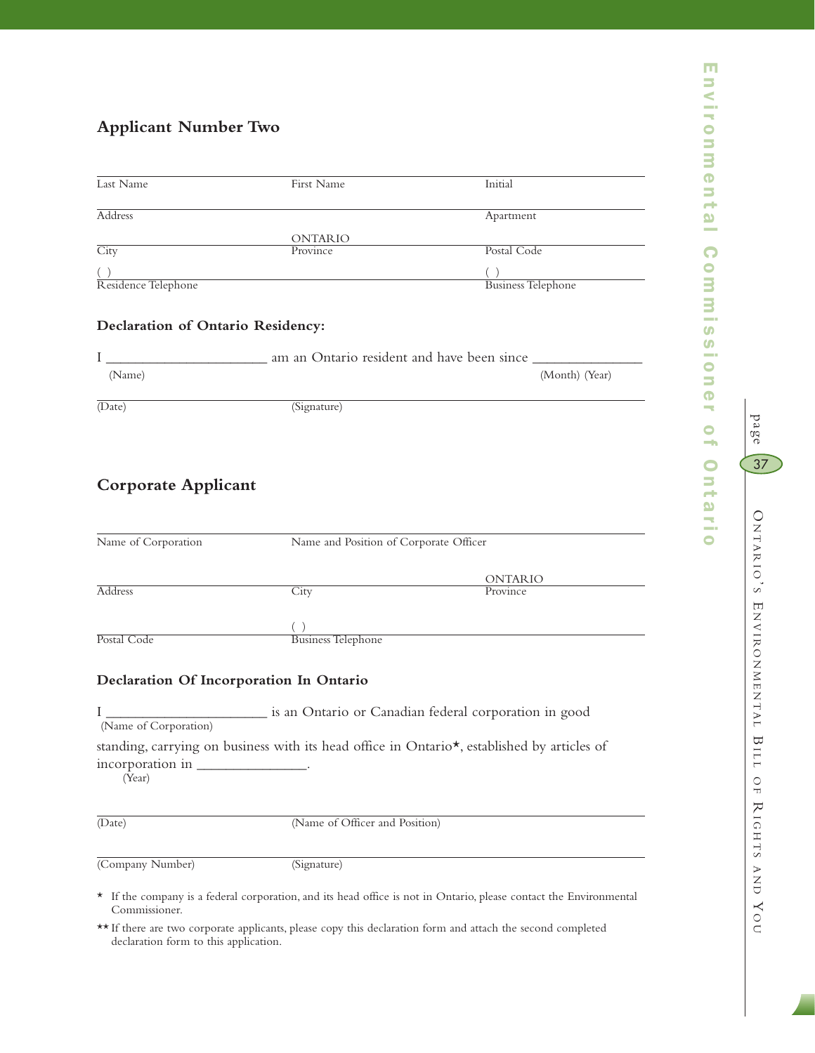## Applicant Number Two

| Last Name | First Name | Initial |
|---|---|---|
| Address | | Apartment |
| City | ONTARIO<br>Province | Postal Code |
| ( )<br>Residence Telephone | | ( )<br>Business Telephone |

### Declaration of Ontario Residency:

I ______________________ am an Ontario resident and have been since ______________
(Name) (Month) (Year)

(Date) (Signature)

## Corporate Applicant

| Name of Corporation | Name and Position of Corporate Officer | |
|---|---|---|
| Address | City | ONTARIO<br>Province |
| Postal Code | ( )<br>Business Telephone | |

### Declaration Of Incorporation In Ontario

I ______________________ is an Ontario or Canadian federal corporation in good
(Name of Corporation)

standing, carrying on business with its head office in Ontario*, established by articles of incorporation in ______________.
(Year)

(Date) (Name of Officer and Position)

(Company Number) (Signature)

\* If the company is a federal corporation, and its head office is not in Ontario, please contact the Environmental Commissioner.

\*\* If there are two corporate applicants, please copy this declaration form and attach the second completed declaration form to this application.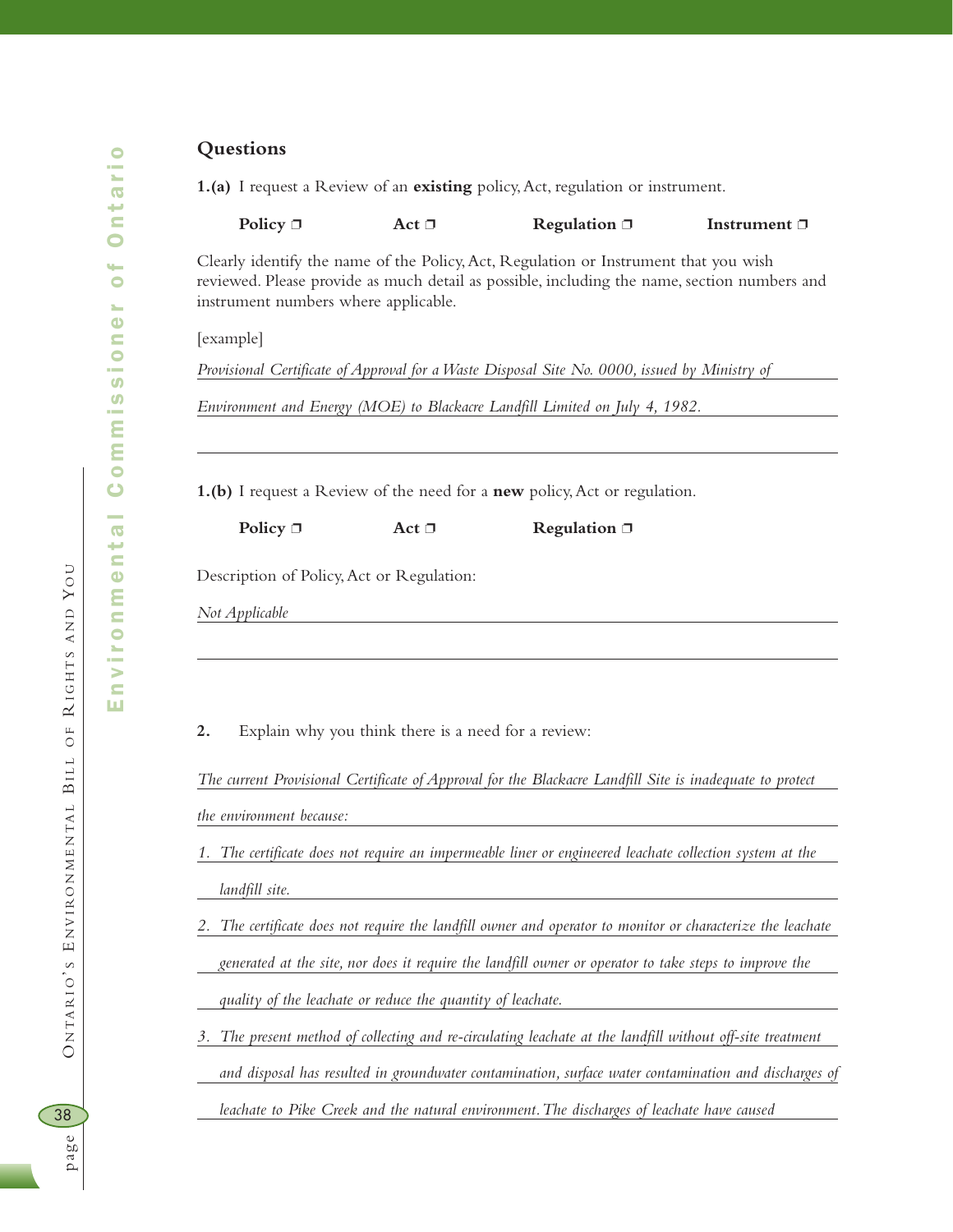## Questions

**1.(a)** I request a Review of an **existing** policy, Act, regulation or instrument.

**Policy** ❐ **Act** ❐ **Regulation** ❐ **Instrument** ❐

Clearly identify the name of the Policy, Act, Regulation or Instrument that you wish reviewed. Please provide as much detail as possible, including the name, section numbers and instrument numbers where applicable.

[example]

*Provisional Certificate of Approval for a Waste Disposal Site No. 0000, issued by Ministry of Environment and Energy (MOE) to Blackacre Landfill Limited on July 4, 1982.*

**1.(b)** I request a Review of the need for a **new** policy, Act or regulation.

**Policy** ❐ **Act** ❐ **Regulation** ❐

Description of Policy, Act or Regulation:

*Not Applicable*

**2.** Explain why you think there is a need for a review:

*The current Provisional Certificate of Approval for the Blackacre Landfill Site is inadequate to protect the environment because:*

1. *The certificate does not require an impermeable liner or engineered leachate collection system at the landfill site.*
2. *The certificate does not require the landfill owner and operator to monitor or characterize the leachate generated at the site, nor does it require the landfill owner or operator to take steps to improve the quality of the leachate or reduce the quantity of leachate.*
3. *The present method of collecting and re-circulating leachate at the landfill without off-site treatment and disposal has resulted in groundwater contamination, surface water contamination and discharges of leachate to Pike Creek and the natural environment. The discharges of leachate have caused*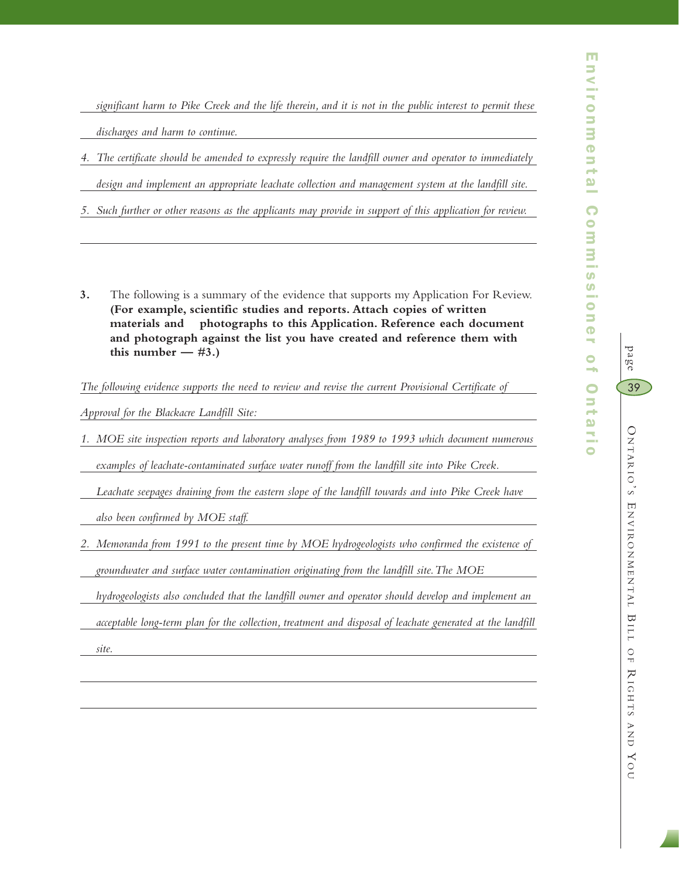*significant harm to Pike Creek and the life therein, and it is not in the public interest to permit these discharges and harm to continue.*

*4. The certificate should be amended to expressly require the landfill owner and operator to immediately design and implement an appropriate leachate collection and management system at the landfill site.*

*5. Such further or other reasons as the applicants may provide in support of this application for review.*

**3.** The following is a summary of the evidence that supports my Application For Review. **(For example, scientific studies and reports. Attach copies of written materials and photographs to this Application. Reference each document and photograph against the list you have created and reference them with this number — #3.)**

*The following evidence supports the need to review and revise the current Provisional Certificate of Approval for the Blackacre Landfill Site:*

*1. MOE site inspection reports and laboratory analyses from 1989 to 1993 which document numerous examples of leachate-contaminated surface water runoff from the landfill site into Pike Creek. Leachate seepages draining from the eastern slope of the landfill towards and into Pike Creek have also been confirmed by MOE staff.*

*2. Memoranda from 1991 to the present time by MOE hydrogeologists who confirmed the existence of groundwater and surface water contamination originating from the landfill site. The MOE hydrogeologists also concluded that the landfill owner and operator should develop and implement an acceptable long-term plan for the collection, treatment and disposal of leachate generated at the landfill site.*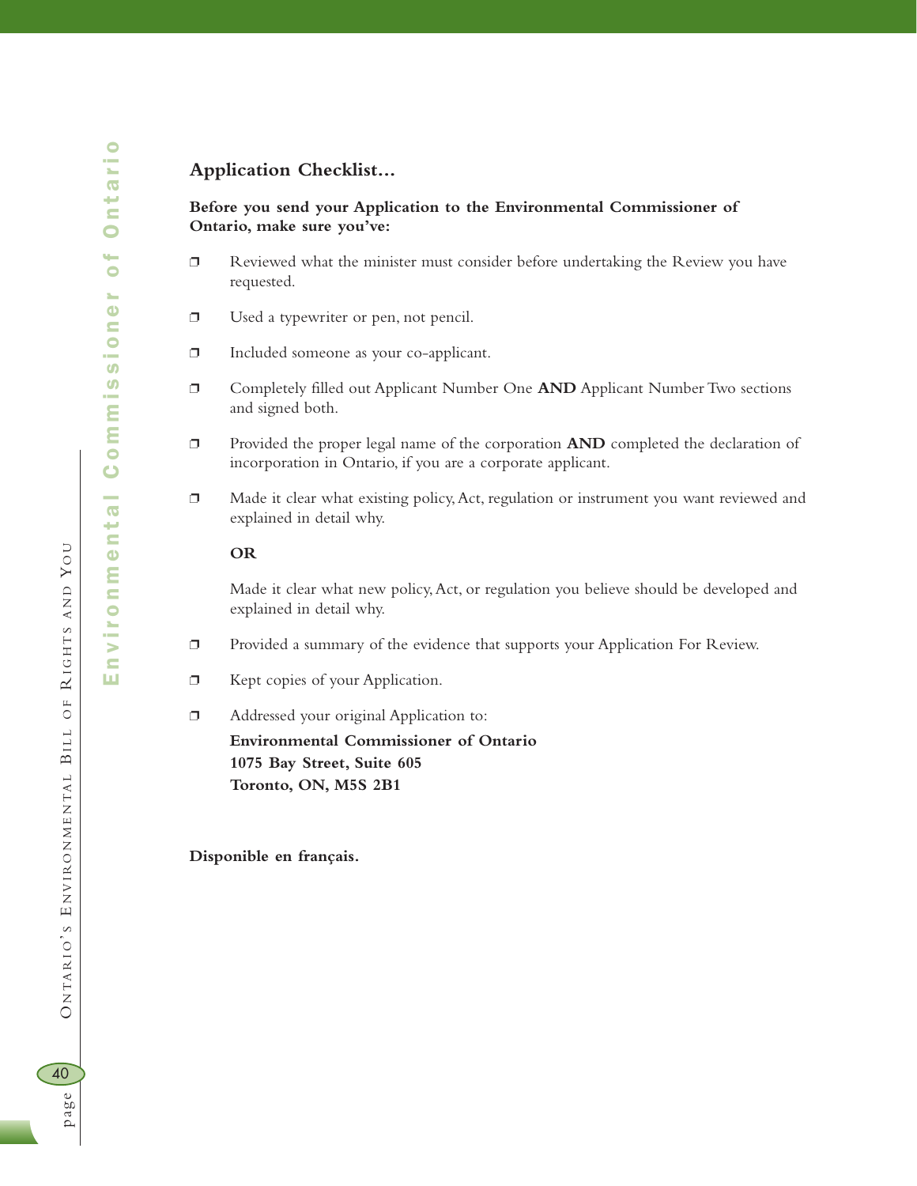## Application Checklist…

**Before you send your Application to the Environmental Commissioner of Ontario, make sure you've:**

- ❐ Reviewed what the minister must consider before undertaking the Review you have requested.
- ❐ Used a typewriter or pen, not pencil.
- ❐ Included someone as your co-applicant.
- ❐ Completely filled out Applicant Number One **AND** Applicant Number Two sections and signed both.
- ❐ Provided the proper legal name of the corporation **AND** completed the declaration of incorporation in Ontario, if you are a corporate applicant.
- ❐ Made it clear what existing policy, Act, regulation or instrument you want reviewed and explained in detail why.

  **OR**

  Made it clear what new policy, Act, or regulation you believe should be developed and explained in detail why.
- ❐ Provided a summary of the evidence that supports your Application For Review.
- ❐ Kept copies of your Application.
- ❐ Addressed your original Application to:

  **Environmental Commissioner of Ontario**
  **1075 Bay Street, Suite 605**
  **Toronto, ON, M5S 2B1**

**Disponible en français.**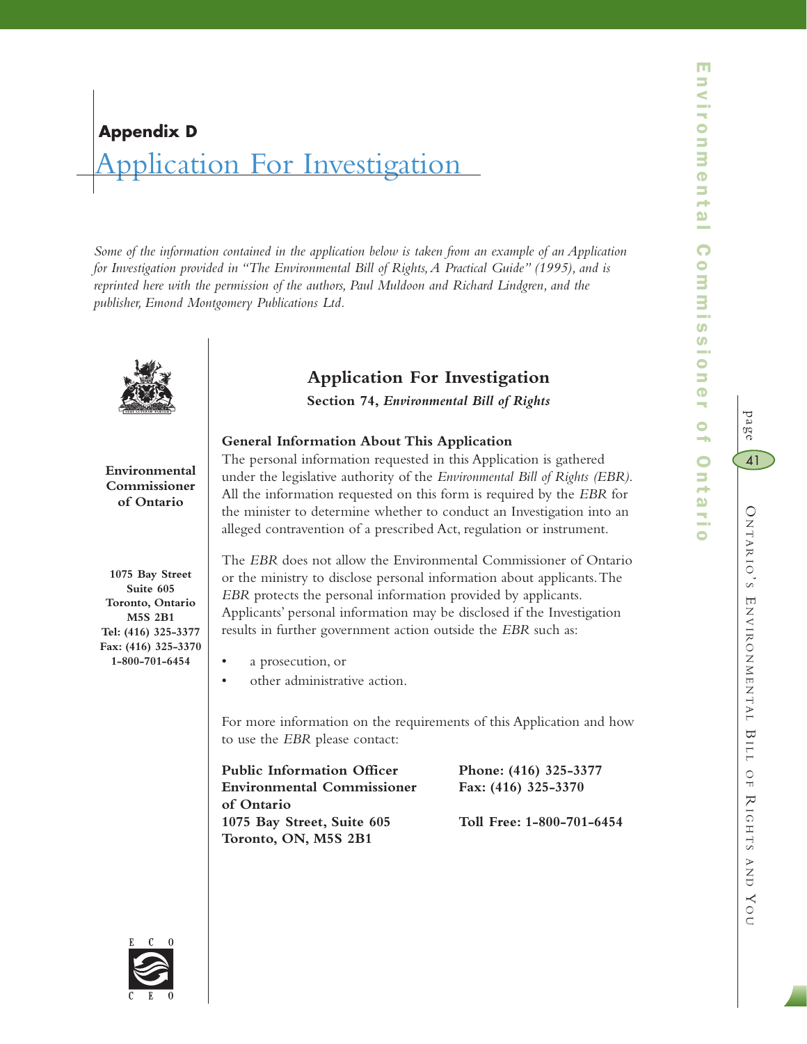# Appendix D
## Application For Investigation

*Some of the information contained in the application below is taken from an example of an Application for Investigation provided in "The Environmental Bill of Rights, A Practical Guide" (1995), and is reprinted here with the permission of the authors, Paul Muldoon and Richard Lindgren, and the publisher, Emond Montgomery Publications Ltd.*

**Environmental Commissioner of Ontario**

**1075 Bay Street**
**Suite 605**
**Toronto, Ontario**
**M5S 2B1**
**Tel: (416) 325-3377**
**Fax: (416) 325-3370**
**1-800-701-6454**

### Application For Investigation

**Section 74, *Environmental Bill of Rights***

**General Information About This Application**

The personal information requested in this Application is gathered under the legislative authority of the *Environmental Bill of Rights (EBR).* All the information requested on this form is required by the *EBR* for the minister to determine whether to conduct an Investigation into an alleged contravention of a prescribed Act, regulation or instrument.

The *EBR* does not allow the Environmental Commissioner of Ontario or the ministry to disclose personal information about applicants. The *EBR* protects the personal information provided by applicants. Applicants' personal information may be disclosed if the Investigation results in further government action outside the *EBR* such as:

- a prosecution, or
- other administrative action.

For more information on the requirements of this Application and how to use the *EBR* please contact:

**Public Information Officer**
**Environmental Commissioner of Ontario**
**1075 Bay Street, Suite 605**
**Toronto, ON, M5S 2B1**

**Phone: (416) 325-3377**
**Fax: (416) 325-3370**

**Toll Free: 1-800-701-6454**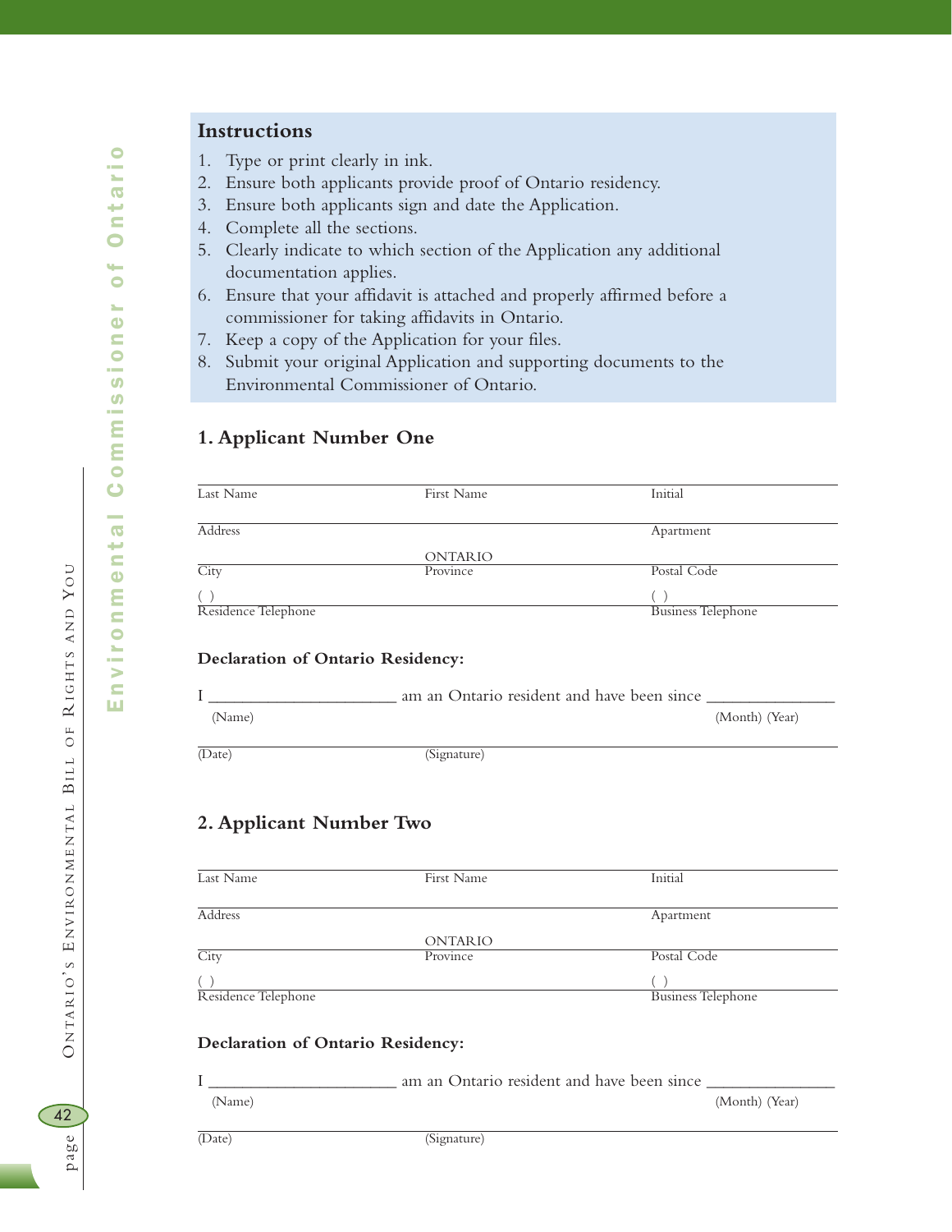## Instructions

1. Type or print clearly in ink.
2. Ensure both applicants provide proof of Ontario residency.
3. Ensure both applicants sign and date the Application.
4. Complete all the sections.
5. Clearly indicate to which section of the Application any additional documentation applies.
6. Ensure that your affidavit is attached and properly affirmed before a commissioner for taking affidavits in Ontario.
7. Keep a copy of the Application for your files.
8. Submit your original Application and supporting documents to the Environmental Commissioner of Ontario.

## 1. Applicant Number One

| | | |
|---|---|---|
| Last Name | First Name | Initial |
| Address | | Apartment |
| City | ONTARIO<br>Province | Postal Code |
| ( )<br>Residence Telephone | | ( )<br>Business Telephone |

**Declaration of Ontario Residency:**

I ______________________ am an Ontario resident and have been since _______________

(Name) (Month) (Year)

(Date) (Signature)

## 2. Applicant Number Two

| | | |
|---|---|---|
| Last Name | First Name | Initial |
| Address | | Apartment |
| City | ONTARIO<br>Province | Postal Code |
| ( )<br>Residence Telephone | | ( )<br>Business Telephone |

**Declaration of Ontario Residency:**

I ______________________ am an Ontario resident and have been since _______________

(Name) (Month) (Year)

(Date) (Signature)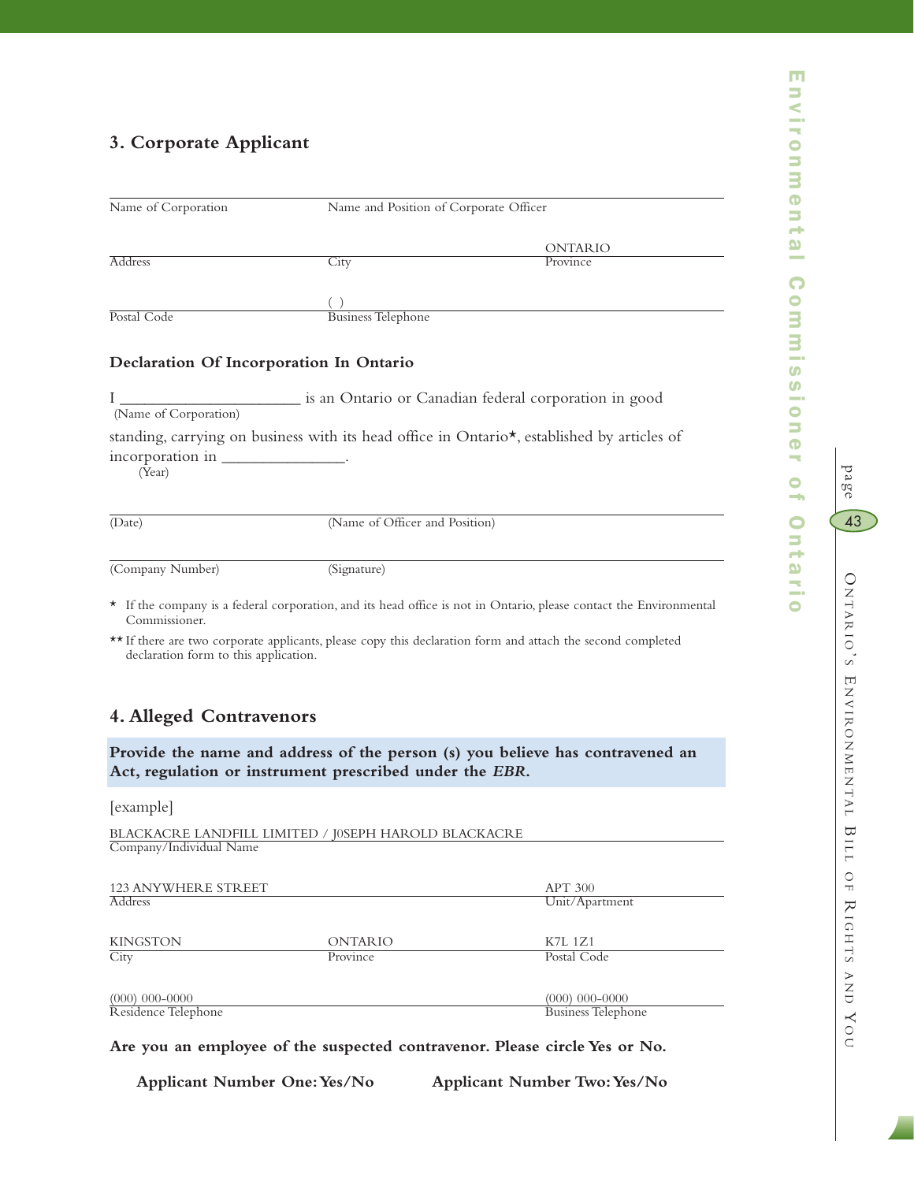## 3. Corporate Applicant

| Name of Corporation | Name and Position of Corporate Officer | |
|---|---|---|
| | | ONTARIO |
| Address | City | Province |
| | ( ) | |
| Postal Code | Business Telephone | |

### Declaration Of Incorporation In Ontario

I ______________________ is an Ontario or Canadian federal corporation in good
(Name of Corporation)

standing, carrying on business with its head office in Ontario*, established by articles of incorporation in _______________.
(Year)

| (Date) | (Name of Officer and Position) |
|---|---|
| (Company Number) | (Signature) |

\* If the company is a federal corporation, and its head office is not in Ontario, please contact the Environmental Commissioner.

** If there are two corporate applicants, please copy this declaration form and attach the second completed declaration form to this application.

## 4. Alleged Contravenors

**Provide the name and address of the person (s) you believe has contravened an Act, regulation or instrument prescribed under the *EBR*.**

[example]

BLACKACRE LANDFILL LIMITED / J0SEPH HAROLD BLACKACRE
Company/Individual Name

| 123 ANYWHERE STREET | | APT 300 |
|---|---|---|
| Address | | Unit/Apartment |
| KINGSTON | ONTARIO | K7L 1Z1 |
| City | Province | Postal Code |
| (000) 000-0000 | | (000) 000-0000 |
| Residence Telephone | | Business Telephone |

**Are you an employee of the suspected contravenor. Please circle Yes or No.**

**Applicant Number One: Yes/No** **Applicant Number Two: Yes/No**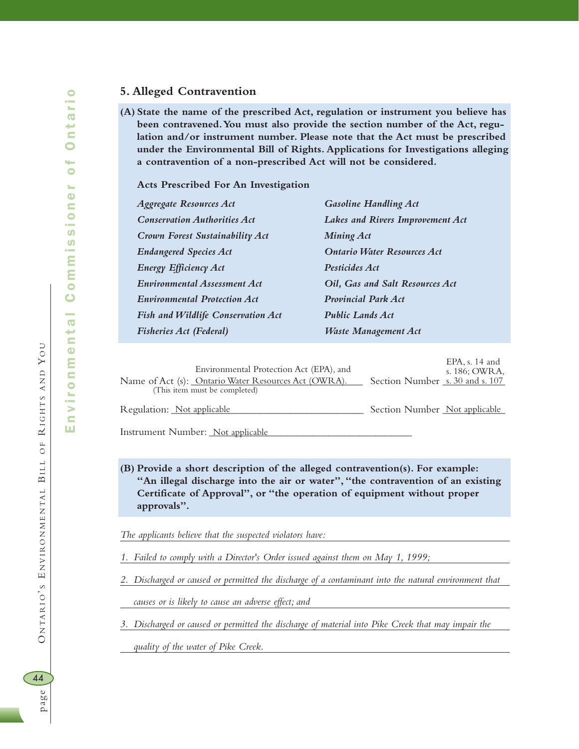## 5. Alleged Contravention

**(A) State the name of the prescribed Act, regulation or instrument you believe has been contravened. You must also provide the section number of the Act, regulation and/or instrument number. Please note that the Act must be prescribed under the Environmental Bill of Rights. Applications for Investigations alleging a contravention of a non-prescribed Act will not be considered.**

**Acts Prescribed For An Investigation**

| | |
|---|---|
| ***Aggregate Resources Act*** | ***Gasoline Handling Act*** |
| ***Conservation Authorities Act*** | ***Lakes and Rivers Improvement Act*** |
| ***Crown Forest Sustainability Act*** | ***Mining Act*** |
| ***Endangered Species Act*** | ***Ontario Water Resources Act*** |
| ***Energy Efficiency Act*** | ***Pesticides Act*** |
| ***Environmental Assessment Act*** | ***Oil, Gas and Salt Resources Act*** |
| ***Environmental Protection Act*** | ***Provincial Park Act*** |
| ***Fish and Wildlife Conservation Act*** | ***Public Lands Act*** |
| ***Fisheries Act (Federal)*** | ***Waste Management Act*** |

Name of Act (s): Environmental Protection Act (EPA), and Ontario Water Resources Act (OWRA). Section Number: EPA, s. 14 and s. 186; OWRA, s. 30 and s. 107
(This item must be completed)

Regulation: Not applicable Section Number: Not applicable

Instrument Number: Not applicable

**(B) Provide a short description of the alleged contravention(s). For example: "An illegal discharge into the air or water", "the contravention of an existing Certificate of Approval", or "the operation of equipment without proper approvals".**

*The applicants believe that the suspected violators have:*

1. *Failed to comply with a Director's Order issued against them on May 1, 1999;*
2. *Discharged or caused or permitted the discharge of a contaminant into the natural environment that causes or is likely to cause an adverse effect; and*
3. *Discharged or caused or permitted the discharge of material into Pike Creek that may impair the quality of the water of Pike Creek.*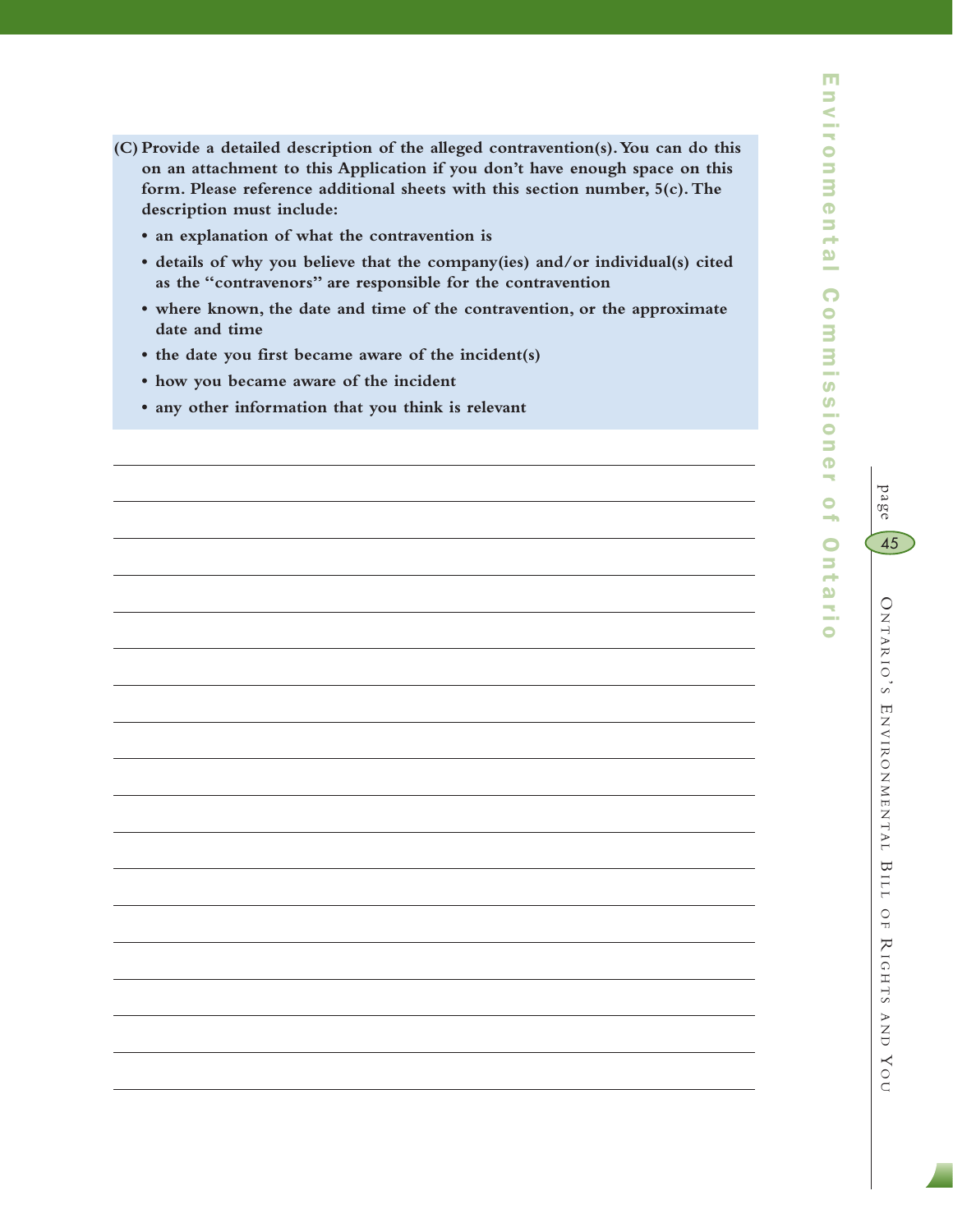**(C) Provide a detailed description of the alleged contravention(s). You can do this on an attachment to this Application if you don't have enough space on this form. Please reference additional sheets with this section number, 5(c). The description must include:**

- **an explanation of what the contravention is**
- **details of why you believe that the company(ies) and/or individual(s) cited as the "contravenors" are responsible for the contravention**
- **where known, the date and time of the contravention, or the approximate date and time**
- **the date you first became aware of the incident(s)**
- **how you became aware of the incident**
- **any other information that you think is relevant**

\_\_\_\_\_\_\_\_\_\_\_\_\_\_\_\_\_\_\_\_\_\_\_\_\_\_\_\_\_\_\_\_\_\_\_\_\_\_\_\_\_\_\_\_\_\_\_\_\_\_\_\_\_\_\_\_\_\_\_\_\_\_\_\_\_\_\_\_\_\_\_\_\_\_\_\_\_\_

\_\_\_\_\_\_\_\_\_\_\_\_\_\_\_\_\_\_\_\_\_\_\_\_\_\_\_\_\_\_\_\_\_\_\_\_\_\_\_\_\_\_\_\_\_\_\_\_\_\_\_\_\_\_\_\_\_\_\_\_\_\_\_\_\_\_\_\_\_\_\_\_\_\_\_\_\_\_

\_\_\_\_\_\_\_\_\_\_\_\_\_\_\_\_\_\_\_\_\_\_\_\_\_\_\_\_\_\_\_\_\_\_\_\_\_\_\_\_\_\_\_\_\_\_\_\_\_\_\_\_\_\_\_\_\_\_\_\_\_\_\_\_\_\_\_\_\_\_\_\_\_\_\_\_\_\_

\_\_\_\_\_\_\_\_\_\_\_\_\_\_\_\_\_\_\_\_\_\_\_\_\_\_\_\_\_\_\_\_\_\_\_\_\_\_\_\_\_\_\_\_\_\_\_\_\_\_\_\_\_\_\_\_\_\_\_\_\_\_\_\_\_\_\_\_\_\_\_\_\_\_\_\_\_\_

\_\_\_\_\_\_\_\_\_\_\_\_\_\_\_\_\_\_\_\_\_\_\_\_\_\_\_\_\_\_\_\_\_\_\_\_\_\_\_\_\_\_\_\_\_\_\_\_\_\_\_\_\_\_\_\_\_\_\_\_\_\_\_\_\_\_\_\_\_\_\_\_\_\_\_\_\_\_

\_\_\_\_\_\_\_\_\_\_\_\_\_\_\_\_\_\_\_\_\_\_\_\_\_\_\_\_\_\_\_\_\_\_\_\_\_\_\_\_\_\_\_\_\_\_\_\_\_\_\_\_\_\_\_\_\_\_\_\_\_\_\_\_\_\_\_\_\_\_\_\_\_\_\_\_\_\_

\_\_\_\_\_\_\_\_\_\_\_\_\_\_\_\_\_\_\_\_\_\_\_\_\_\_\_\_\_\_\_\_\_\_\_\_\_\_\_\_\_\_\_\_\_\_\_\_\_\_\_\_\_\_\_\_\_\_\_\_\_\_\_\_\_\_\_\_\_\_\_\_\_\_\_\_\_\_

\_\_\_\_\_\_\_\_\_\_\_\_\_\_\_\_\_\_\_\_\_\_\_\_\_\_\_\_\_\_\_\_\_\_\_\_\_\_\_\_\_\_\_\_\_\_\_\_\_\_\_\_\_\_\_\_\_\_\_\_\_\_\_\_\_\_\_\_\_\_\_\_\_\_\_\_\_\_

\_\_\_\_\_\_\_\_\_\_\_\_\_\_\_\_\_\_\_\_\_\_\_\_\_\_\_\_\_\_\_\_\_\_\_\_\_\_\_\_\_\_\_\_\_\_\_\_\_\_\_\_\_\_\_\_\_\_\_\_\_\_\_\_\_\_\_\_\_\_\_\_\_\_\_\_\_\_

\_\_\_\_\_\_\_\_\_\_\_\_\_\_\_\_\_\_\_\_\_\_\_\_\_\_\_\_\_\_\_\_\_\_\_\_\_\_\_\_\_\_\_\_\_\_\_\_\_\_\_\_\_\_\_\_\_\_\_\_\_\_\_\_\_\_\_\_\_\_\_\_\_\_\_\_\_\_

\_\_\_\_\_\_\_\_\_\_\_\_\_\_\_\_\_\_\_\_\_\_\_\_\_\_\_\_\_\_\_\_\_\_\_\_\_\_\_\_\_\_\_\_\_\_\_\_\_\_\_\_\_\_\_\_\_\_\_\_\_\_\_\_\_\_\_\_\_\_\_\_\_\_\_\_\_\_

\_\_\_\_\_\_\_\_\_\_\_\_\_\_\_\_\_\_\_\_\_\_\_\_\_\_\_\_\_\_\_\_\_\_\_\_\_\_\_\_\_\_\_\_\_\_\_\_\_\_\_\_\_\_\_\_\_\_\_\_\_\_\_\_\_\_\_\_\_\_\_\_\_\_\_\_\_\_

\_\_\_\_\_\_\_\_\_\_\_\_\_\_\_\_\_\_\_\_\_\_\_\_\_\_\_\_\_\_\_\_\_\_\_\_\_\_\_\_\_\_\_\_\_\_\_\_\_\_\_\_\_\_\_\_\_\_\_\_\_\_\_\_\_\_\_\_\_\_\_\_\_\_\_\_\_\_

\_\_\_\_\_\_\_\_\_\_\_\_\_\_\_\_\_\_\_\_\_\_\_\_\_\_\_\_\_\_\_\_\_\_\_\_\_\_\_\_\_\_\_\_\_\_\_\_\_\_\_\_\_\_\_\_\_\_\_\_\_\_\_\_\_\_\_\_\_\_\_\_\_\_\_\_\_\_

\_\_\_\_\_\_\_\_\_\_\_\_\_\_\_\_\_\_\_\_\_\_\_\_\_\_\_\_\_\_\_\_\_\_\_\_\_\_\_\_\_\_\_\_\_\_\_\_\_\_\_\_\_\_\_\_\_\_\_\_\_\_\_\_\_\_\_\_\_\_\_\_\_\_\_\_\_\_

\_\_\_\_\_\_\_\_\_\_\_\_\_\_\_\_\_\_\_\_\_\_\_\_\_\_\_\_\_\_\_\_\_\_\_\_\_\_\_\_\_\_\_\_\_\_\_\_\_\_\_\_\_\_\_\_\_\_\_\_\_\_\_\_\_\_\_\_\_\_\_\_\_\_\_\_\_\_

\_\_\_\_\_\_\_\_\_\_\_\_\_\_\_\_\_\_\_\_\_\_\_\_\_\_\_\_\_\_\_\_\_\_\_\_\_\_\_\_\_\_\_\_\_\_\_\_\_\_\_\_\_\_\_\_\_\_\_\_\_\_\_\_\_\_\_\_\_\_\_\_\_\_\_\_\_\_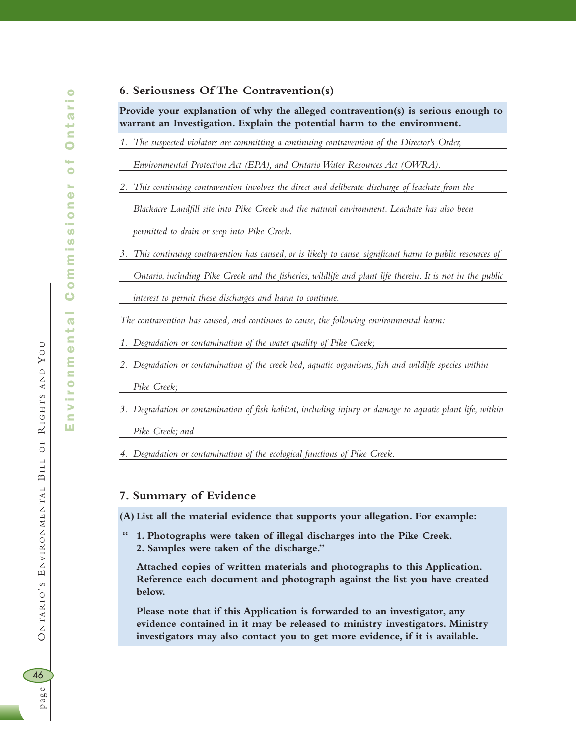## 6. Seriousness Of The Contravention(s)

**Provide your explanation of why the alleged contravention(s) is serious enough to warrant an Investigation. Explain the potential harm to the environment.**

1. *The suspected violators are committing a continuing contravention of the Director's Order, Environmental Protection Act (EPA), and Ontario Water Resources Act (OWRA).*
2. *This continuing contravention involves the direct and deliberate discharge of leachate from the Blackacre Landfill site into Pike Creek and the natural environment. Leachate has also been permitted to drain or seep into Pike Creek.*
3. *This continuing contravention has caused, or is likely to cause, significant harm to public resources of Ontario, including Pike Creek and the fisheries, wildlife and plant life therein. It is not in the public interest to permit these discharges and harm to continue.*

*The contravention has caused, and continues to cause, the following environmental harm:*

1. *Degradation or contamination of the water quality of Pike Creek;*
2. *Degradation or contamination of the creek bed, aquatic organisms, fish and wildlife species within Pike Creek;*
3. *Degradation or contamination of fish habitat, including injury or damage to aquatic plant life, within Pike Creek; and*
4. *Degradation or contamination of the ecological functions of Pike Creek.*

## 7. Summary of Evidence

**(A) List all the material evidence that supports your allegation. For example:**

**" 1. Photographs were taken of illegal discharges into the Pike Creek.**
**2. Samples were taken of the discharge."**

**Attached copies of written materials and photographs to this Application. Reference each document and photograph against the list you have created below.**

**Please note that if this Application is forwarded to an investigator, any evidence contained in it may be released to ministry investigators. Ministry investigators may also contact you to get more evidence, if it is available.**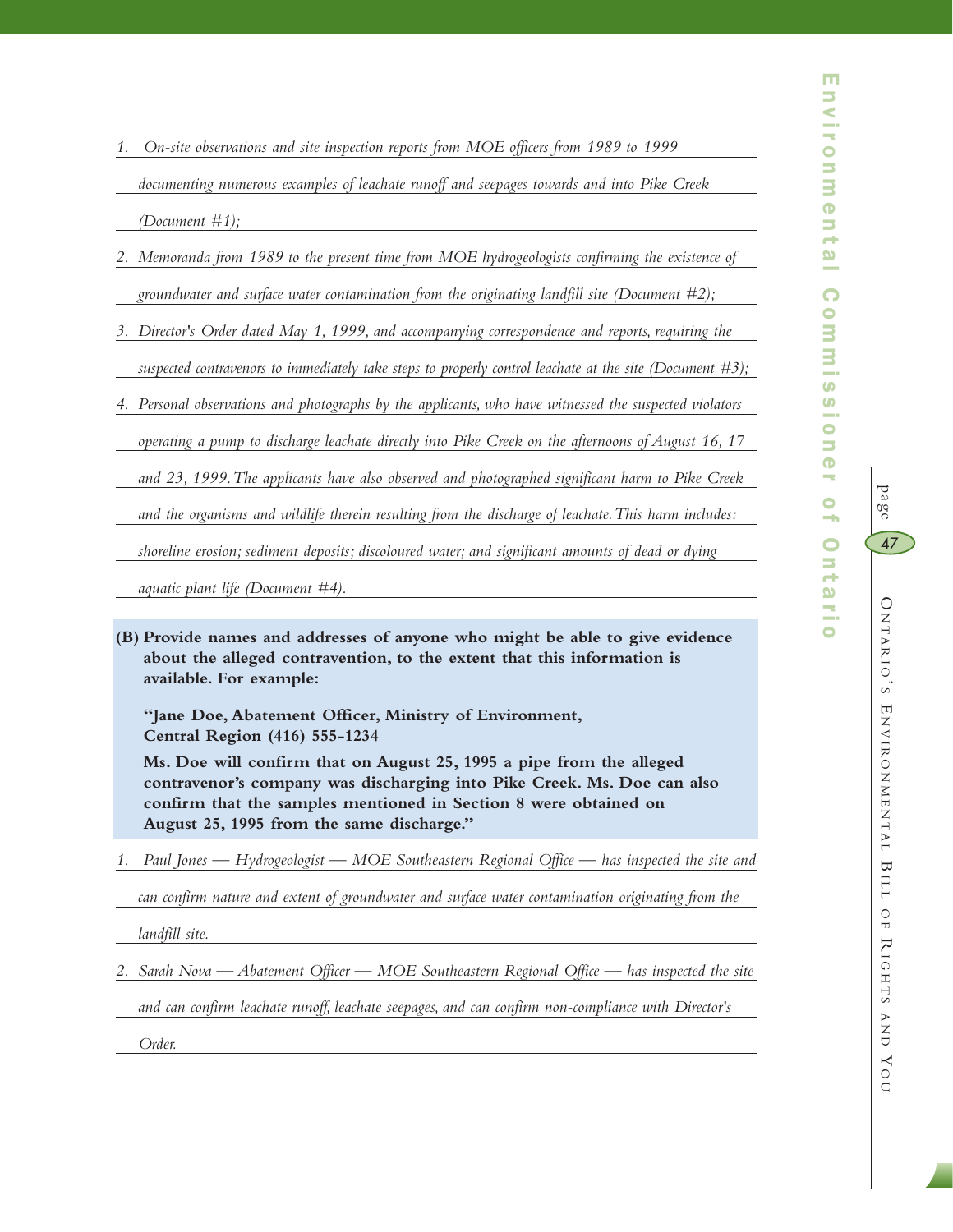1. *On-site observations and site inspection reports from MOE officers from 1989 to 1999 documenting numerous examples of leachate runoff and seepages towards and into Pike Creek (Document #1);*
2. *Memoranda from 1989 to the present time from MOE hydrogeologists confirming the existence of groundwater and surface water contamination from the originating landfill site (Document #2);*
3. *Director's Order dated May 1, 1999, and accompanying correspondence and reports, requiring the suspected contravenors to immediately take steps to properly control leachate at the site (Document #3);*
4. *Personal observations and photographs by the applicants, who have witnessed the suspected violators operating a pump to discharge leachate directly into Pike Creek on the afternoons of August 16, 17 and 23, 1999. The applicants have also observed and photographed significant harm to Pike Creek and the organisms and wildlife therein resulting from the discharge of leachate. This harm includes: shoreline erosion; sediment deposits; discoloured water; and significant amounts of dead or dying aquatic plant life (Document #4).*

**(B) Provide names and addresses of anyone who might be able to give evidence about the alleged contravention, to the extent that this information is available. For example:**

**"Jane Doe, Abatement Officer, Ministry of Environment, Central Region (416) 555-1234**

**Ms. Doe will confirm that on August 25, 1995 a pipe from the alleged contravenor's company was discharging into Pike Creek. Ms. Doe can also confirm that the samples mentioned in Section 8 were obtained on August 25, 1995 from the same discharge."**

1. *Paul Jones — Hydrogeologist — MOE Southeastern Regional Office — has inspected the site and can confirm nature and extent of groundwater and surface water contamination originating from the landfill site.*
2. *Sarah Nova — Abatement Officer — MOE Southeastern Regional Office — has inspected the site and can confirm leachate runoff, leachate seepages, and can confirm non-compliance with Director's Order.*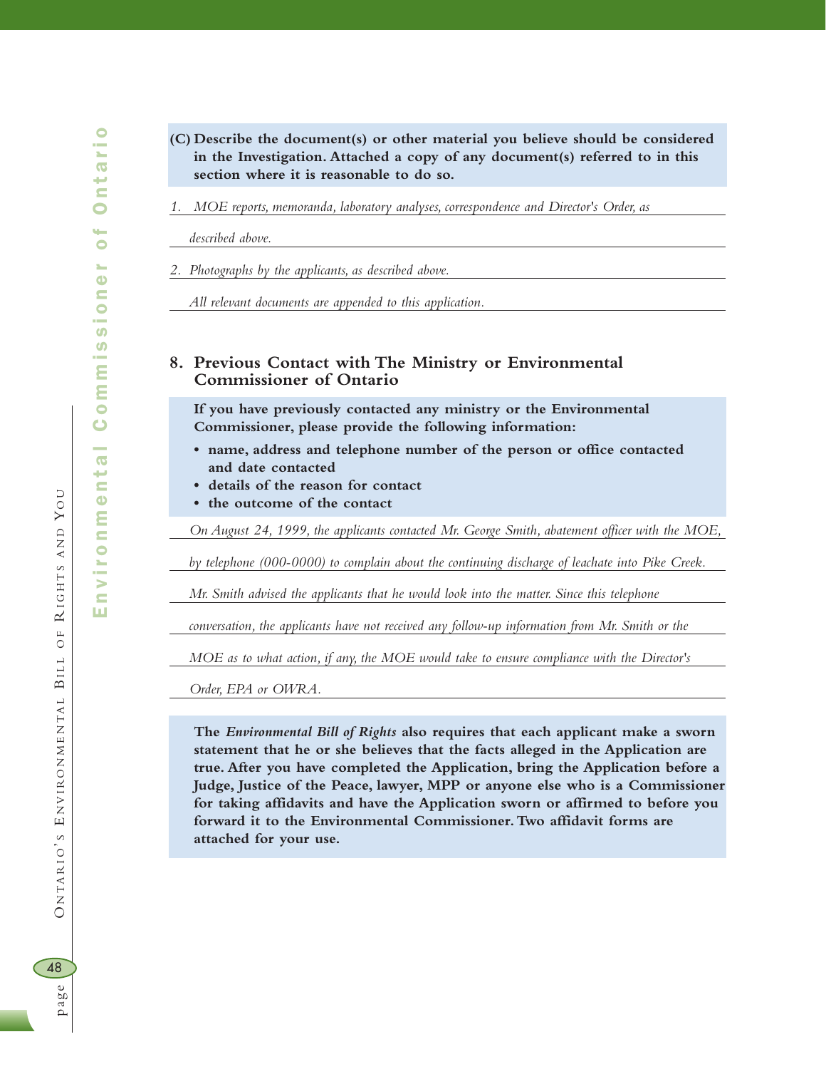**(C) Describe the document(s) or other material you believe should be considered in the Investigation. Attached a copy of any document(s) referred to in this section where it is reasonable to do so.**

*1. MOE reports, memoranda, laboratory analyses, correspondence and Director's Order, as described above.*

*2. Photographs by the applicants, as described above.*

*All relevant documents are appended to this application.*

## 8. Previous Contact with The Ministry or Environmental Commissioner of Ontario

**If you have previously contacted any ministry or the Environmental Commissioner, please provide the following information:**

- **name, address and telephone number of the person or office contacted and date contacted**
- **details of the reason for contact**
- **the outcome of the contact**

*On August 24, 1999, the applicants contacted Mr. George Smith, abatement officer with the MOE, by telephone (000-0000) to complain about the continuing discharge of leachate into Pike Creek. Mr. Smith advised the applicants that he would look into the matter. Since this telephone conversation, the applicants have not received any follow-up information from Mr. Smith or the MOE as to what action, if any, the MOE would take to ensure compliance with the Director's Order, EPA or OWRA.*

**The *Environmental Bill of Rights* also requires that each applicant make a sworn statement that he or she believes that the facts alleged in the Application are true. After you have completed the Application, bring the Application before a Judge, Justice of the Peace, lawyer, MPP or anyone else who is a Commissioner for taking affidavits and have the Application sworn or affirmed to before you forward it to the Environmental Commissioner. Two affidavit forms are attached for your use.**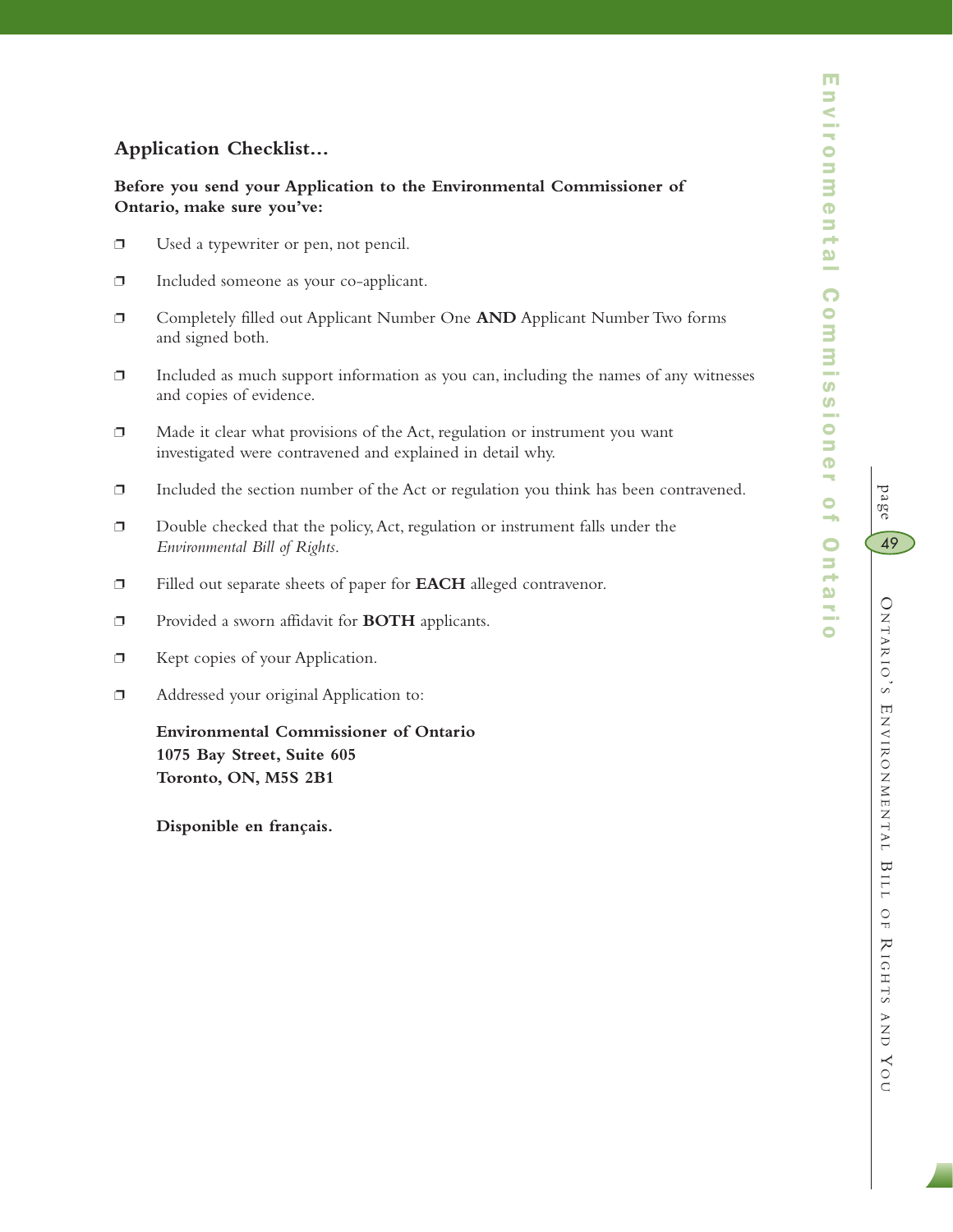## Application Checklist…

**Before you send your Application to the Environmental Commissioner of Ontario, make sure you've:**

- ❒ Used a typewriter or pen, not pencil.
- ❒ Included someone as your co-applicant.
- ❒ Completely filled out Applicant Number One **AND** Applicant Number Two forms and signed both.
- ❒ Included as much support information as you can, including the names of any witnesses and copies of evidence.
- ❒ Made it clear what provisions of the Act, regulation or instrument you want investigated were contravened and explained in detail why.
- ❒ Included the section number of the Act or regulation you think has been contravened.
- ❒ Double checked that the policy, Act, regulation or instrument falls under the *Environmental Bill of Rights*.
- ❒ Filled out separate sheets of paper for **EACH** alleged contravenor.
- ❒ Provided a sworn affidavit for **BOTH** applicants.
- ❒ Kept copies of your Application.
- ❒ Addressed your original Application to:

  **Environmental Commissioner of Ontario**
  **1075 Bay Street, Suite 605**
  **Toronto, ON, M5S 2B1**

  **Disponible en français.**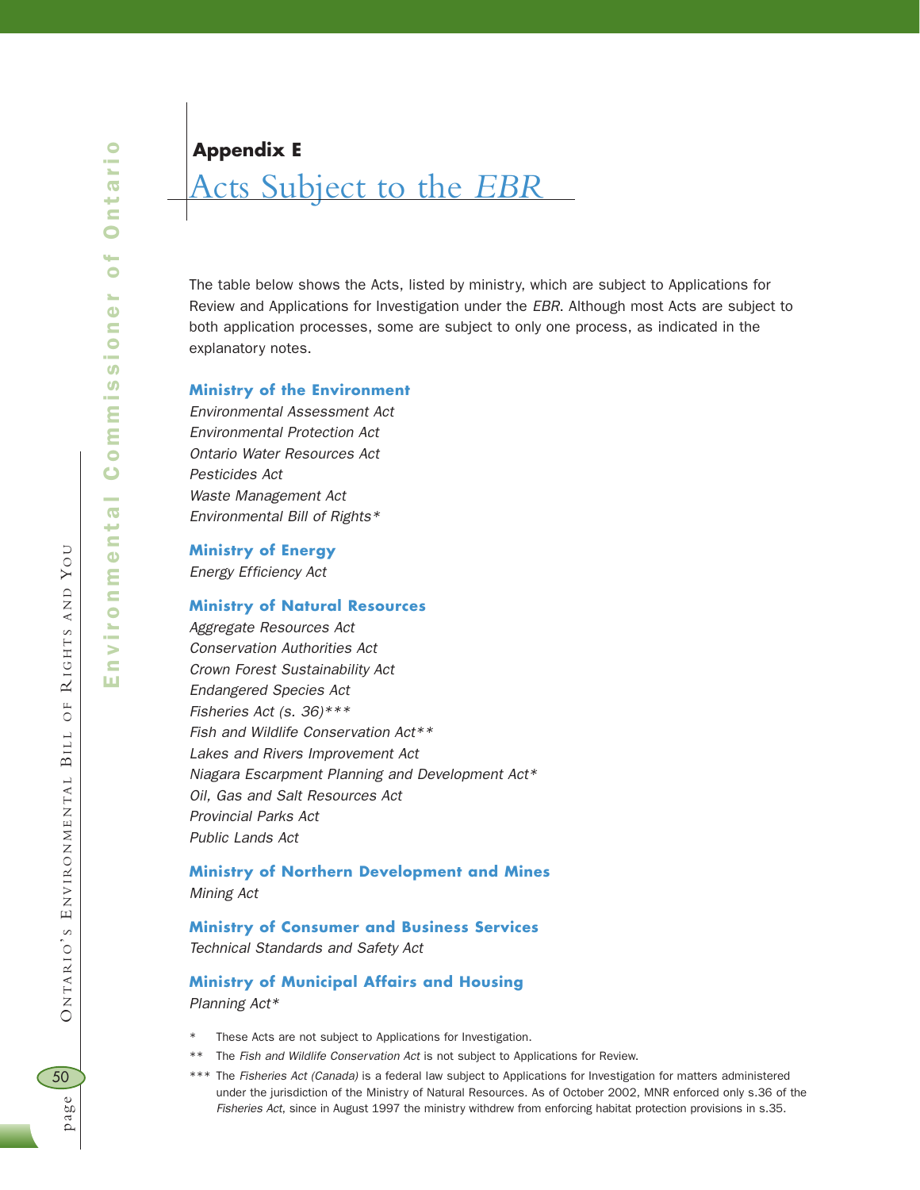**Appendix E**

# Acts Subject to the *EBR*

The table below shows the Acts, listed by ministry, which are subject to Applications for Review and Applications for Investigation under the *EBR*. Although most Acts are subject to both application processes, some are subject to only one process, as indicated in the explanatory notes.

### Ministry of the Environment

*Environmental Assessment Act*
*Environmental Protection Act*
*Ontario Water Resources Act*
*Pesticides Act*
*Waste Management Act*
*Environmental Bill of Rights**

### Ministry of Energy

*Energy Efficiency Act*

### Ministry of Natural Resources

*Aggregate Resources Act*
*Conservation Authorities Act*
*Crown Forest Sustainability Act*
*Endangered Species Act*
*Fisheries Act (s. 36)****
*Fish and Wildlife Conservation Act***
*Lakes and Rivers Improvement Act*
*Niagara Escarpment Planning and Development Act**
*Oil, Gas and Salt Resources Act*
*Provincial Parks Act*
*Public Lands Act*

### Ministry of Northern Development and Mines

*Mining Act*

### Ministry of Consumer and Business Services

*Technical Standards and Safety Act*

### Ministry of Municipal Affairs and Housing

*Planning Act**

\* These Acts are not subject to Applications for Investigation.

\*\* The *Fish and Wildlife Conservation Act* is not subject to Applications for Review.

\*\*\* The *Fisheries Act (Canada)* is a federal law subject to Applications for Investigation for matters administered under the jurisdiction of the Ministry of Natural Resources. As of October 2002, MNR enforced only s.36 of the *Fisheries Act*, since in August 1997 the ministry withdrew from enforcing habitat protection provisions in s.35.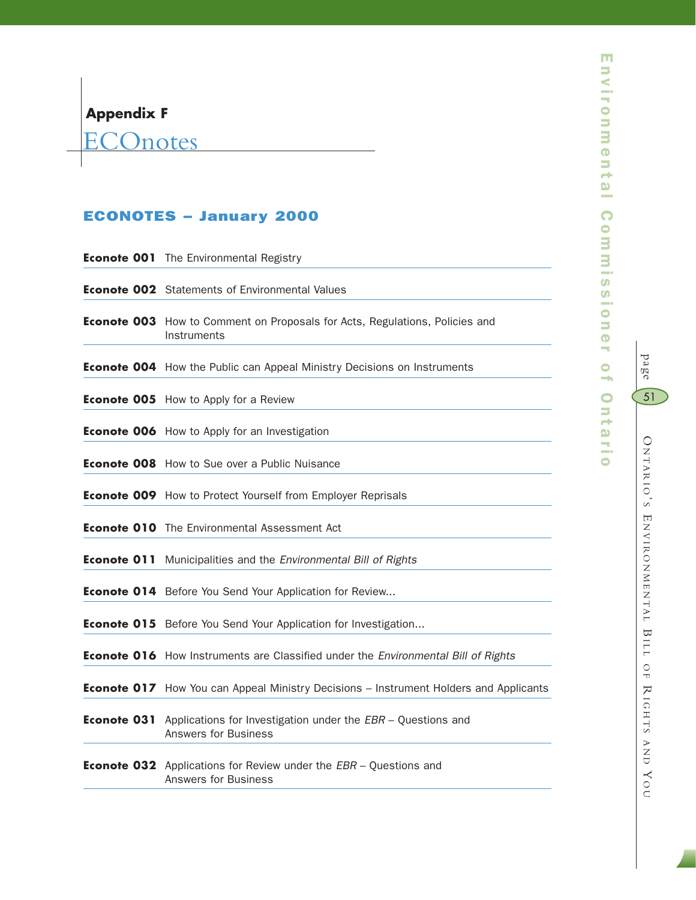## Appendix F
# ECOnotes

### ECONOTES – January 2000

**Econote 001** The Environmental Registry

**Econote 002** Statements of Environmental Values

**Econote 003** How to Comment on Proposals for Acts, Regulations, Policies and Instruments

**Econote 004** How the Public can Appeal Ministry Decisions on Instruments

**Econote 005** How to Apply for a Review

**Econote 006** How to Apply for an Investigation

**Econote 008** How to Sue over a Public Nuisance

**Econote 009** How to Protect Yourself from Employer Reprisals

**Econote 010** The Environmental Assessment Act

**Econote 011** Municipalities and the *Environmental Bill of Rights*

**Econote 014** Before You Send Your Application for Review...

**Econote 015** Before You Send Your Application for Investigation...

**Econote 016** How Instruments are Classified under the *Environmental Bill of Rights*

**Econote 017** How You can Appeal Ministry Decisions – Instrument Holders and Applicants

**Econote 031** Applications for Investigation under the *EBR* – Questions and Answers for Business

**Econote 032** Applications for Review under the *EBR* – Questions and Answers for Business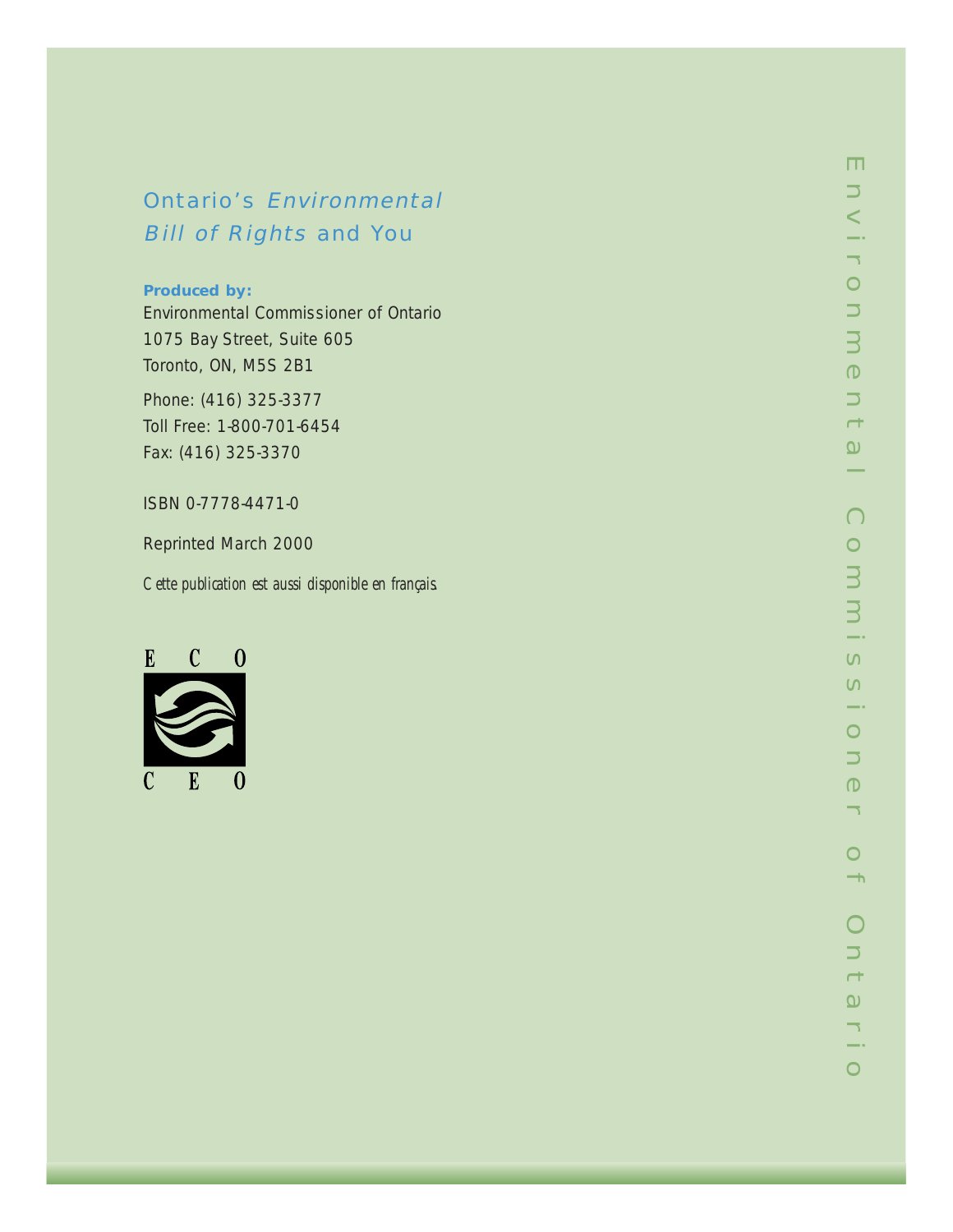# Ontario's *Environmental Bill of Rights* and You

**Produced by:**

Environmental Commissioner of Ontario
1075 Bay Street, Suite 605
Toronto, ON, M5S 2B1

Phone: (416) 325-3377
Toll Free: 1-800-701-6454
Fax: (416) 325-3370

ISBN 0-7778-4471-0

Reprinted March 2000

*Cette publication est aussi disponible en français.*

E C O

C E O

Environmental Commissioner of Ontario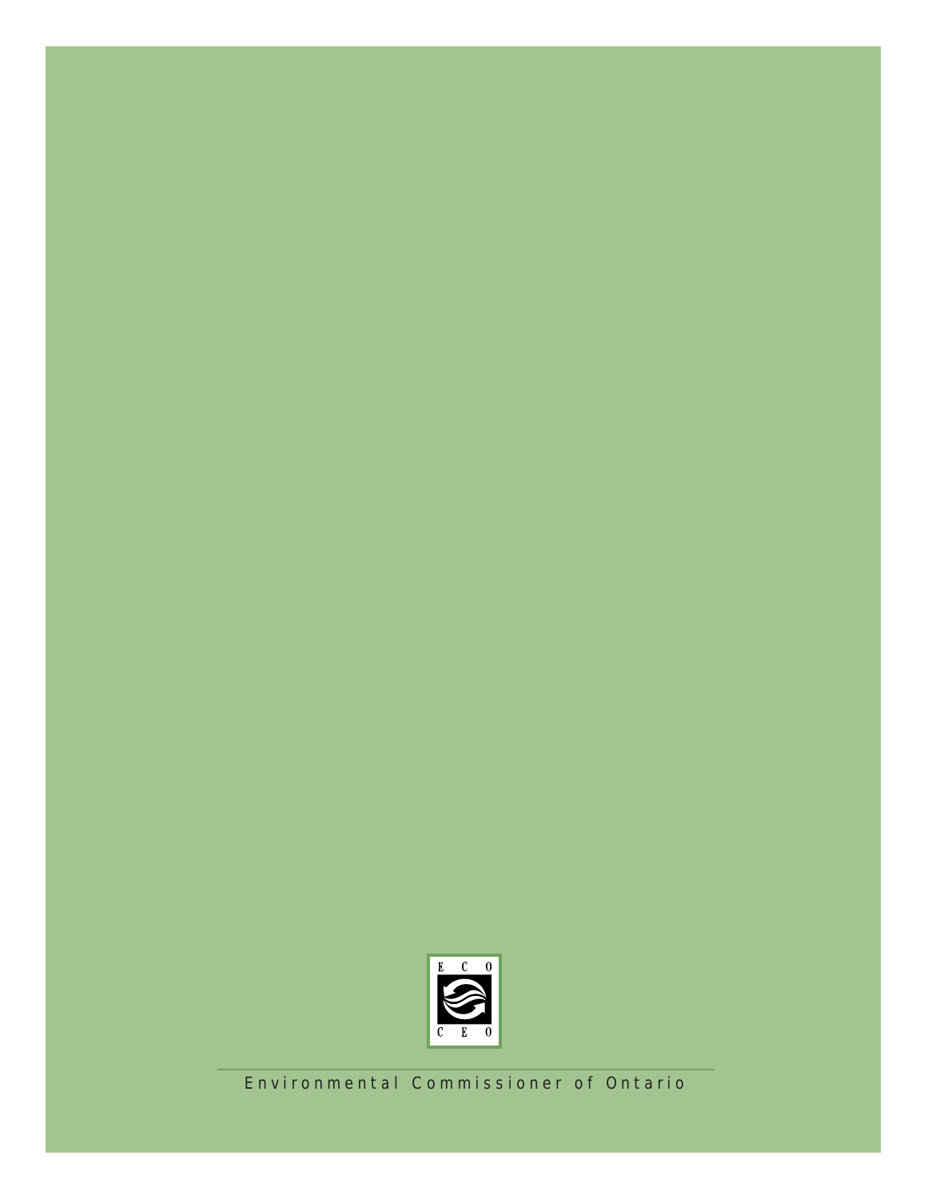E C O

C E O

Environmental Commissioner of Ontario